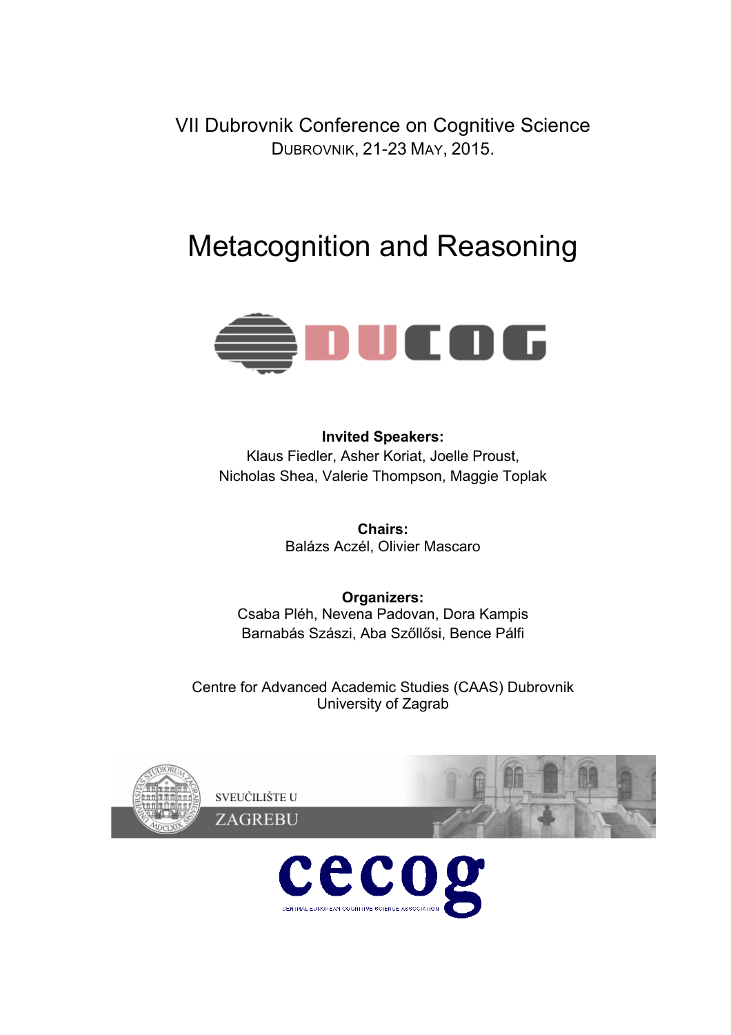VII Dubrovnik Conference on Cognitive Science
DUBROVNIK, 21-23 MAY, 2015.

# Metacognition and Reasoning

**Invited Speakers:**
Klaus Fiedler, Asher Koriat, Joelle Proust,
Nicholas Shea, Valerie Thompson, Maggie Toplak

**Chairs:**
Balázs Aczél, Olivier Mascaro

**Organizers:**
Csaba Pléh, Nevena Padovan, Dora Kampis
Barnabás Szászi, Aba Szőllősi, Bence Pálfi

Centre for Advanced Academic Studies (CAAS) Dubrovnik
University of Zagrab

SVEUČILIŠTE U
ZAGREBU

cecog
CENTRAL EUROPEAN COGNITIVE SCIENCE ASSOCIATION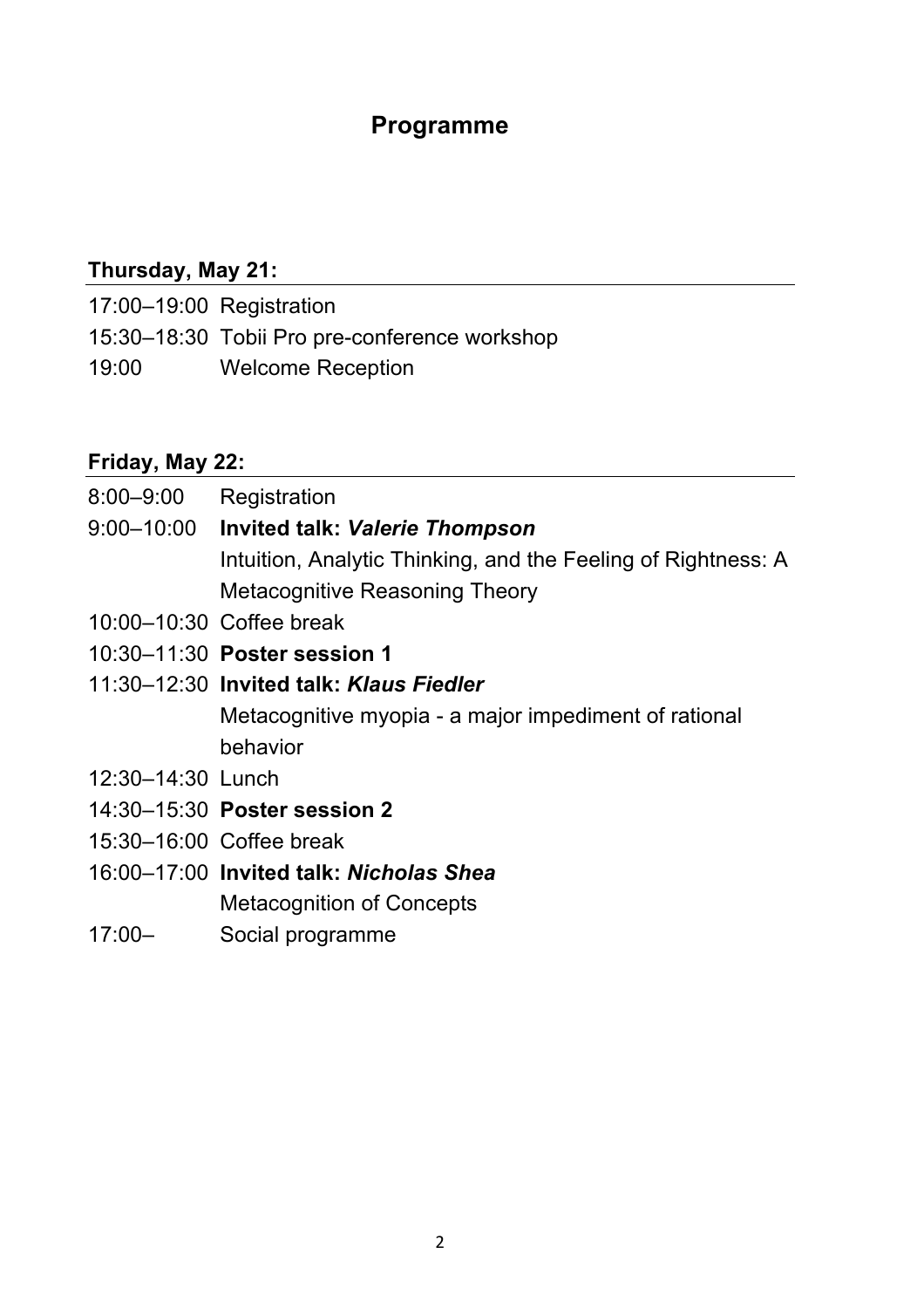# Programme

## Thursday, May 21:

| | |
|---|---|
| 17:00–19:00 | Registration |
| 15:30–18:30 | Tobii Pro pre-conference workshop |
| 19:00 | Welcome Reception |

## Friday, May 22:

| | |
|---|---|
| 8:00–9:00 | Registration |
| 9:00–10:00 | **Invited talk: *Valerie Thompson***<br>Intuition, Analytic Thinking, and the Feeling of Rightness: A Metacognitive Reasoning Theory |
| 10:00–10:30 | Coffee break |
| 10:30–11:30 | **Poster session 1** |
| 11:30–12:30 | **Invited talk: *Klaus Fiedler***<br>Metacognitive myopia - a major impediment of rational behavior |
| 12:30–14:30 | Lunch |
| 14:30–15:30 | **Poster session 2** |
| 15:30–16:00 | Coffee break |
| 16:00–17:00 | **Invited talk: *Nicholas Shea***<br>Metacognition of Concepts |
| 17:00– | Social programme |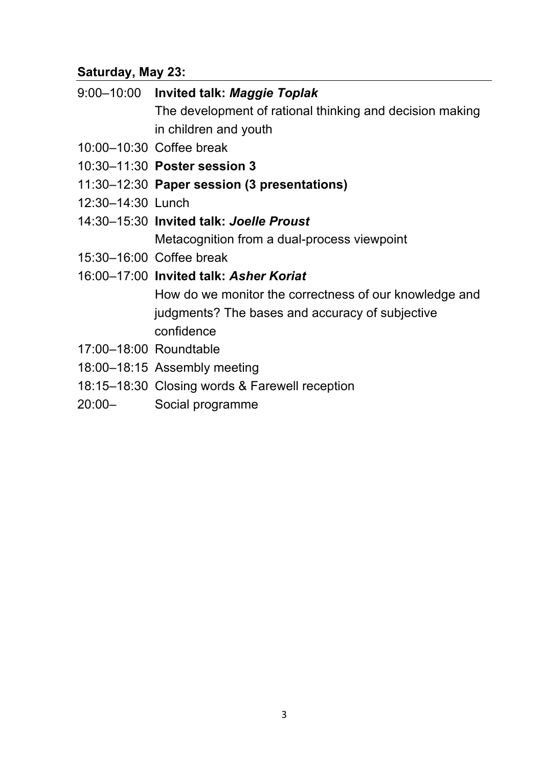**Saturday, May 23:**

9:00–10:00 **Invited talk: *Maggie Toplak***
The development of rational thinking and decision making in children and youth

10:00–10:30 Coffee break

10:30–11:30 **Poster session 3**

11:30–12:30 **Paper session (3 presentations)**

12:30–14:30 Lunch

14:30–15:30 **Invited talk: *Joelle Proust***
Metacognition from a dual-process viewpoint

15:30–16:00 Coffee break

16:00–17:00 **Invited talk: *Asher Koriat***
How do we monitor the correctness of our knowledge and judgments? The bases and accuracy of subjective confidence

17:00–18:00 Roundtable

18:00–18:15 Assembly meeting

18:15–18:30 Closing words & Farewell reception

20:00– Social programme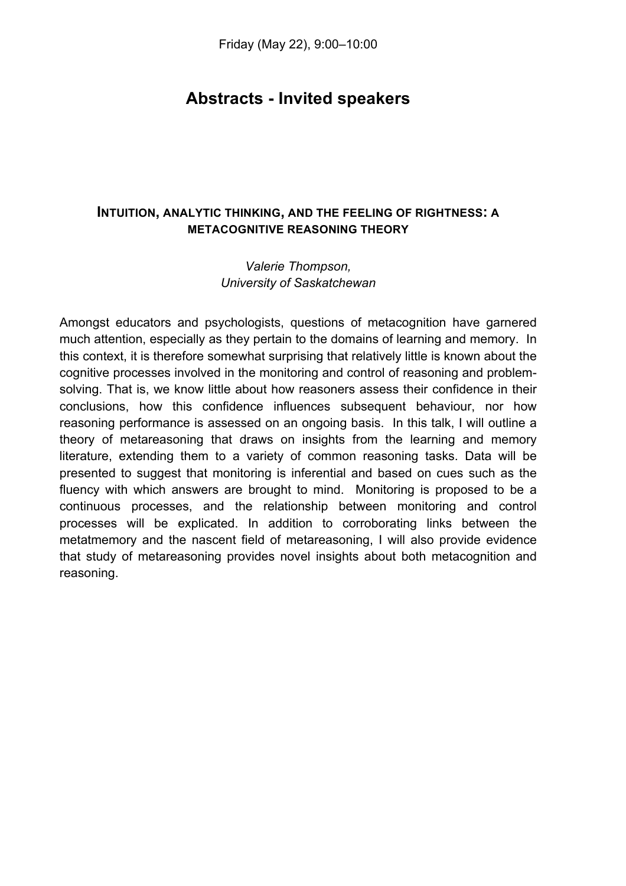Friday (May 22), 9:00–10:00

# Abstracts - Invited speakers

### INTUITION, ANALYTIC THINKING, AND THE FEELING OF RIGHTNESS: A METACOGNITIVE REASONING THEORY

*Valerie Thompson,*
*University of Saskatchewan*

Amongst educators and psychologists, questions of metacognition have garnered much attention, especially as they pertain to the domains of learning and memory. In this context, it is therefore somewhat surprising that relatively little is known about the cognitive processes involved in the monitoring and control of reasoning and problem-solving. That is, we know little about how reasoners assess their confidence in their conclusions, how this confidence influences subsequent behaviour, nor how reasoning performance is assessed on an ongoing basis. In this talk, I will outline a theory of metareasoning that draws on insights from the learning and memory literature, extending them to a variety of common reasoning tasks. Data will be presented to suggest that monitoring is inferential and based on cues such as the fluency with which answers are brought to mind. Monitoring is proposed to be a continuous processes, and the relationship between monitoring and control processes will be explicated. In addition to corroborating links between the metatmemory and the nascent field of metareasoning, I will also provide evidence that study of metareasoning provides novel insights about both metacognition and reasoning.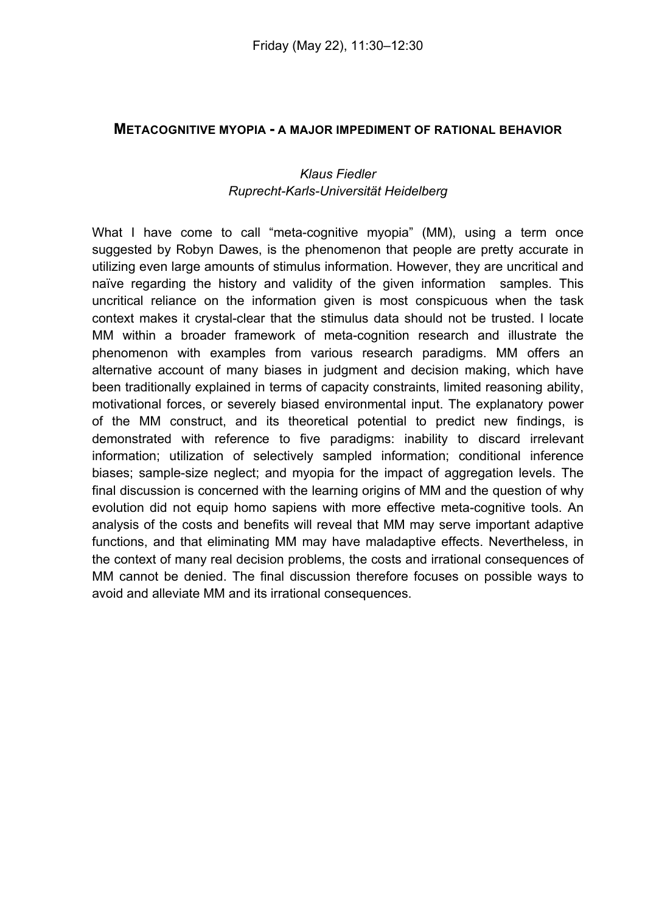Friday (May 22), 11:30–12:30

## METACOGNITIVE MYOPIA - A MAJOR IMPEDIMENT OF RATIONAL BEHAVIOR

*Klaus Fiedler*
*Ruprecht-Karls-Universität Heidelberg*

What I have come to call "meta-cognitive myopia" (MM), using a term once suggested by Robyn Dawes, is the phenomenon that people are pretty accurate in utilizing even large amounts of stimulus information. However, they are uncritical and naïve regarding the history and validity of the given information samples. This uncritical reliance on the information given is most conspicuous when the task context makes it crystal-clear that the stimulus data should not be trusted. I locate MM within a broader framework of meta-cognition research and illustrate the phenomenon with examples from various research paradigms. MM offers an alternative account of many biases in judgment and decision making, which have been traditionally explained in terms of capacity constraints, limited reasoning ability, motivational forces, or severely biased environmental input. The explanatory power of the MM construct, and its theoretical potential to predict new findings, is demonstrated with reference to five paradigms: inability to discard irrelevant information; utilization of selectively sampled information; conditional inference biases; sample-size neglect; and myopia for the impact of aggregation levels. The final discussion is concerned with the learning origins of MM and the question of why evolution did not equip homo sapiens with more effective meta-cognitive tools. An analysis of the costs and benefits will reveal that MM may serve important adaptive functions, and that eliminating MM may have maladaptive effects. Nevertheless, in the context of many real decision problems, the costs and irrational consequences of MM cannot be denied. The final discussion therefore focuses on possible ways to avoid and alleviate MM and its irrational consequences.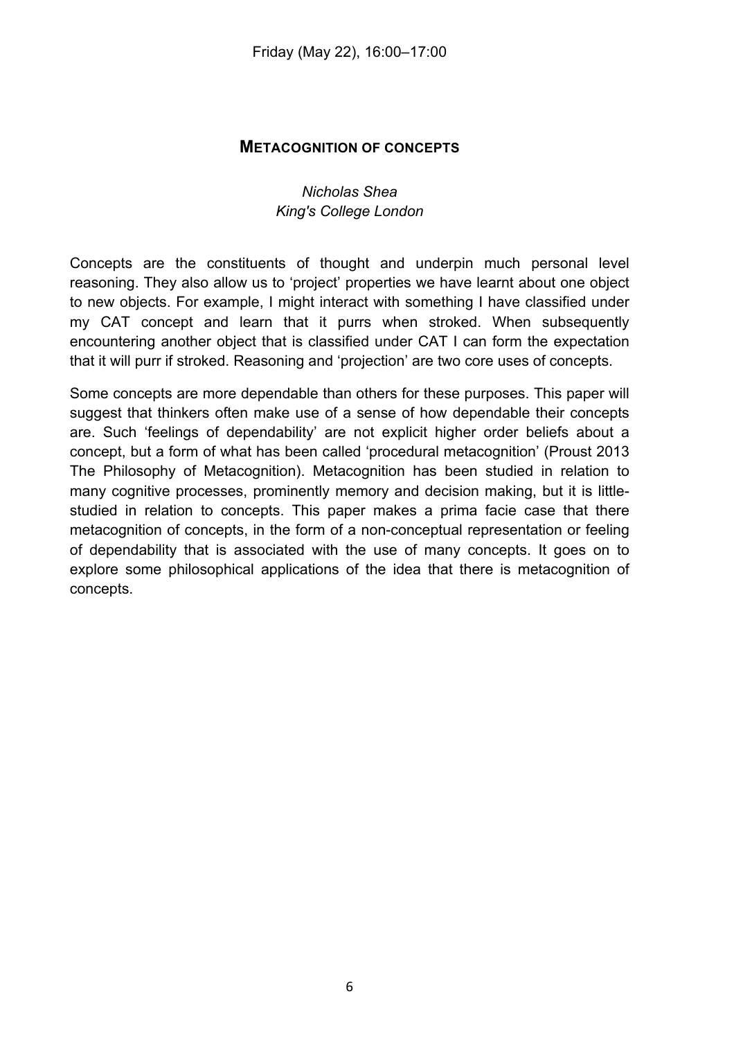Friday (May 22), 16:00–17:00

## METACOGNITION OF CONCEPTS

*Nicholas Shea*
*King's College London*

Concepts are the constituents of thought and underpin much personal level reasoning. They also allow us to 'project' properties we have learnt about one object to new objects. For example, I might interact with something I have classified under my CAT concept and learn that it purrs when stroked. When subsequently encountering another object that is classified under CAT I can form the expectation that it will purr if stroked. Reasoning and 'projection' are two core uses of concepts.

Some concepts are more dependable than others for these purposes. This paper will suggest that thinkers often make use of a sense of how dependable their concepts are. Such 'feelings of dependability' are not explicit higher order beliefs about a concept, but a form of what has been called 'procedural metacognition' (Proust 2013 The Philosophy of Metacognition). Metacognition has been studied in relation to many cognitive processes, prominently memory and decision making, but it is little-studied in relation to concepts. This paper makes a prima facie case that there metacognition of concepts, in the form of a non-conceptual representation or feeling of dependability that is associated with the use of many concepts. It goes on to explore some philosophical applications of the idea that there is metacognition of concepts.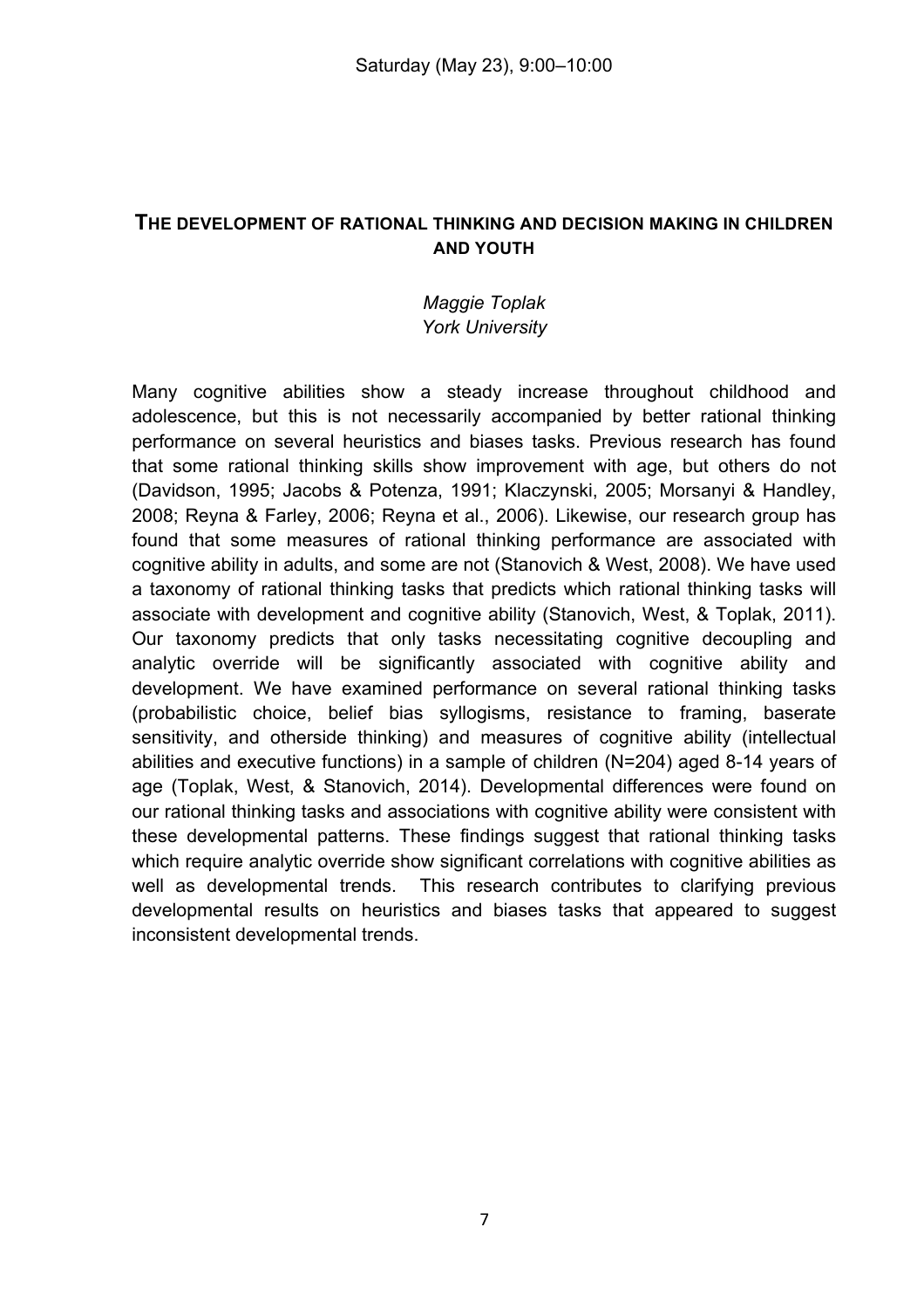Saturday (May 23), 9:00–10:00

## THE DEVELOPMENT OF RATIONAL THINKING AND DECISION MAKING IN CHILDREN AND YOUTH

*Maggie Toplak*
*York University*

Many cognitive abilities show a steady increase throughout childhood and adolescence, but this is not necessarily accompanied by better rational thinking performance on several heuristics and biases tasks. Previous research has found that some rational thinking skills show improvement with age, but others do not (Davidson, 1995; Jacobs & Potenza, 1991; Klaczynski, 2005; Morsanyi & Handley, 2008; Reyna & Farley, 2006; Reyna et al., 2006). Likewise, our research group has found that some measures of rational thinking performance are associated with cognitive ability in adults, and some are not (Stanovich & West, 2008). We have used a taxonomy of rational thinking tasks that predicts which rational thinking tasks will associate with development and cognitive ability (Stanovich, West, & Toplak, 2011). Our taxonomy predicts that only tasks necessitating cognitive decoupling and analytic override will be significantly associated with cognitive ability and development. We have examined performance on several rational thinking tasks (probabilistic choice, belief bias syllogisms, resistance to framing, baserate sensitivity, and otherside thinking) and measures of cognitive ability (intellectual abilities and executive functions) in a sample of children (N=204) aged 8-14 years of age (Toplak, West, & Stanovich, 2014). Developmental differences were found on our rational thinking tasks and associations with cognitive ability were consistent with these developmental patterns. These findings suggest that rational thinking tasks which require analytic override show significant correlations with cognitive abilities as well as developmental trends. This research contributes to clarifying previous developmental results on heuristics and biases tasks that appeared to suggest inconsistent developmental trends.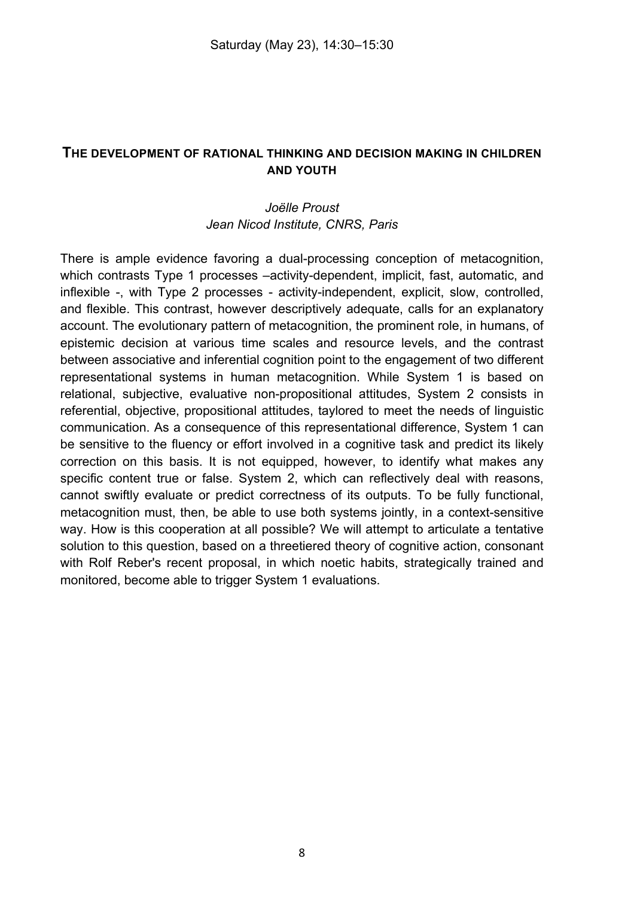Saturday (May 23), 14:30–15:30

## The Development of Rational Thinking and Decision Making in Children and Youth

*Joëlle Proust*
*Jean Nicod Institute, CNRS, Paris*

There is ample evidence favoring a dual-processing conception of metacognition, which contrasts Type 1 processes –activity-dependent, implicit, fast, automatic, and inflexible -, with Type 2 processes - activity-independent, explicit, slow, controlled, and flexible. This contrast, however descriptively adequate, calls for an explanatory account. The evolutionary pattern of metacognition, the prominent role, in humans, of epistemic decision at various time scales and resource levels, and the contrast between associative and inferential cognition point to the engagement of two different representational systems in human metacognition. While System 1 is based on relational, subjective, evaluative non-propositional attitudes, System 2 consists in referential, objective, propositional attitudes, taylored to meet the needs of linguistic communication. As a consequence of this representational difference, System 1 can be sensitive to the fluency or effort involved in a cognitive task and predict its likely correction on this basis. It is not equipped, however, to identify what makes any specific content true or false. System 2, which can reflectively deal with reasons, cannot swiftly evaluate or predict correctness of its outputs. To be fully functional, metacognition must, then, be able to use both systems jointly, in a context-sensitive way. How is this cooperation at all possible? We will attempt to articulate a tentative solution to this question, based on a threetiered theory of cognitive action, consonant with Rolf Reber's recent proposal, in which noetic habits, strategically trained and monitored, become able to trigger System 1 evaluations.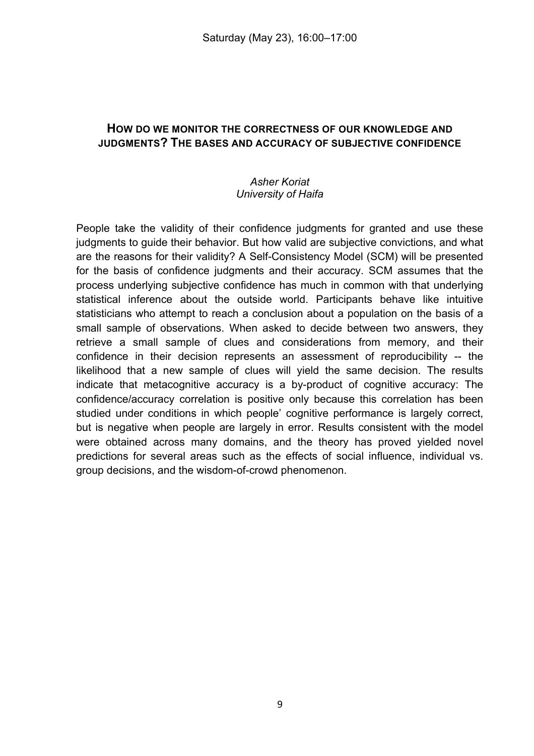Saturday (May 23), 16:00–17:00

## How do we monitor the correctness of our knowledge and judgments? The bases and accuracy of subjective confidence

*Asher Koriat*
*University of Haifa*

People take the validity of their confidence judgments for granted and use these judgments to guide their behavior. But how valid are subjective convictions, and what are the reasons for their validity? A Self-Consistency Model (SCM) will be presented for the basis of confidence judgments and their accuracy. SCM assumes that the process underlying subjective confidence has much in common with that underlying statistical inference about the outside world. Participants behave like intuitive statisticians who attempt to reach a conclusion about a population on the basis of a small sample of observations. When asked to decide between two answers, they retrieve a small sample of clues and considerations from memory, and their confidence in their decision represents an assessment of reproducibility -- the likelihood that a new sample of clues will yield the same decision. The results indicate that metacognitive accuracy is a by-product of cognitive accuracy: The confidence/accuracy correlation is positive only because this correlation has been studied under conditions in which people' cognitive performance is largely correct, but is negative when people are largely in error. Results consistent with the model were obtained across many domains, and the theory has proved yielded novel predictions for several areas such as the effects of social influence, individual vs. group decisions, and the wisdom-of-crowd phenomenon.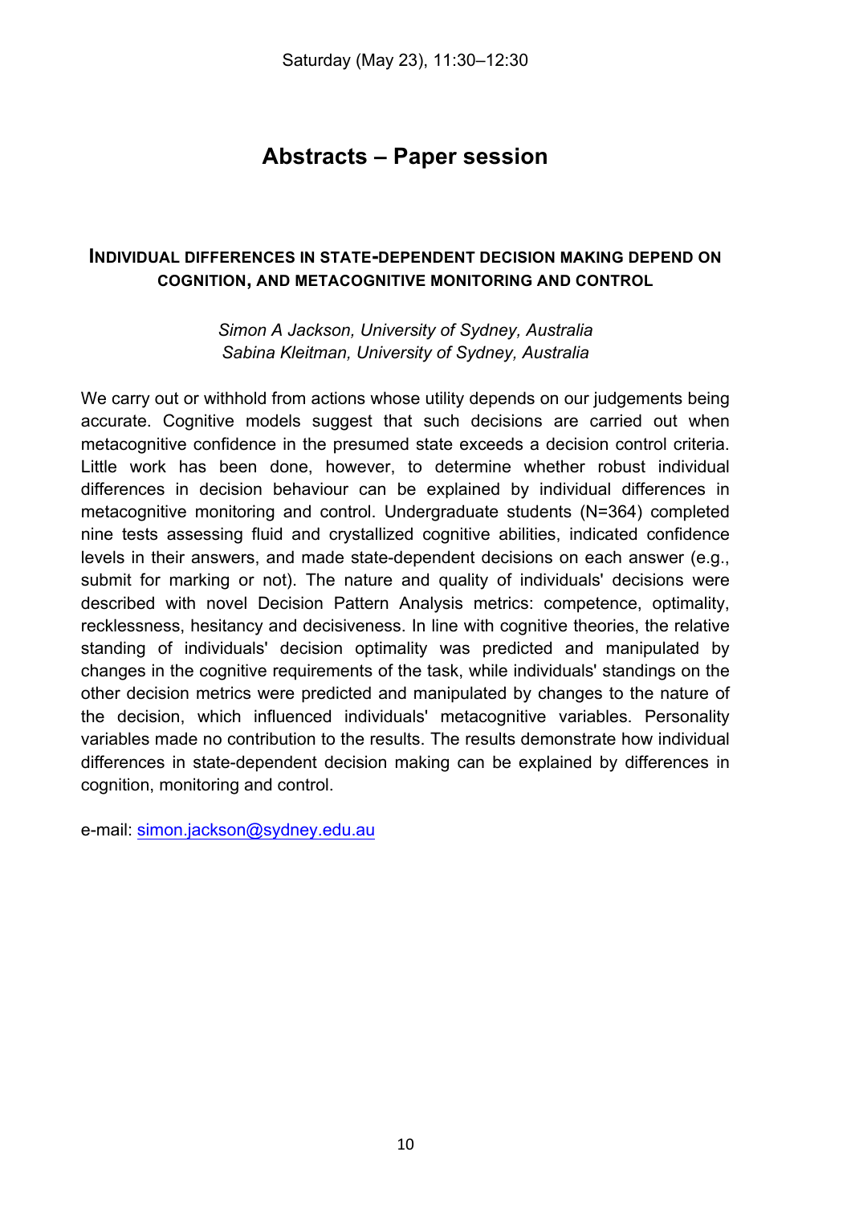Saturday (May 23), 11:30–12:30

# Abstracts – Paper session

### INDIVIDUAL DIFFERENCES IN STATE-DEPENDENT DECISION MAKING DEPEND ON COGNITION, AND METACOGNITIVE MONITORING AND CONTROL

*Simon A Jackson, University of Sydney, Australia*
*Sabina Kleitman, University of Sydney, Australia*

We carry out or withhold from actions whose utility depends on our judgements being accurate. Cognitive models suggest that such decisions are carried out when metacognitive confidence in the presumed state exceeds a decision control criteria. Little work has been done, however, to determine whether robust individual differences in decision behaviour can be explained by individual differences in metacognitive monitoring and control. Undergraduate students (N=364) completed nine tests assessing fluid and crystallized cognitive abilities, indicated confidence levels in their answers, and made state-dependent decisions on each answer (e.g., submit for marking or not). The nature and quality of individuals' decisions were described with novel Decision Pattern Analysis metrics: competence, optimality, recklessness, hesitancy and decisiveness. In line with cognitive theories, the relative standing of individuals' decision optimality was predicted and manipulated by changes in the cognitive requirements of the task, while individuals' standings on the other decision metrics were predicted and manipulated by changes to the nature of the decision, which influenced individuals' metacognitive variables. Personality variables made no contribution to the results. The results demonstrate how individual differences in state-dependent decision making can be explained by differences in cognition, monitoring and control.

e-mail: simon.jackson@sydney.edu.au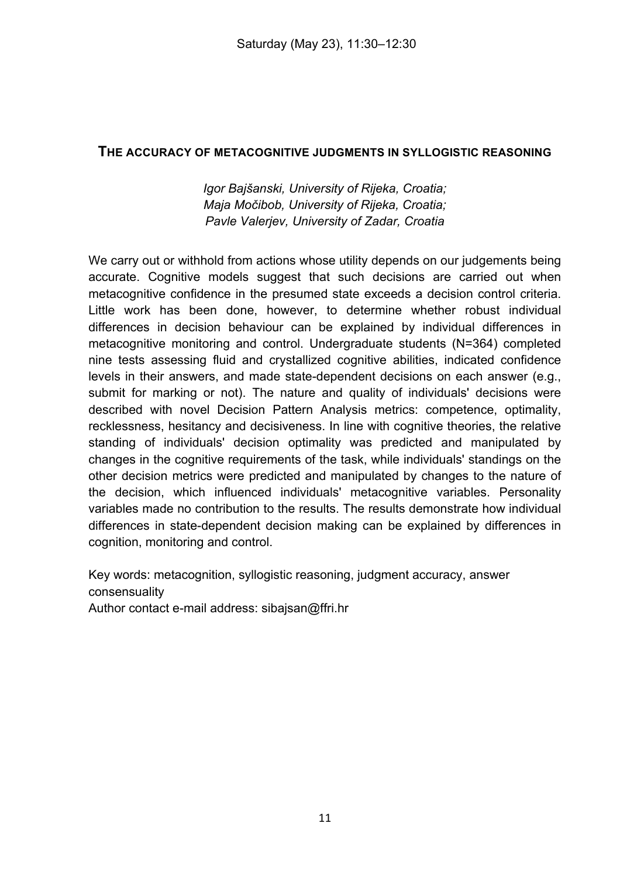Saturday (May 23), 11:30–12:30

## THE ACCURACY OF METACOGNITIVE JUDGMENTS IN SYLLOGISTIC REASONING

*Igor Bajšanski, University of Rijeka, Croatia;*
*Maja Močibob, University of Rijeka, Croatia;*
*Pavle Valerjev, University of Zadar, Croatia*

We carry out or withhold from actions whose utility depends on our judgements being accurate. Cognitive models suggest that such decisions are carried out when metacognitive confidence in the presumed state exceeds a decision control criteria. Little work has been done, however, to determine whether robust individual differences in decision behaviour can be explained by individual differences in metacognitive monitoring and control. Undergraduate students (N=364) completed nine tests assessing fluid and crystallized cognitive abilities, indicated confidence levels in their answers, and made state-dependent decisions on each answer (e.g., submit for marking or not). The nature and quality of individuals' decisions were described with novel Decision Pattern Analysis metrics: competence, optimality, recklessness, hesitancy and decisiveness. In line with cognitive theories, the relative standing of individuals' decision optimality was predicted and manipulated by changes in the cognitive requirements of the task, while individuals' standings on the other decision metrics were predicted and manipulated by changes to the nature of the decision, which influenced individuals' metacognitive variables. Personality variables made no contribution to the results. The results demonstrate how individual differences in state-dependent decision making can be explained by differences in cognition, monitoring and control.

Key words: metacognition, syllogistic reasoning, judgment accuracy, answer consensuality
Author contact e-mail address: sibajsan@ffri.hr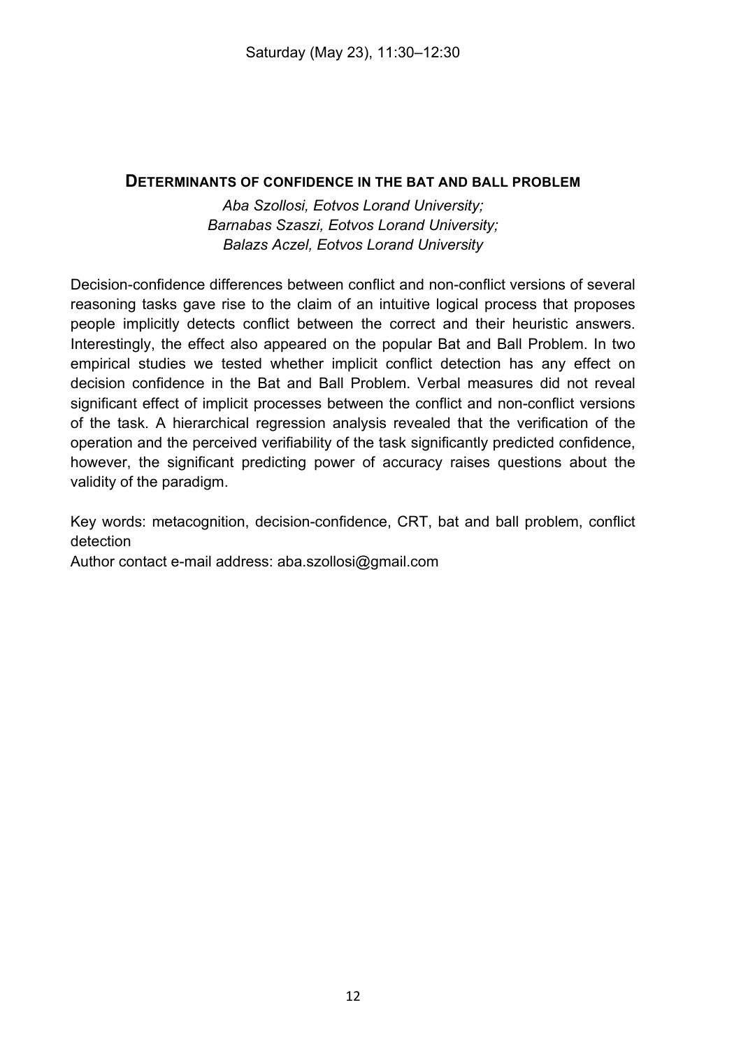Saturday (May 23), 11:30–12:30

## DETERMINANTS OF CONFIDENCE IN THE BAT AND BALL PROBLEM

*Aba Szollosi, Eotvos Lorand University;*
*Barnabas Szaszi, Eotvos Lorand University;*
*Balazs Aczel, Eotvos Lorand University*

Decision-confidence differences between conflict and non-conflict versions of several reasoning tasks gave rise to the claim of an intuitive logical process that proposes people implicitly detects conflict between the correct and their heuristic answers. Interestingly, the effect also appeared on the popular Bat and Ball Problem. In two empirical studies we tested whether implicit conflict detection has any effect on decision confidence in the Bat and Ball Problem. Verbal measures did not reveal significant effect of implicit processes between the conflict and non-conflict versions of the task. A hierarchical regression analysis revealed that the verification of the operation and the perceived verifiability of the task significantly predicted confidence, however, the significant predicting power of accuracy raises questions about the validity of the paradigm.

Key words: metacognition, decision-confidence, CRT, bat and ball problem, conflict detection

Author contact e-mail address: aba.szollosi@gmail.com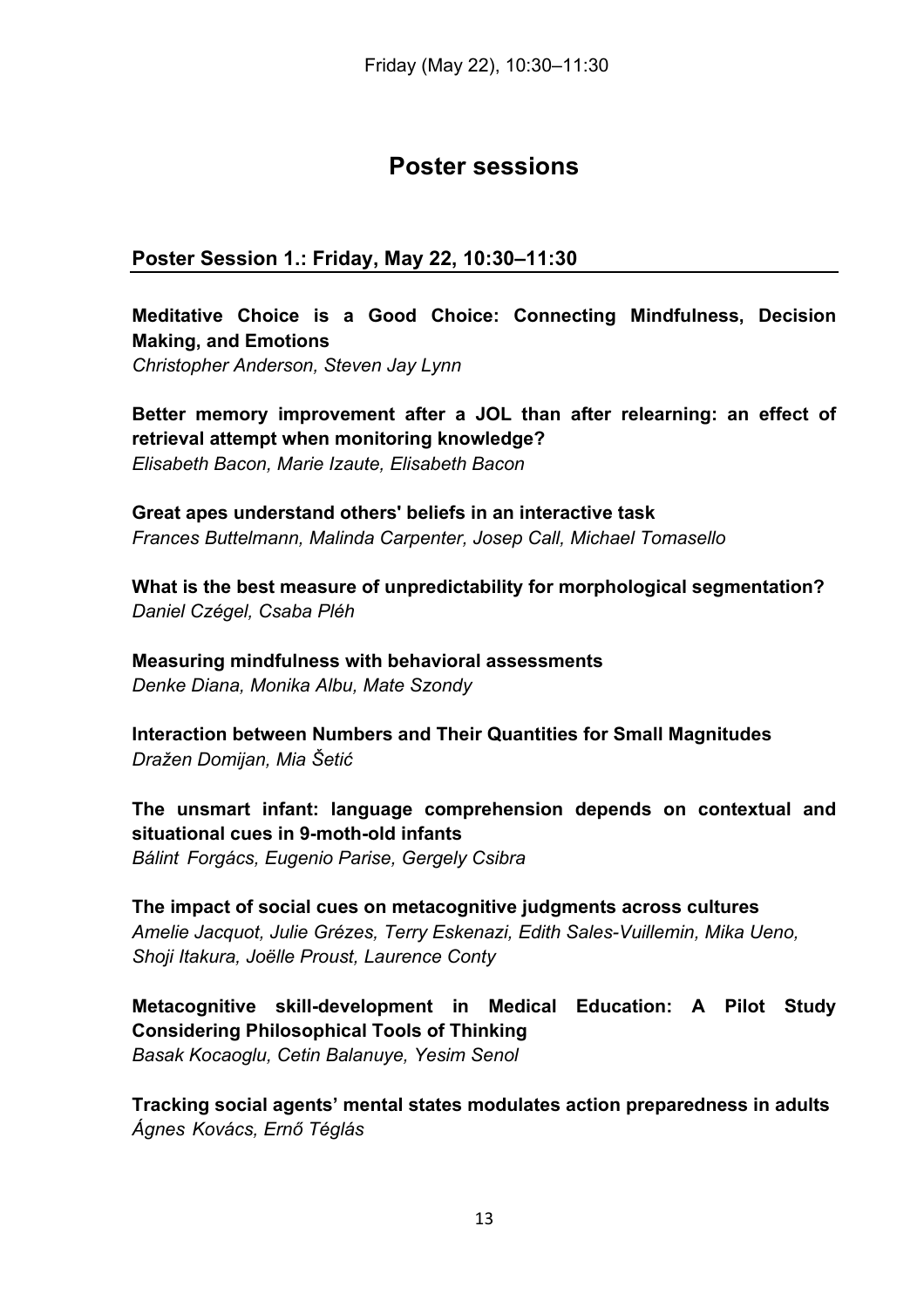# Poster sessions

## Poster Session 1.: Friday, May 22, 10:30–11:30

**Meditative Choice is a Good Choice: Connecting Mindfulness, Decision Making, and Emotions**
*Christopher Anderson, Steven Jay Lynn*

**Better memory improvement after a JOL than after relearning: an effect of retrieval attempt when monitoring knowledge?**
*Elisabeth Bacon, Marie Izaute, Elisabeth Bacon*

**Great apes understand others' beliefs in an interactive task**
*Frances Buttelmann, Malinda Carpenter, Josep Call, Michael Tomasello*

**What is the best measure of unpredictability for morphological segmentation?**
*Daniel Czégel, Csaba Pléh*

**Measuring mindfulness with behavioral assessments**
*Denke Diana, Monika Albu, Mate Szondy*

**Interaction between Numbers and Their Quantities for Small Magnitudes**
*Dražen Domijan, Mia Šetić*

**The unsmart infant: language comprehension depends on contextual and situational cues in 9-moth-old infants**
*Bálint Forgács, Eugenio Parise, Gergely Csibra*

**The impact of social cues on metacognitive judgments across cultures**
*Amelie Jacquot, Julie Grézes, Terry Eskenazi, Edith Sales-Vuillemin, Mika Ueno, Shoji Itakura, Joëlle Proust, Laurence Conty*

**Metacognitive skill-development in Medical Education: A Pilot Study Considering Philosophical Tools of Thinking**
*Basak Kocaoglu, Cetin Balanuye, Yesim Senol*

**Tracking social agents' mental states modulates action preparedness in adults**
*Ágnes Kovács, Ernő Téglás*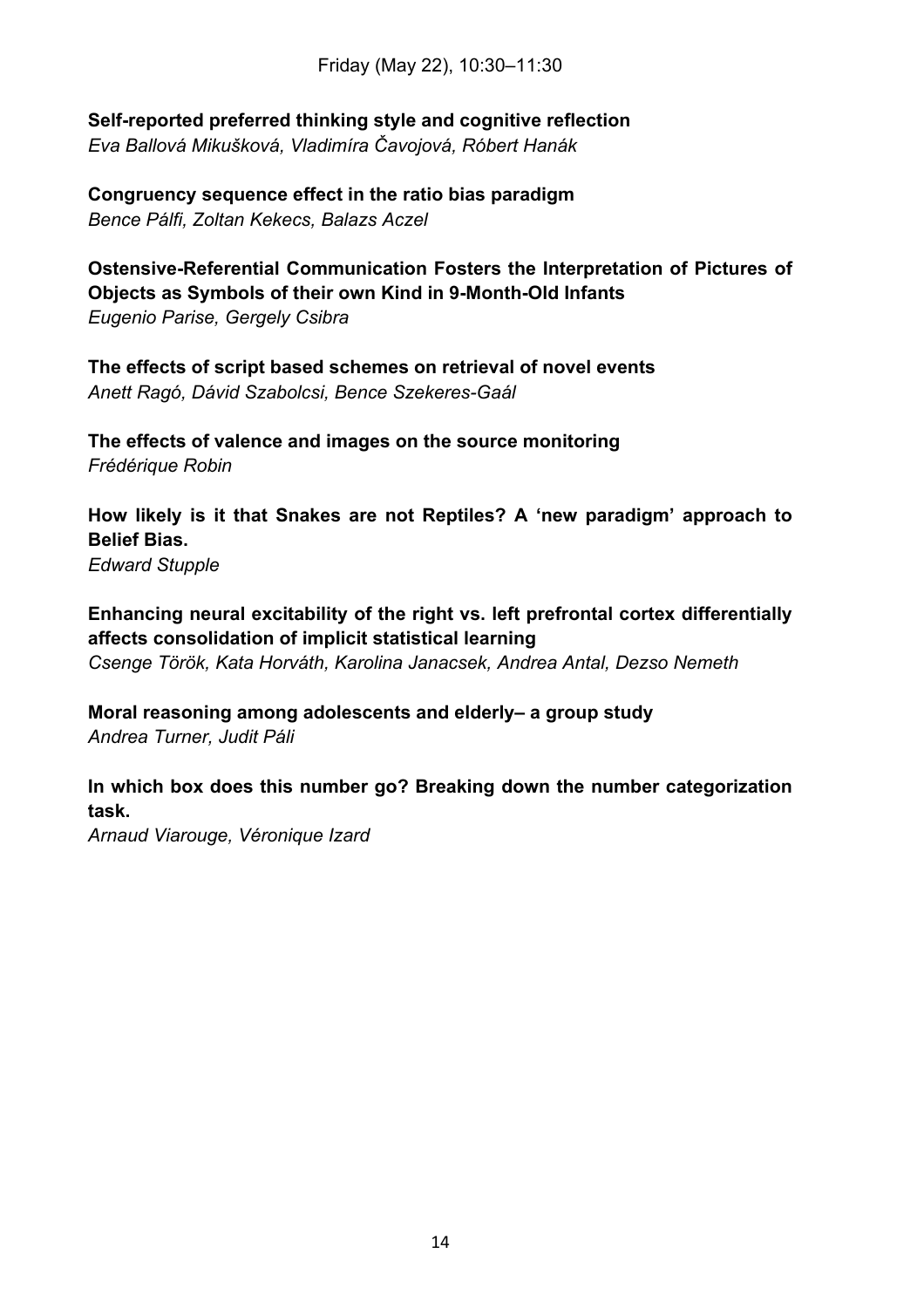Friday (May 22), 10:30–11:30

**Self-reported preferred thinking style and cognitive reflection**
*Eva Ballová Mikušková, Vladimíra Čavojová, Róbert Hanák*

**Congruency sequence effect in the ratio bias paradigm**
*Bence Pálfi, Zoltan Kekecs, Balazs Aczel*

**Ostensive-Referential Communication Fosters the Interpretation of Pictures of Objects as Symbols of their own Kind in 9-Month-Old Infants**
*Eugenio Parise, Gergely Csibra*

**The effects of script based schemes on retrieval of novel events**
*Anett Ragó, Dávid Szabolcsi, Bence Szekeres-Gaál*

**The effects of valence and images on the source monitoring**
*Frédérique Robin*

**How likely is it that Snakes are not Reptiles? A 'new paradigm' approach to Belief Bias.**
*Edward Stupple*

**Enhancing neural excitability of the right vs. left prefrontal cortex differentially affects consolidation of implicit statistical learning**
*Csenge Török, Kata Horváth, Karolina Janacsek, Andrea Antal, Dezso Nemeth*

**Moral reasoning among adolescents and elderly– a group study**
*Andrea Turner, Judit Páli*

**In which box does this number go? Breaking down the number categorization task.**
*Arnaud Viarouge, Véronique Izard*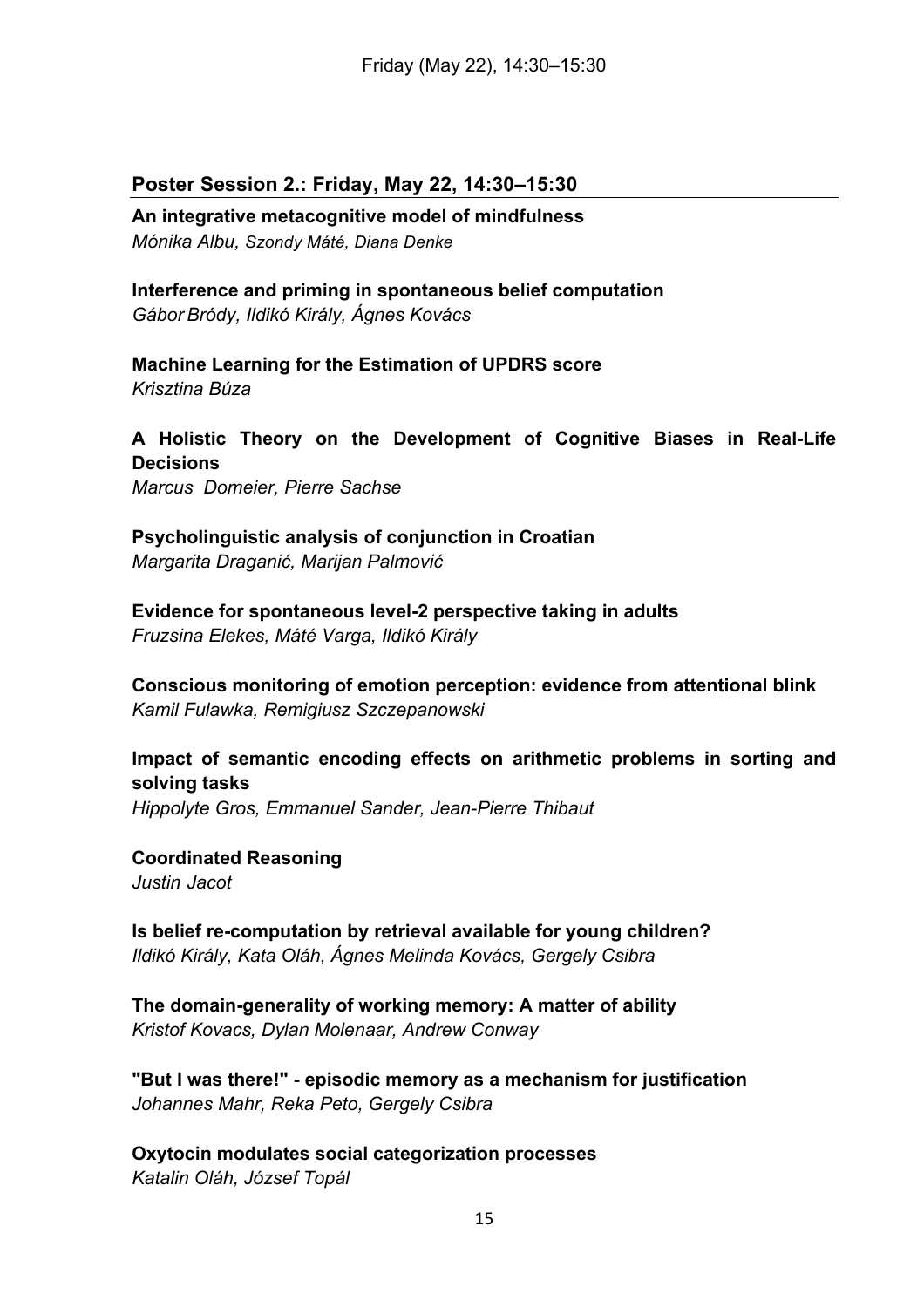## Poster Session 2.: Friday, May 22, 14:30–15:30

**An integrative metacognitive model of mindfulness**
*Mónika Albu, Szondy Máté, Diana Denke*

**Interference and priming in spontaneous belief computation**
*Gábor Bródy, Ildikó Király, Ágnes Kovács*

**Machine Learning for the Estimation of UPDRS score**
*Krisztina Búza*

**A Holistic Theory on the Development of Cognitive Biases in Real-Life Decisions**
*Marcus Domeier, Pierre Sachse*

**Psycholinguistic analysis of conjunction in Croatian**
*Margarita Draganić, Marijan Palmović*

**Evidence for spontaneous level-2 perspective taking in adults**
*Fruzsina Elekes, Máté Varga, Ildikó Király*

**Conscious monitoring of emotion perception: evidence from attentional blink**
*Kamil Fulawka, Remigiusz Szczepanowski*

**Impact of semantic encoding effects on arithmetic problems in sorting and solving tasks**
*Hippolyte Gros, Emmanuel Sander, Jean-Pierre Thibaut*

**Coordinated Reasoning**
*Justin Jacot*

**Is belief re-computation by retrieval available for young children?**
*Ildikó Király, Kata Oláh, Ágnes Melinda Kovács, Gergely Csibra*

**The domain-generality of working memory: A matter of ability**
*Kristof Kovacs, Dylan Molenaar, Andrew Conway*

**"But I was there!" - episodic memory as a mechanism for justification**
*Johannes Mahr, Reka Peto, Gergely Csibra*

**Oxytocin modulates social categorization processes**
*Katalin Oláh, József Topál*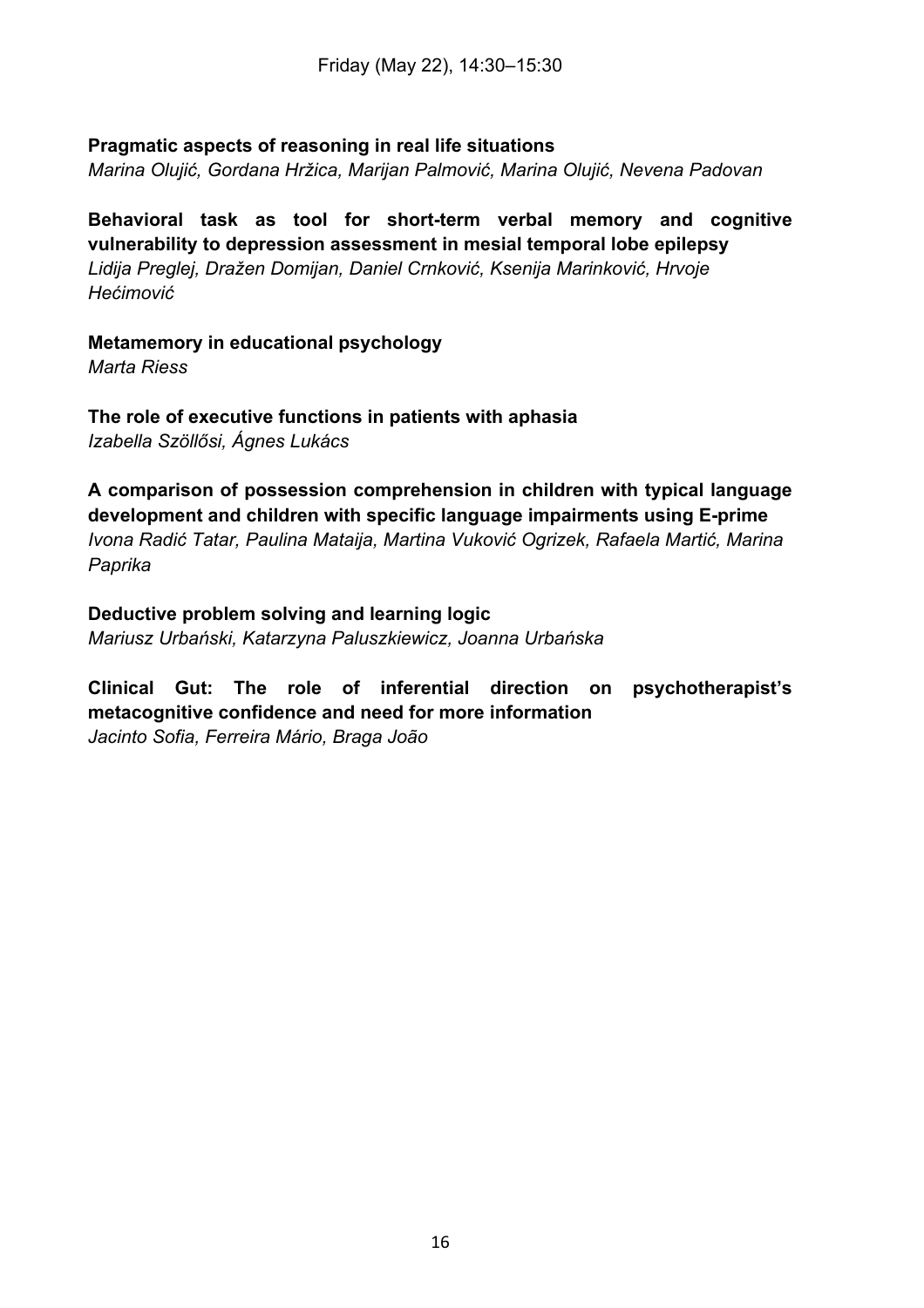Friday (May 22), 14:30–15:30

**Pragmatic aspects of reasoning in real life situations**
*Marina Olujić, Gordana Hržica, Marijan Palmović, Marina Olujić, Nevena Padovan*

**Behavioral task as tool for short-term verbal memory and cognitive vulnerability to depression assessment in mesial temporal lobe epilepsy**
*Lidija Preglej, Dražen Domijan, Daniel Crnković, Ksenija Marinković, Hrvoje Hećimović*

**Metamemory in educational psychology**
*Marta Riess*

**The role of executive functions in patients with aphasia**
*Izabella Szöllősi, Ágnes Lukács*

**A comparison of possession comprehension in children with typical language development and children with specific language impairments using E-prime**
*Ivona Radić Tatar, Paulina Mataija, Martina Vuković Ogrizek, Rafaela Martić, Marina Paprika*

**Deductive problem solving and learning logic**
*Mariusz Urbański, Katarzyna Paluszkiewicz, Joanna Urbańska*

**Clinical Gut: The role of inferential direction on psychotherapist's metacognitive confidence and need for more information**
*Jacinto Sofia, Ferreira Mário, Braga João*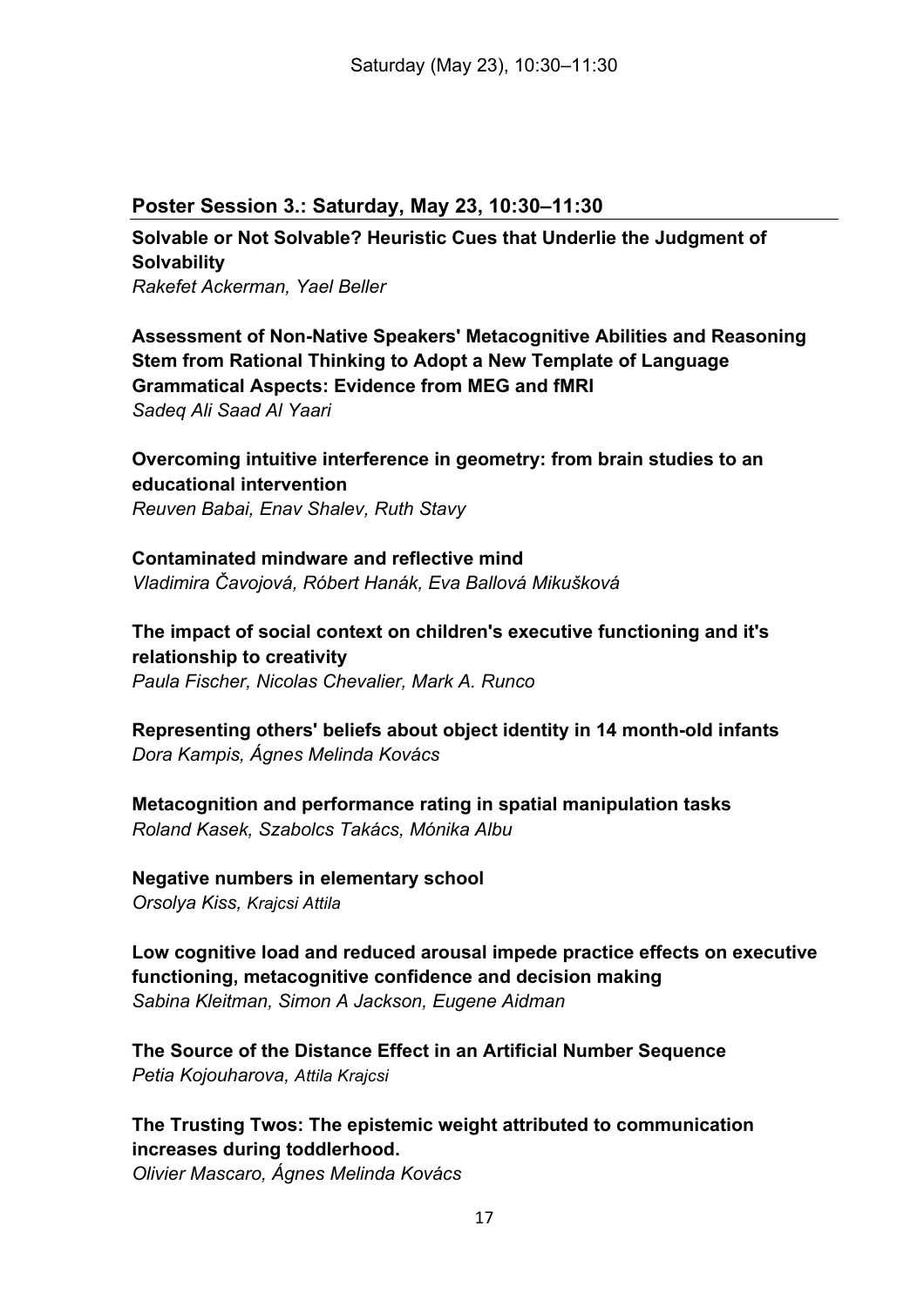## Poster Session 3.: Saturday, May 23, 10:30–11:30

**Solvable or Not Solvable? Heuristic Cues that Underlie the Judgment of Solvability**
*Rakefet Ackerman, Yael Beller*

**Assessment of Non-Native Speakers' Metacognitive Abilities and Reasoning Stem from Rational Thinking to Adopt a New Template of Language Grammatical Aspects: Evidence from MEG and fMRI**
*Sadeq Ali Saad Al Yaari*

**Overcoming intuitive interference in geometry: from brain studies to an educational intervention**
*Reuven Babai, Enav Shalev, Ruth Stavy*

**Contaminated mindware and reflective mind**
*Vladimira Čavojová, Róbert Hanák, Eva Ballová Mikušková*

**The impact of social context on children's executive functioning and it's relationship to creativity**
*Paula Fischer, Nicolas Chevalier, Mark A. Runco*

**Representing others' beliefs about object identity in 14 month-old infants**
*Dora Kampis, Ágnes Melinda Kovács*

**Metacognition and performance rating in spatial manipulation tasks**
*Roland Kasek, Szabolcs Takács, Mónika Albu*

**Negative numbers in elementary school**
*Orsolya Kiss, Krajcsi Attila*

**Low cognitive load and reduced arousal impede practice effects on executive functioning, metacognitive confidence and decision making**
*Sabina Kleitman, Simon A Jackson, Eugene Aidman*

**The Source of the Distance Effect in an Artificial Number Sequence**
*Petia Kojouharova, Attila Krajcsi*

**The Trusting Twos: The epistemic weight attributed to communication increases during toddlerhood.**
*Olivier Mascaro, Ágnes Melinda Kovács*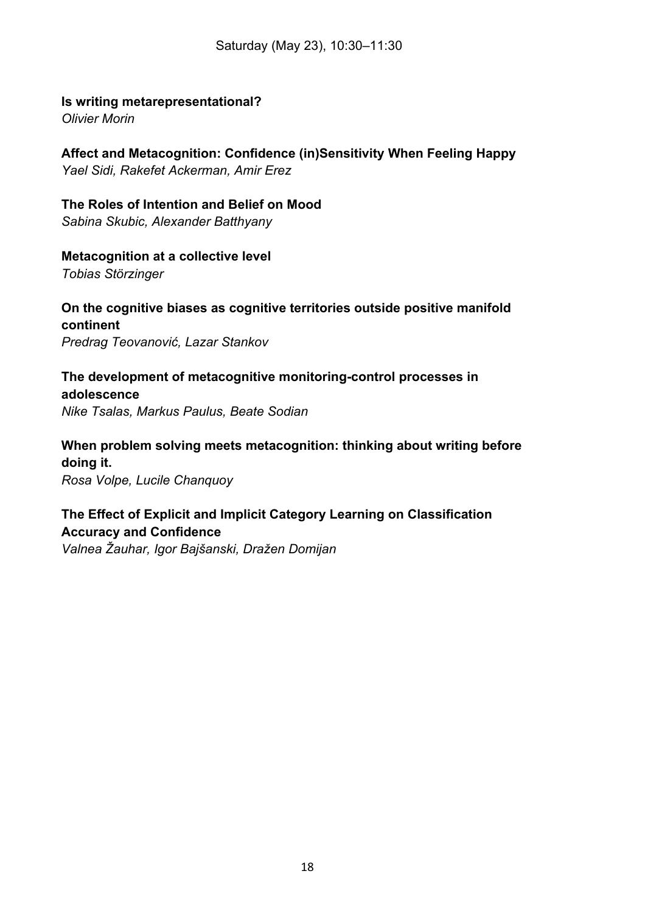Saturday (May 23), 10:30–11:30

**Is writing metarepresentational?**
*Olivier Morin*

**Affect and Metacognition: Confidence (in)Sensitivity When Feeling Happy**
*Yael Sidi, Rakefet Ackerman, Amir Erez*

**The Roles of Intention and Belief on Mood**
*Sabina Skubic, Alexander Batthyany*

**Metacognition at a collective level**
*Tobias Störzinger*

**On the cognitive biases as cognitive territories outside positive manifold continent**
*Predrag Teovanović, Lazar Stankov*

**The development of metacognitive monitoring-control processes in adolescence**
*Nike Tsalas, Markus Paulus, Beate Sodian*

**When problem solving meets metacognition: thinking about writing before doing it.**
*Rosa Volpe, Lucile Chanquoy*

**The Effect of Explicit and Implicit Category Learning on Classification Accuracy and Confidence**
*Valnea Žauhar, Igor Bajšanski, Dražen Domijan*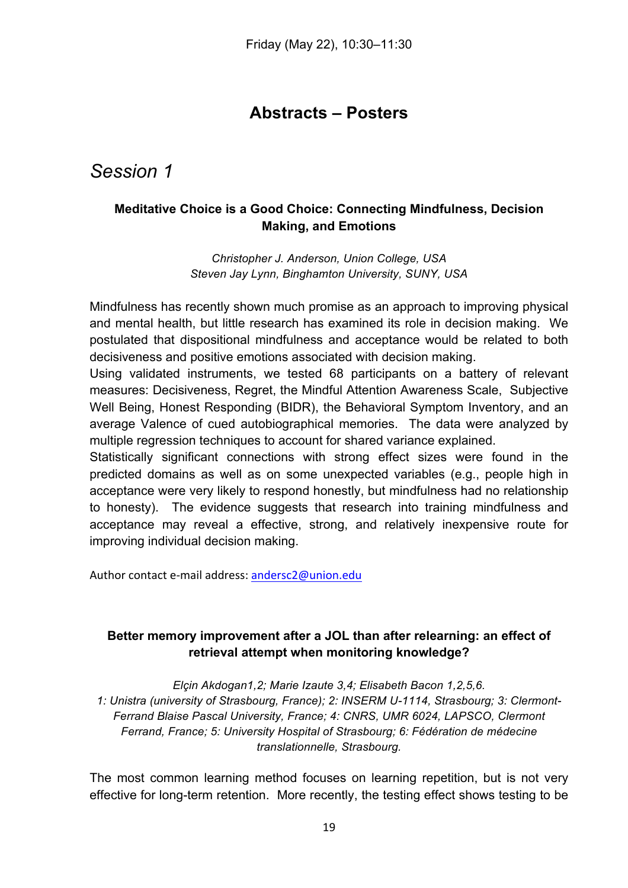# Abstracts – Posters

## *Session 1*

### Meditative Choice is a Good Choice: Connecting Mindfulness, Decision Making, and Emotions

*Christopher J. Anderson, Union College, USA*
*Steven Jay Lynn, Binghamton University, SUNY, USA*

Mindfulness has recently shown much promise as an approach to improving physical and mental health, but little research has examined its role in decision making. We postulated that dispositional mindfulness and acceptance would be related to both decisiveness and positive emotions associated with decision making.

Using validated instruments, we tested 68 participants on a battery of relevant measures: Decisiveness, Regret, the Mindful Attention Awareness Scale, Subjective Well Being, Honest Responding (BIDR), the Behavioral Symptom Inventory, and an average Valence of cued autobiographical memories. The data were analyzed by multiple regression techniques to account for shared variance explained.

Statistically significant connections with strong effect sizes were found in the predicted domains as well as on some unexpected variables (e.g., people high in acceptance were very likely to respond honestly, but mindfulness had no relationship to honesty). The evidence suggests that research into training mindfulness and acceptance may reveal a effective, strong, and relatively inexpensive route for improving individual decision making.

Author contact e-mail address: andersc2@union.edu

### Better memory improvement after a JOL than after relearning: an effect of retrieval attempt when monitoring knowledge?

*Elçin Akdogan1,2; Marie Izaute 3,4; Elisabeth Bacon 1,2,5,6.*
*1: Unistra (university of Strasbourg, France); 2: INSERM U-1114, Strasbourg; 3: Clermont-Ferrand Blaise Pascal University, France; 4: CNRS, UMR 6024, LAPSCO, Clermont Ferrand, France; 5: University Hospital of Strasbourg; 6: Fédération de médecine translationnelle, Strasbourg.*

The most common learning method focuses on learning repetition, but is not very effective for long-term retention. More recently, the testing effect shows testing to be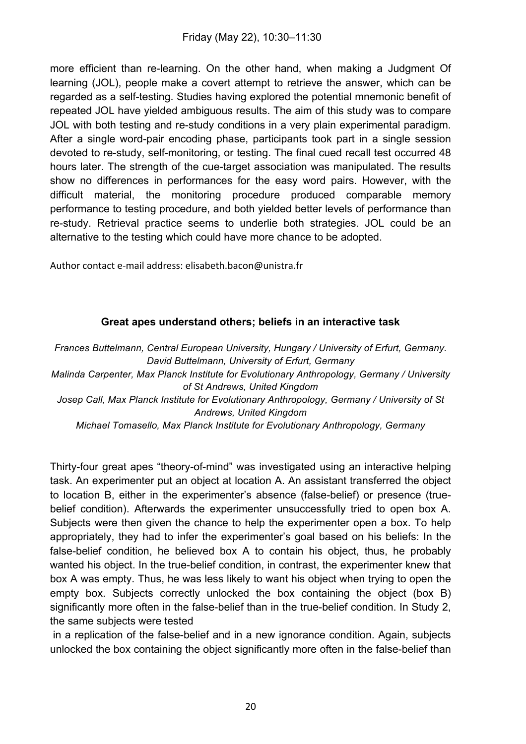more efficient than re-learning. On the other hand, when making a Judgment Of learning (JOL), people make a covert attempt to retrieve the answer, which can be regarded as a self-testing. Studies having explored the potential mnemonic benefit of repeated JOL have yielded ambiguous results. The aim of this study was to compare JOL with both testing and re-study conditions in a very plain experimental paradigm. After a single word-pair encoding phase, participants took part in a single session devoted to re-study, self-monitoring, or testing. The final cued recall test occurred 48 hours later. The strength of the cue-target association was manipulated. The results show no differences in performances for the easy word pairs. However, with the difficult material, the monitoring procedure produced comparable memory performance to testing procedure, and both yielded better levels of performance than re-study. Retrieval practice seems to underlie both strategies. JOL could be an alternative to the testing which could have more chance to be adopted.

Author contact e-mail address: elisabeth.bacon@unistra.fr

### Great apes understand others; beliefs in an interactive task

*Frances Buttelmann, Central European University, Hungary / University of Erfurt, Germany.*
*David Buttelmann, University of Erfurt, Germany*
*Malinda Carpenter, Max Planck Institute for Evolutionary Anthropology, Germany / University of St Andrews, United Kingdom*
*Josep Call, Max Planck Institute for Evolutionary Anthropology, Germany / University of St Andrews, United Kingdom*
*Michael Tomasello, Max Planck Institute for Evolutionary Anthropology, Germany*

Thirty-four great apes "theory-of-mind" was investigated using an interactive helping task. An experimenter put an object at location A. An assistant transferred the object to location B, either in the experimenter's absence (false-belief) or presence (true-belief condition). Afterwards the experimenter unsuccessfully tried to open box A. Subjects were then given the chance to help the experimenter open a box. To help appropriately, they had to infer the experimenter's goal based on his beliefs: In the false-belief condition, he believed box A to contain his object, thus, he probably wanted his object. In the true-belief condition, in contrast, the experimenter knew that box A was empty. Thus, he was less likely to want his object when trying to open the empty box. Subjects correctly unlocked the box containing the object (box B) significantly more often in the false-belief than in the true-belief condition. In Study 2, the same subjects were tested in a replication of the false-belief and in a new ignorance condition. Again, subjects unlocked the box containing the object significantly more often in the false-belief than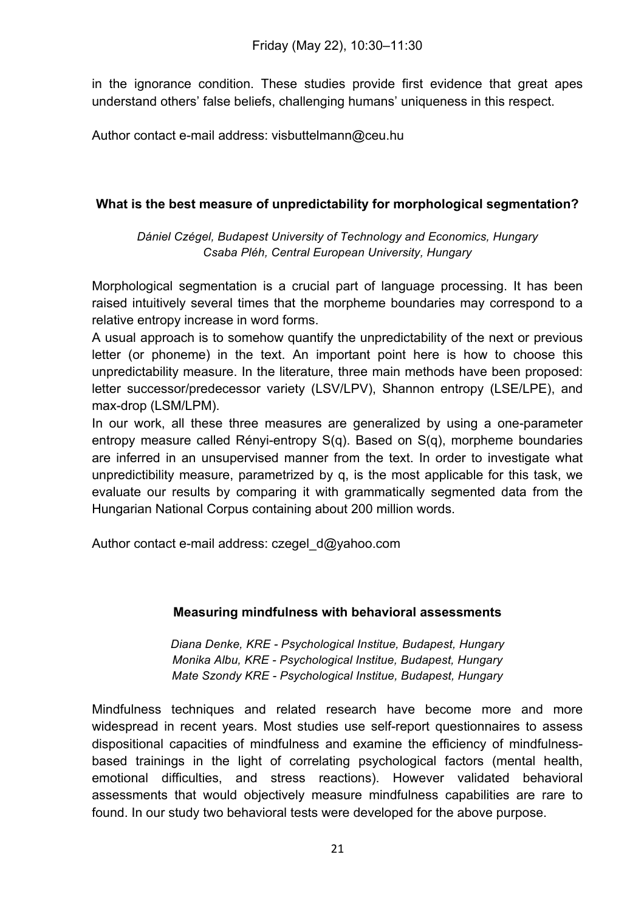in the ignorance condition. These studies provide first evidence that great apes understand others' false beliefs, challenging humans' uniqueness in this respect.

Author contact e-mail address: visbuttelmann@ceu.hu

### What is the best measure of unpredictability for morphological segmentation?

*Dániel Czégel, Budapest University of Technology and Economics, Hungary*
*Csaba Pléh, Central European University, Hungary*

Morphological segmentation is a crucial part of language processing. It has been raised intuitively several times that the morpheme boundaries may correspond to a relative entropy increase in word forms.

A usual approach is to somehow quantify the unpredictability of the next or previous letter (or phoneme) in the text. An important point here is how to choose this unpredictability measure. In the literature, three main methods have been proposed: letter successor/predecessor variety (LSV/LPV), Shannon entropy (LSE/LPE), and max-drop (LSM/LPM).

In our work, all these three measures are generalized by using a one-parameter entropy measure called Rényi-entropy $S(q)$. Based on $S(q)$, morpheme boundaries are inferred in an unsupervised manner from the text. In order to investigate what unpredictibility measure, parametrized by $q$, is the most applicable for this task, we evaluate our results by comparing it with grammatically segmented data from the Hungarian National Corpus containing about 200 million words.

Author contact e-mail address: czegel_d@yahoo.com

### Measuring mindfulness with behavioral assessments

*Diana Denke, KRE - Psychological Institue, Budapest, Hungary*
*Monika Albu, KRE - Psychological Institue, Budapest, Hungary*
*Mate Szondy KRE - Psychological Institue, Budapest, Hungary*

Mindfulness techniques and related research have become more and more widespread in recent years. Most studies use self-report questionnaires to assess dispositional capacities of mindfulness and examine the efficiency of mindfulness-based trainings in the light of correlating psychological factors (mental health, emotional difficulties, and stress reactions). However validated behavioral assessments that would objectively measure mindfulness capabilities are rare to found. In our study two behavioral tests were developed for the above purpose.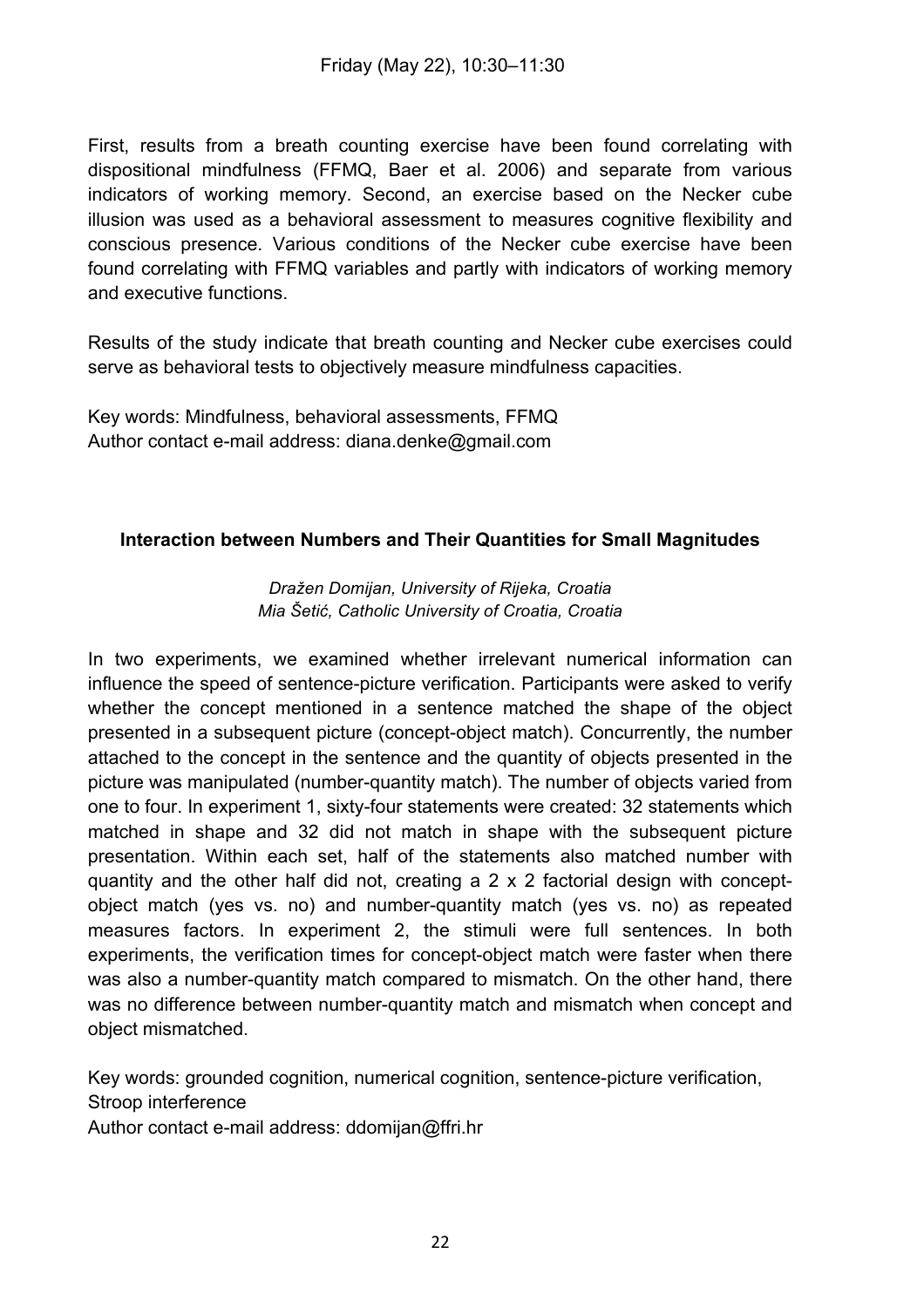First, results from a breath counting exercise have been found correlating with dispositional mindfulness (FFMQ, Baer et al. 2006) and separate from various indicators of working memory. Second, an exercise based on the Necker cube illusion was used as a behavioral assessment to measures cognitive flexibility and conscious presence. Various conditions of the Necker cube exercise have been found correlating with FFMQ variables and partly with indicators of working memory and executive functions.

Results of the study indicate that breath counting and Necker cube exercises could serve as behavioral tests to objectively measure mindfulness capacities.

Key words: Mindfulness, behavioral assessments, FFMQ
Author contact e-mail address: diana.denke@gmail.com

### Interaction between Numbers and Their Quantities for Small Magnitudes

*Dražen Domijan, University of Rijeka, Croatia*
*Mia Šetić, Catholic University of Croatia, Croatia*

In two experiments, we examined whether irrelevant numerical information can influence the speed of sentence-picture verification. Participants were asked to verify whether the concept mentioned in a sentence matched the shape of the object presented in a subsequent picture (concept-object match). Concurrently, the number attached to the concept in the sentence and the quantity of objects presented in the picture was manipulated (number-quantity match). The number of objects varied from one to four. In experiment 1, sixty-four statements were created: 32 statements which matched in shape and 32 did not match in shape with the subsequent picture presentation. Within each set, half of the statements also matched number with quantity and the other half did not, creating a 2 x 2 factorial design with concept-object match (yes vs. no) and number-quantity match (yes vs. no) as repeated measures factors. In experiment 2, the stimuli were full sentences. In both experiments, the verification times for concept-object match were faster when there was also a number-quantity match compared to mismatch. On the other hand, there was no difference between number-quantity match and mismatch when concept and object mismatched.

Key words: grounded cognition, numerical cognition, sentence-picture verification, Stroop interference
Author contact e-mail address: ddomijan@ffri.hr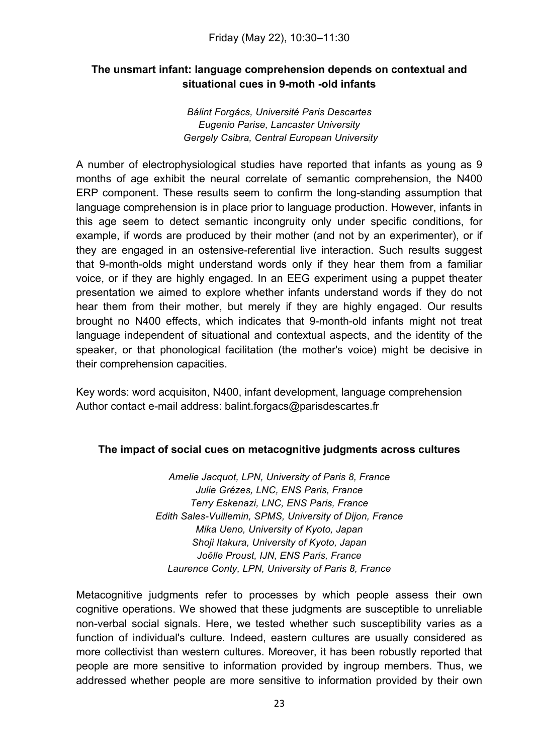Friday (May 22), 10:30–11:30

### The unsmart infant: language comprehension depends on contextual and situational cues in 9-moth -old infants

*Bálint Forgács, Université Paris Descartes*
*Eugenio Parise, Lancaster University*
*Gergely Csibra, Central European University*

A number of electrophysiological studies have reported that infants as young as 9 months of age exhibit the neural correlate of semantic comprehension, the N400 ERP component. These results seem to confirm the long-standing assumption that language comprehension is in place prior to language production. However, infants in this age seem to detect semantic incongruity only under specific conditions, for example, if words are produced by their mother (and not by an experimenter), or if they are engaged in an ostensive-referential live interaction. Such results suggest that 9-month-olds might understand words only if they hear them from a familiar voice, or if they are highly engaged. In an EEG experiment using a puppet theater presentation we aimed to explore whether infants understand words if they do not hear them from their mother, but merely if they are highly engaged. Our results brought no N400 effects, which indicates that 9-month-old infants might not treat language independent of situational and contextual aspects, and the identity of the speaker, or that phonological facilitation (the mother's voice) might be decisive in their comprehension capacities.

Key words: word acquisiton, N400, infant development, language comprehension
Author contact e-mail address: balint.forgacs@parisdescartes.fr

### The impact of social cues on metacognitive judgments across cultures

*Amelie Jacquot, LPN, University of Paris 8, France*
*Julie Grézes, LNC, ENS Paris, France*
*Terry Eskenazi, LNC, ENS Paris, France*
*Edith Sales-Vuillemin, SPMS, University of Dijon, France*
*Mika Ueno, University of Kyoto, Japan*
*Shoji Itakura, University of Kyoto, Japan*
*Joëlle Proust, IJN, ENS Paris, France*
*Laurence Conty, LPN, University of Paris 8, France*

Metacognitive judgments refer to processes by which people assess their own cognitive operations. We showed that these judgments are susceptible to unreliable non-verbal social signals. Here, we tested whether such susceptibility varies as a function of individual's culture. Indeed, eastern cultures are usually considered as more collectivist than western cultures. Moreover, it has been robustly reported that people are more sensitive to information provided by ingroup members. Thus, we addressed whether people are more sensitive to information provided by their own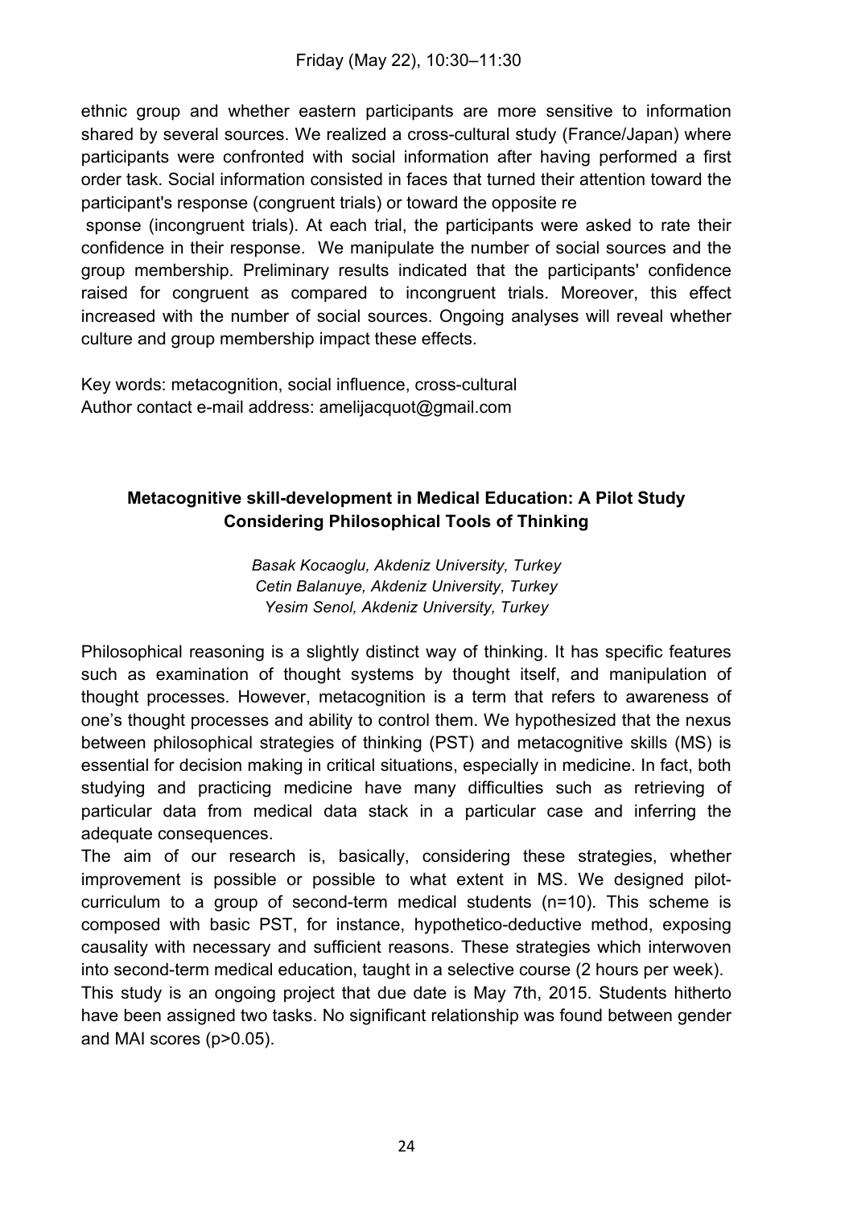ethnic group and whether eastern participants are more sensitive to information shared by several sources. We realized a cross-cultural study (France/Japan) where participants were confronted with social information after having performed a first order task. Social information consisted in faces that turned their attention toward the participant's response (congruent trials) or toward the opposite response (incongruent trials). At each trial, the participants were asked to rate their confidence in their response. We manipulate the number of social sources and the group membership. Preliminary results indicated that the participants' confidence raised for congruent as compared to incongruent trials. Moreover, this effect increased with the number of social sources. Ongoing analyses will reveal whether culture and group membership impact these effects.

Key words: metacognition, social influence, cross-cultural
Author contact e-mail address: amelijacquot@gmail.com

### Metacognitive skill-development in Medical Education: A Pilot Study Considering Philosophical Tools of Thinking

*Basak Kocaoglu, Akdeniz University, Turkey*
*Cetin Balanuye, Akdeniz University, Turkey*
*Yesim Senol, Akdeniz University, Turkey*

Philosophical reasoning is a slightly distinct way of thinking. It has specific features such as examination of thought systems by thought itself, and manipulation of thought processes. However, metacognition is a term that refers to awareness of one's thought processes and ability to control them. We hypothesized that the nexus between philosophical strategies of thinking (PST) and metacognitive skills (MS) is essential for decision making in critical situations, especially in medicine. In fact, both studying and practicing medicine have many difficulties such as retrieving of particular data from medical data stack in a particular case and inferring the adequate consequences.

The aim of our research is, basically, considering these strategies, whether improvement is possible or possible to what extent in MS. We designed pilot-curriculum to a group of second-term medical students (n=10). This scheme is composed with basic PST, for instance, hypothetico-deductive method, exposing causality with necessary and sufficient reasons. These strategies which interwoven into second-term medical education, taught in a selective course (2 hours per week).

This study is an ongoing project that due date is May 7th, 2015. Students hitherto have been assigned two tasks. No significant relationship was found between gender and MAI scores ($p>0.05$).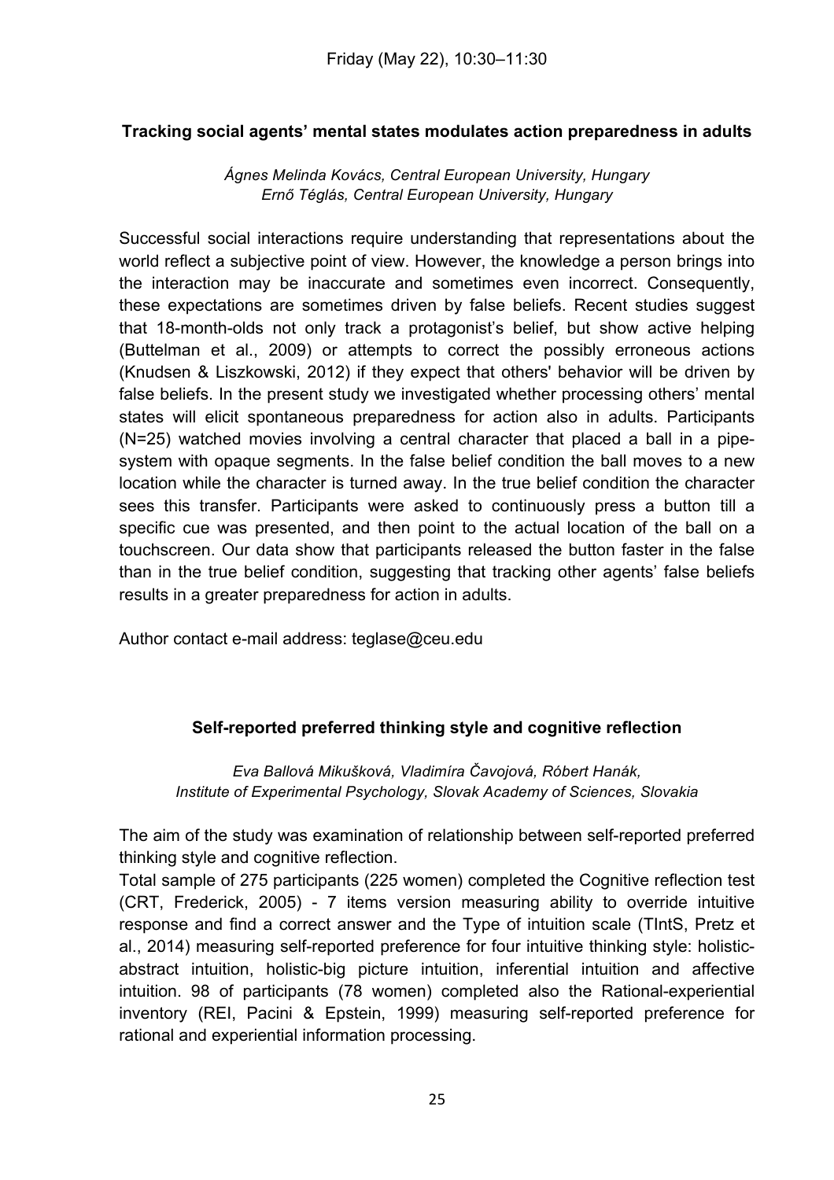Friday (May 22), 10:30–11:30

### Tracking social agents' mental states modulates action preparedness in adults

*Ágnes Melinda Kovács, Central European University, Hungary*
*Ernő Téglás, Central European University, Hungary*

Successful social interactions require understanding that representations about the world reflect a subjective point of view. However, the knowledge a person brings into the interaction may be inaccurate and sometimes even incorrect. Consequently, these expectations are sometimes driven by false beliefs. Recent studies suggest that 18-month-olds not only track a protagonist's belief, but show active helping (Buttelman et al., 2009) or attempts to correct the possibly erroneous actions (Knudsen & Liszkowski, 2012) if they expect that others' behavior will be driven by false beliefs. In the present study we investigated whether processing others' mental states will elicit spontaneous preparedness for action also in adults. Participants (N=25) watched movies involving a central character that placed a ball in a pipe-system with opaque segments. In the false belief condition the ball moves to a new location while the character is turned away. In the true belief condition the character sees this transfer. Participants were asked to continuously press a button till a specific cue was presented, and then point to the actual location of the ball on a touchscreen. Our data show that participants released the button faster in the false than in the true belief condition, suggesting that tracking other agents' false beliefs results in a greater preparedness for action in adults.

Author contact e-mail address: teglase@ceu.edu

### Self-reported preferred thinking style and cognitive reflection

*Eva Ballová Mikušková, Vladimíra Čavojová, Róbert Hanák,*
*Institute of Experimental Psychology, Slovak Academy of Sciences, Slovakia*

The aim of the study was examination of relationship between self-reported preferred thinking style and cognitive reflection.

Total sample of 275 participants (225 women) completed the Cognitive reflection test (CRT, Frederick, 2005) - 7 items version measuring ability to override intuitive response and find a correct answer and the Type of intuition scale (TIntS, Pretz et al., 2014) measuring self-reported preference for four intuitive thinking style: holistic-abstract intuition, holistic-big picture intuition, inferential intuition and affective intuition. 98 of participants (78 women) completed also the Rational-experiential inventory (REI, Pacini & Epstein, 1999) measuring self-reported preference for rational and experiential information processing.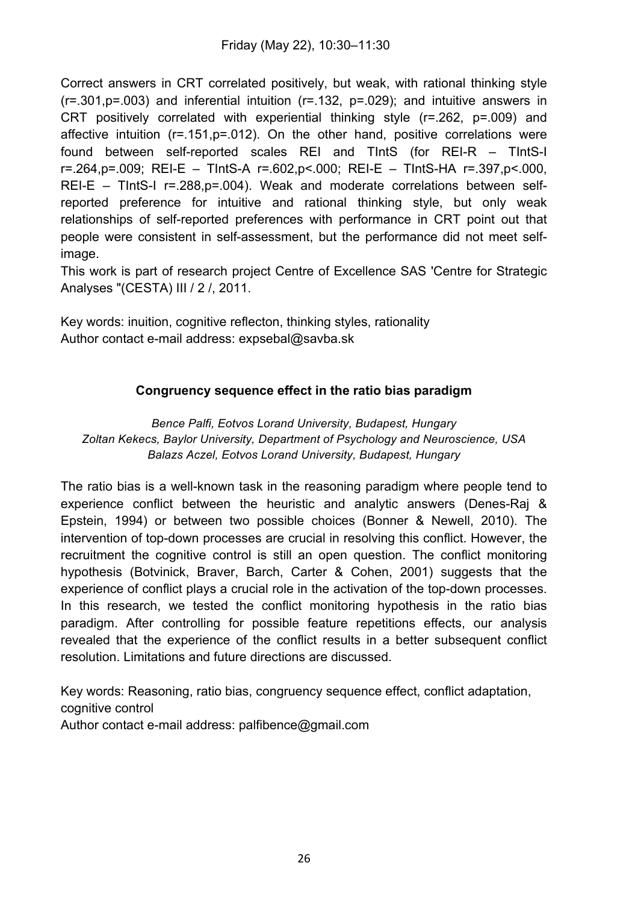Correct answers in CRT correlated positively, but weak, with rational thinking style ($r=.301, p=.003$) and inferential intuition ($r=.132$, $p=.029$); and intuitive answers in CRT positively correlated with experiential thinking style ($r=.262$, $p=.009$) and affective intuition ($r=.151, p=.012$). On the other hand, positive correlations were found between self-reported scales REI and TIntS (for REI-R – TIntS-I $r=.264, p=.009$; REI-E – TIntS-A $r=.602, p<.000$; REI-E – TIntS-HA $r=.397, p<.000$, REI-E – TIntS-I $r=.288, p=.004$). Weak and moderate correlations between self-reported preference for intuitive and rational thinking style, but only weak relationships of self-reported preferences with performance in CRT point out that people were consistent in self-assessment, but the performance did not meet self-image.

This work is part of research project Centre of Excellence SAS 'Centre for Strategic Analyses "(CESTA) III / 2 /, 2011.

Key words: inuition, cognitive reflecton, thinking styles, rationality
Author contact e-mail address: expsebal@savba.sk

## Congruency sequence effect in the ratio bias paradigm

*Bence Palfi, Eotvos Lorand University, Budapest, Hungary*
*Zoltan Kekecs, Baylor University, Department of Psychology and Neuroscience, USA*
*Balazs Aczel, Eotvos Lorand University, Budapest, Hungary*

The ratio bias is a well-known task in the reasoning paradigm where people tend to experience conflict between the heuristic and analytic answers (Denes-Raj & Epstein, 1994) or between two possible choices (Bonner & Newell, 2010). The intervention of top-down processes are crucial in resolving this conflict. However, the recruitment the cognitive control is still an open question. The conflict monitoring hypothesis (Botvinick, Braver, Barch, Carter & Cohen, 2001) suggests that the experience of conflict plays a crucial role in the activation of the top-down processes. In this research, we tested the conflict monitoring hypothesis in the ratio bias paradigm. After controlling for possible feature repetitions effects, our analysis revealed that the experience of the conflict results in a better subsequent conflict resolution. Limitations and future directions are discussed.

Key words: Reasoning, ratio bias, congruency sequence effect, conflict adaptation, cognitive control
Author contact e-mail address: palfibence@gmail.com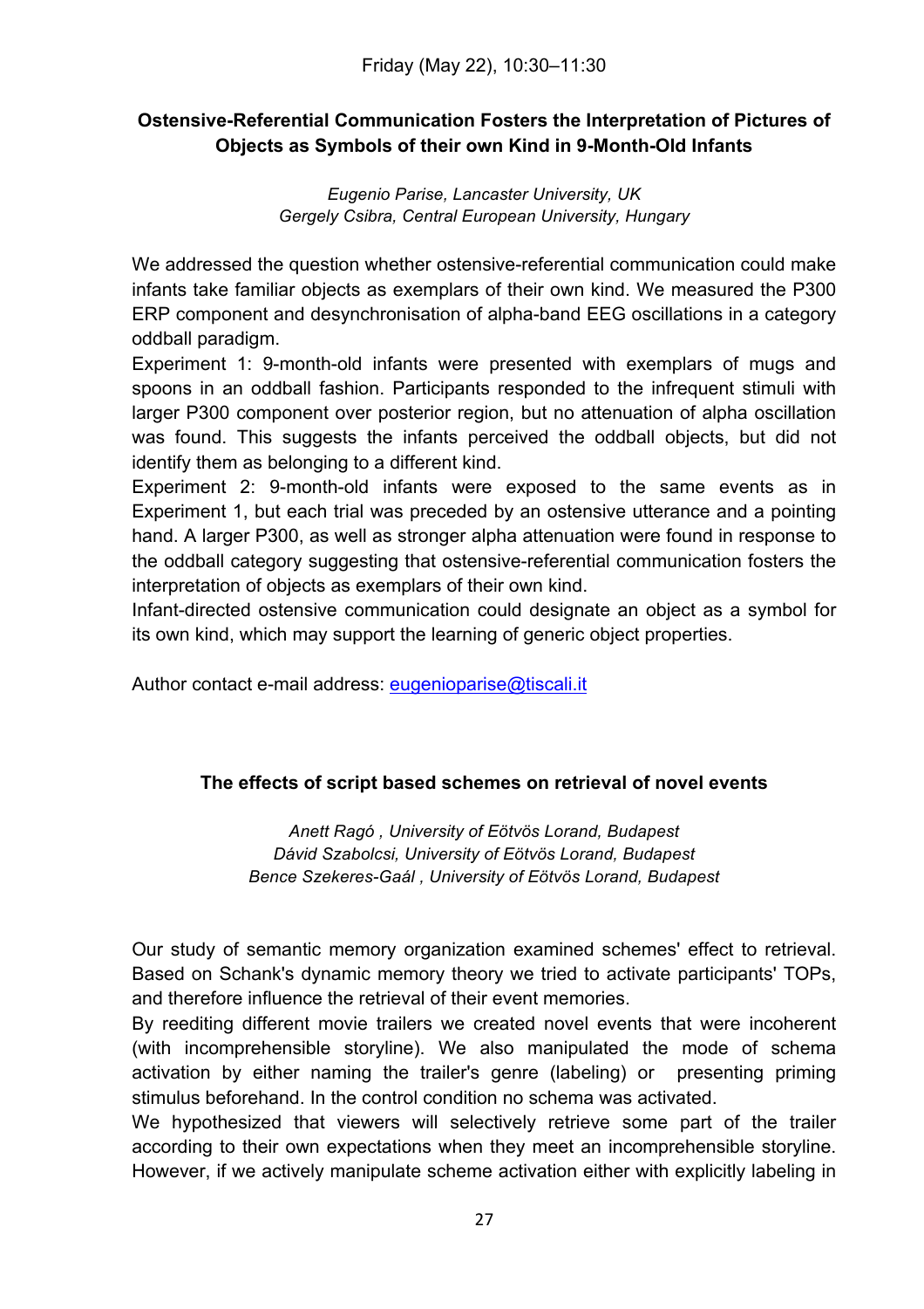Friday (May 22), 10:30–11:30

### Ostensive-Referential Communication Fosters the Interpretation of Pictures of Objects as Symbols of their own Kind in 9-Month-Old Infants

*Eugenio Parise, Lancaster University, UK*
*Gergely Csibra, Central European University, Hungary*

We addressed the question whether ostensive-referential communication could make infants take familiar objects as exemplars of their own kind. We measured the P300 ERP component and desynchronisation of alpha-band EEG oscillations in a category oddball paradigm.

Experiment 1: 9-month-old infants were presented with exemplars of mugs and spoons in an oddball fashion. Participants responded to the infrequent stimuli with larger P300 component over posterior region, but no attenuation of alpha oscillation was found. This suggests the infants perceived the oddball objects, but did not identify them as belonging to a different kind.

Experiment 2: 9-month-old infants were exposed to the same events as in Experiment 1, but each trial was preceded by an ostensive utterance and a pointing hand. A larger P300, as well as stronger alpha attenuation were found in response to the oddball category suggesting that ostensive-referential communication fosters the interpretation of objects as exemplars of their own kind.

Infant-directed ostensive communication could designate an object as a symbol for its own kind, which may support the learning of generic object properties.

Author contact e-mail address: eugenioparise@tiscali.it

### The effects of script based schemes on retrieval of novel events

*Anett Ragó , University of Eötvös Lorand, Budapest*
*Dávid Szabolcsi, University of Eötvös Lorand, Budapest*
*Bence Szekeres-Gaál , University of Eötvös Lorand, Budapest*

Our study of semantic memory organization examined schemes' effect to retrieval. Based on Schank's dynamic memory theory we tried to activate participants' TOPs, and therefore influence the retrieval of their event memories.

By reediting different movie trailers we created novel events that were incoherent (with incomprehensible storyline). We also manipulated the mode of schema activation by either naming the trailer's genre (labeling) or presenting priming stimulus beforehand. In the control condition no schema was activated.

We hypothesized that viewers will selectively retrieve some part of the trailer according to their own expectations when they meet an incomprehensible storyline. However, if we actively manipulate scheme activation either with explicitly labeling in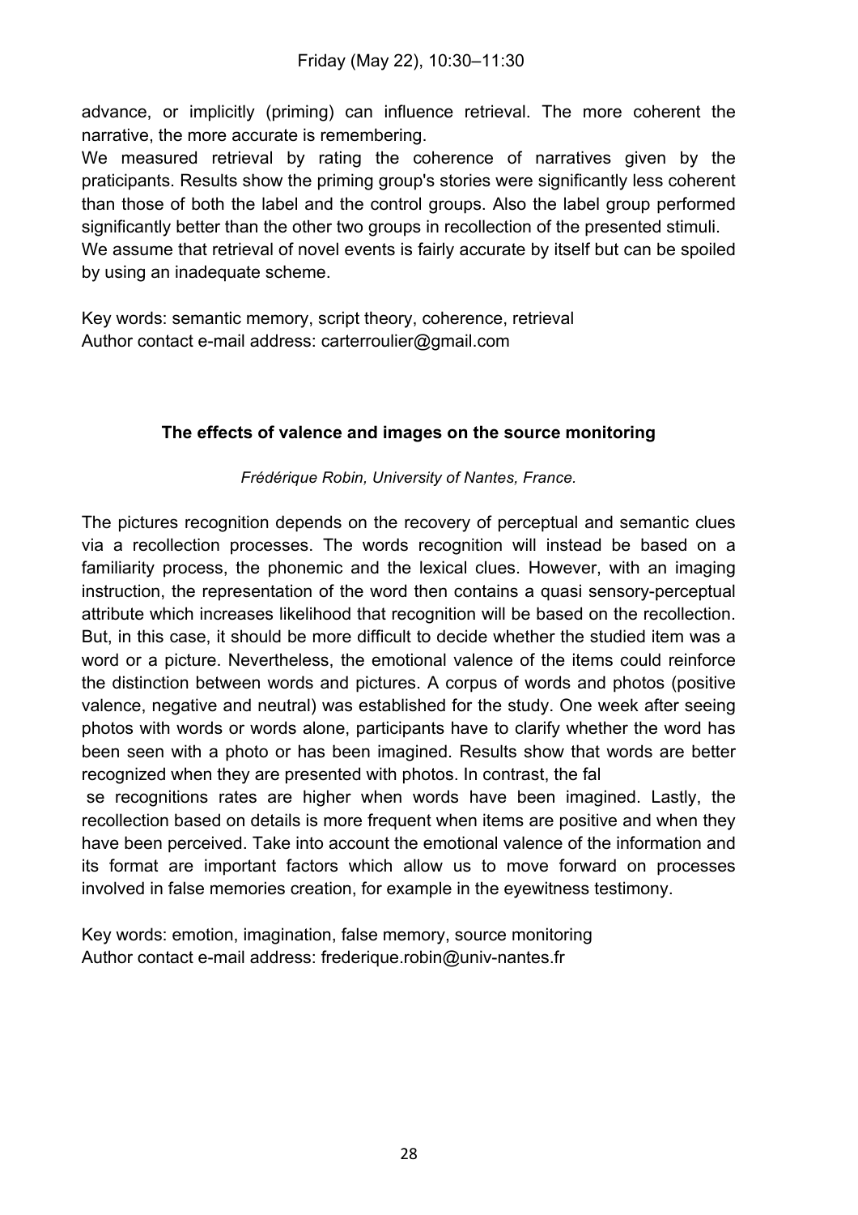advance, or implicitly (priming) can influence retrieval. The more coherent the narrative, the more accurate is remembering.

We measured retrieval by rating the coherence of narratives given by the praticipants. Results show the priming group's stories were significantly less coherent than those of both the label and the control groups. Also the label group performed significantly better than the other two groups in recollection of the presented stimuli.

We assume that retrieval of novel events is fairly accurate by itself but can be spoiled by using an inadequate scheme.

Key words: semantic memory, script theory, coherence, retrieval
Author contact e-mail address: carterroulier@gmail.com

## The effects of valence and images on the source monitoring

*Frédérique Robin, University of Nantes, France.*

The pictures recognition depends on the recovery of perceptual and semantic clues via a recollection processes. The words recognition will instead be based on a familiarity process, the phonemic and the lexical clues. However, with an imaging instruction, the representation of the word then contains a quasi sensory-perceptual attribute which increases likelihood that recognition will be based on the recollection. But, in this case, it should be more difficult to decide whether the studied item was a word or a picture. Nevertheless, the emotional valence of the items could reinforce the distinction between words and pictures. A corpus of words and photos (positive valence, negative and neutral) was established for the study. One week after seeing photos with words or words alone, participants have to clarify whether the word has been seen with a photo or has been imagined. Results show that words are better recognized when they are presented with photos. In contrast, the fal se recognitions rates are higher when words have been imagined. Lastly, the recollection based on details is more frequent when items are positive and when they have been perceived. Take into account the emotional valence of the information and its format are important factors which allow us to move forward on processes involved in false memories creation, for example in the eyewitness testimony.

Key words: emotion, imagination, false memory, source monitoring
Author contact e-mail address: frederique.robin@univ-nantes.fr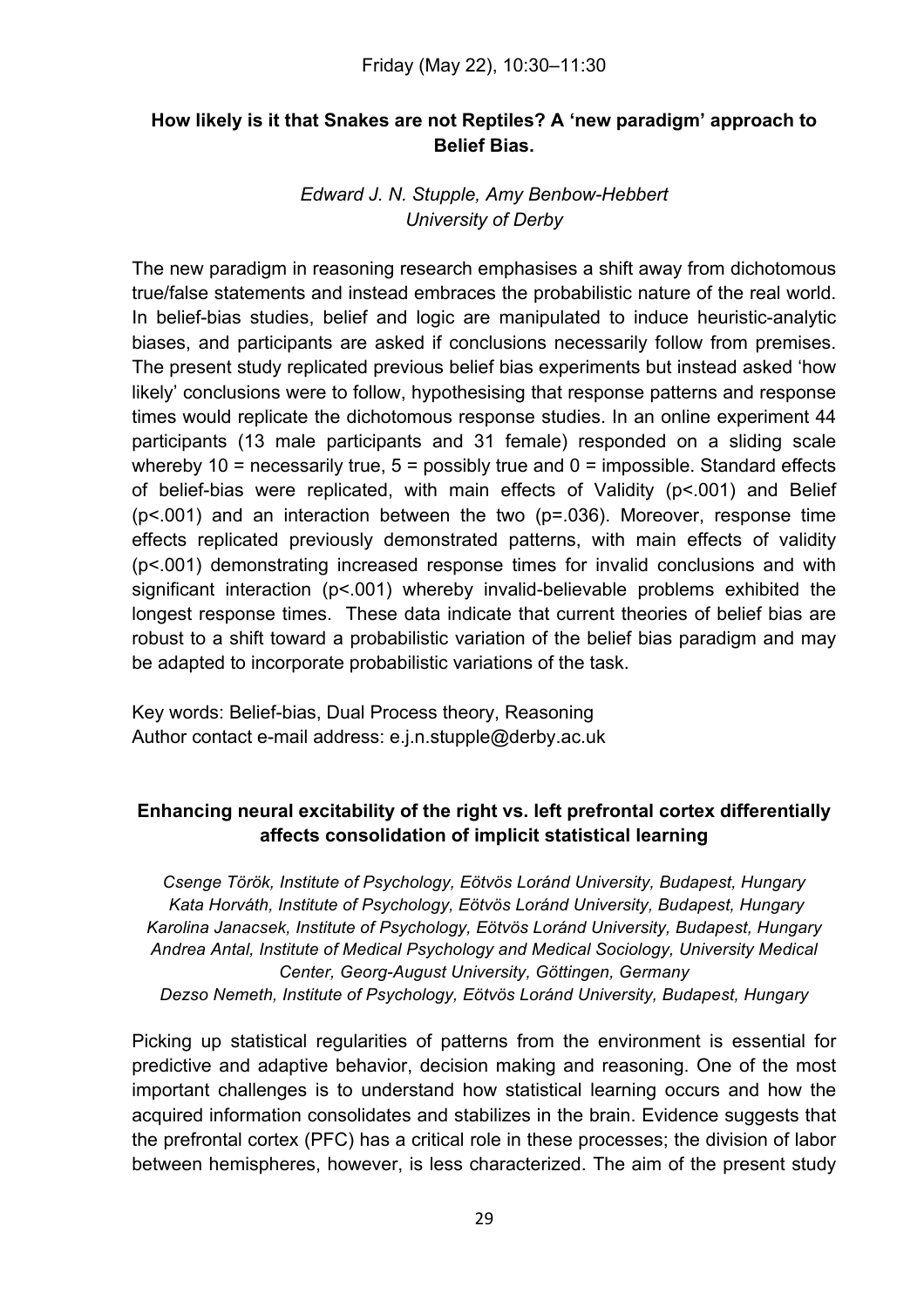Friday (May 22), 10:30–11:30

### How likely is it that Snakes are not Reptiles? A 'new paradigm' approach to Belief Bias.

*Edward J. N. Stupple, Amy Benbow-Hebbert*
*University of Derby*

The new paradigm in reasoning research emphasises a shift away from dichotomous true/false statements and instead embraces the probabilistic nature of the real world. In belief-bias studies, belief and logic are manipulated to induce heuristic-analytic biases, and participants are asked if conclusions necessarily follow from premises. The present study replicated previous belief bias experiments but instead asked 'how likely' conclusions were to follow, hypothesising that response patterns and response times would replicate the dichotomous response studies. In an online experiment 44 participants (13 male participants and 31 female) responded on a sliding scale whereby 10 = necessarily true, 5 = possibly true and 0 = impossible. Standard effects of belief-bias were replicated, with main effects of Validity ($p<.001$) and Belief ($p<.001$) and an interaction between the two ($p=.036$). Moreover, response time effects replicated previously demonstrated patterns, with main effects of validity ($p<.001$) demonstrating increased response times for invalid conclusions and with significant interaction ($p<.001$) whereby invalid-believable problems exhibited the longest response times. These data indicate that current theories of belief bias are robust to a shift toward a probabilistic variation of the belief bias paradigm and may be adapted to incorporate probabilistic variations of the task.

Key words: Belief-bias, Dual Process theory, Reasoning
Author contact e-mail address: e.j.n.stupple@derby.ac.uk

### Enhancing neural excitability of the right vs. left prefrontal cortex differentially affects consolidation of implicit statistical learning

*Csenge Török, Institute of Psychology, Eötvös Loránd University, Budapest, Hungary*
*Kata Horváth, Institute of Psychology, Eötvös Loránd University, Budapest, Hungary*
*Karolina Janacsek, Institute of Psychology, Eötvös Loránd University, Budapest, Hungary*
*Andrea Antal, Institute of Medical Psychology and Medical Sociology, University Medical Center, Georg-August University, Göttingen, Germany*
*Dezso Nemeth, Institute of Psychology, Eötvös Loránd University, Budapest, Hungary*

Picking up statistical regularities of patterns from the environment is essential for predictive and adaptive behavior, decision making and reasoning. One of the most important challenges is to understand how statistical learning occurs and how the acquired information consolidates and stabilizes in the brain. Evidence suggests that the prefrontal cortex (PFC) has a critical role in these processes; the division of labor between hemispheres, however, is less characterized. The aim of the present study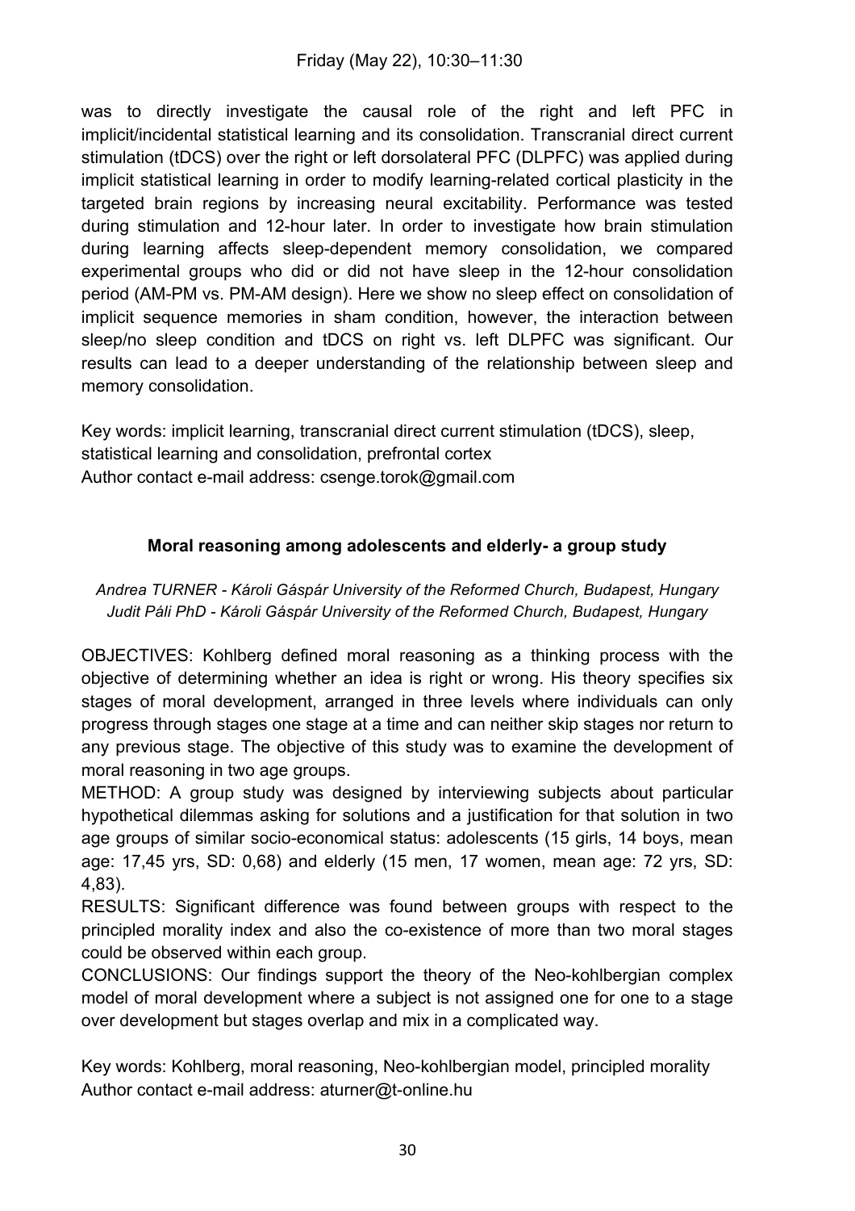was to directly investigate the causal role of the right and left PFC in implicit/incidental statistical learning and its consolidation. Transcranial direct current stimulation (tDCS) over the right or left dorsolateral PFC (DLPFC) was applied during implicit statistical learning in order to modify learning-related cortical plasticity in the targeted brain regions by increasing neural excitability. Performance was tested during stimulation and 12-hour later. In order to investigate how brain stimulation during learning affects sleep-dependent memory consolidation, we compared experimental groups who did or did not have sleep in the 12-hour consolidation period (AM-PM vs. PM-AM design). Here we show no sleep effect on consolidation of implicit sequence memories in sham condition, however, the interaction between sleep/no sleep condition and tDCS on right vs. left DLPFC was significant. Our results can lead to a deeper understanding of the relationship between sleep and memory consolidation.

Key words: implicit learning, transcranial direct current stimulation (tDCS), sleep, statistical learning and consolidation, prefrontal cortex
Author contact e-mail address: csenge.torok@gmail.com

### Moral reasoning among adolescents and elderly- a group study

*Andrea TURNER - Károli Gáspár University of the Reformed Church, Budapest, Hungary*
*Judit Páli PhD - Károli Gáspár University of the Reformed Church, Budapest, Hungary*

OBJECTIVES: Kohlberg defined moral reasoning as a thinking process with the objective of determining whether an idea is right or wrong. His theory specifies six stages of moral development, arranged in three levels where individuals can only progress through stages one stage at a time and can neither skip stages nor return to any previous stage. The objective of this study was to examine the development of moral reasoning in two age groups.

METHOD: A group study was designed by interviewing subjects about particular hypothetical dilemmas asking for solutions and a justification for that solution in two age groups of similar socio-economical status: adolescents (15 girls, 14 boys, mean age: 17,45 yrs, SD: 0,68) and elderly (15 men, 17 women, mean age: 72 yrs, SD: 4,83).

RESULTS: Significant difference was found between groups with respect to the principled morality index and also the co-existence of more than two moral stages could be observed within each group.

CONCLUSIONS: Our findings support the theory of the Neo-kohlbergian complex model of moral development where a subject is not assigned one for one to a stage over development but stages overlap and mix in a complicated way.

Key words: Kohlberg, moral reasoning, Neo-kohlbergian model, principled morality
Author contact e-mail address: aturner@t-online.hu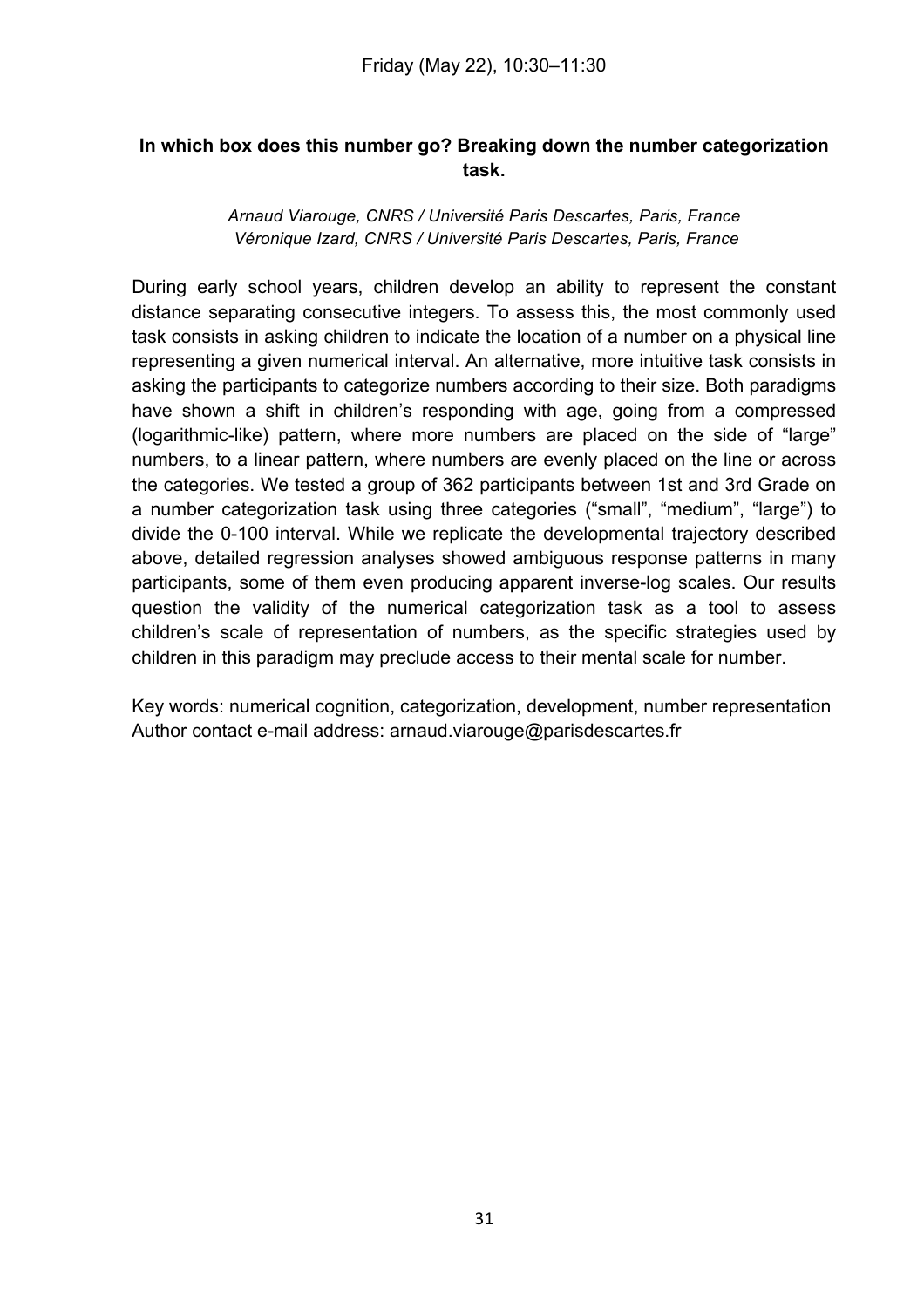Friday (May 22), 10:30–11:30

## In which box does this number go? Breaking down the number categorization task.

*Arnaud Viarouge, CNRS / Université Paris Descartes, Paris, France*
*Véronique Izard, CNRS / Université Paris Descartes, Paris, France*

During early school years, children develop an ability to represent the constant distance separating consecutive integers. To assess this, the most commonly used task consists in asking children to indicate the location of a number on a physical line representing a given numerical interval. An alternative, more intuitive task consists in asking the participants to categorize numbers according to their size. Both paradigms have shown a shift in children's responding with age, going from a compressed (logarithmic-like) pattern, where more numbers are placed on the side of "large" numbers, to a linear pattern, where numbers are evenly placed on the line or across the categories. We tested a group of 362 participants between 1st and 3rd Grade on a number categorization task using three categories ("small", "medium", "large") to divide the 0-100 interval. While we replicate the developmental trajectory described above, detailed regression analyses showed ambiguous response patterns in many participants, some of them even producing apparent inverse-log scales. Our results question the validity of the numerical categorization task as a tool to assess children's scale of representation of numbers, as the specific strategies used by children in this paradigm may preclude access to their mental scale for number.

Key words: numerical cognition, categorization, development, number representation
Author contact e-mail address: arnaud.viarouge@parisdescartes.fr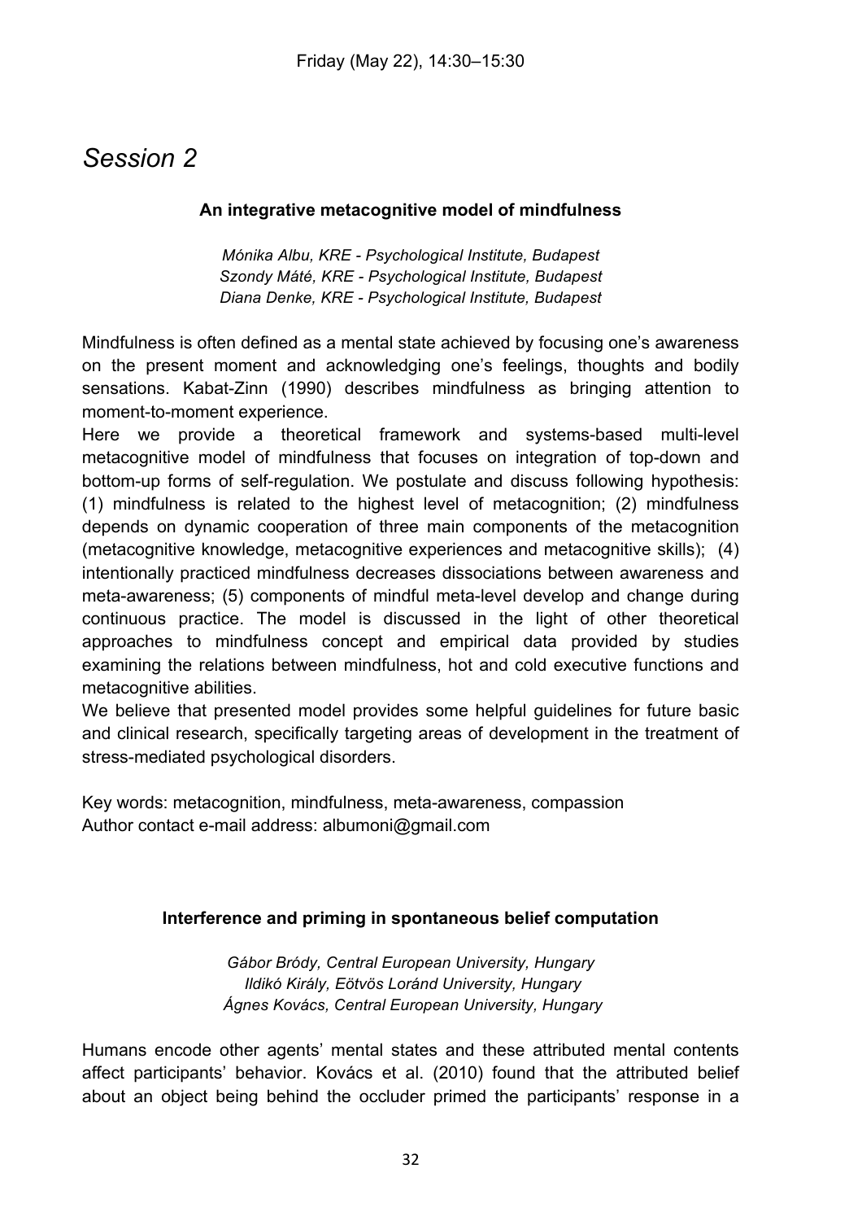# Session 2

### An integrative metacognitive model of mindfulness

*Mónika Albu, KRE - Psychological Institute, Budapest*
*Szondy Máté, KRE - Psychological Institute, Budapest*
*Diana Denke, KRE - Psychological Institute, Budapest*

Mindfulness is often defined as a mental state achieved by focusing one's awareness on the present moment and acknowledging one's feelings, thoughts and bodily sensations. Kabat-Zinn (1990) describes mindfulness as bringing attention to moment-to-moment experience.

Here we provide a theoretical framework and systems-based multi-level metacognitive model of mindfulness that focuses on integration of top-down and bottom-up forms of self-regulation. We postulate and discuss following hypothesis: (1) mindfulness is related to the highest level of metacognition; (2) mindfulness depends on dynamic cooperation of three main components of the metacognition (metacognitive knowledge, metacognitive experiences and metacognitive skills); (4) intentionally practiced mindfulness decreases dissociations between awareness and meta-awareness; (5) components of mindful meta-level develop and change during continuous practice. The model is discussed in the light of other theoretical approaches to mindfulness concept and empirical data provided by studies examining the relations between mindfulness, hot and cold executive functions and metacognitive abilities.

We believe that presented model provides some helpful guidelines for future basic and clinical research, specifically targeting areas of development in the treatment of stress-mediated psychological disorders.

Key words: metacognition, mindfulness, meta-awareness, compassion
Author contact e-mail address: albumoni@gmail.com

### Interference and priming in spontaneous belief computation

*Gábor Bródy, Central European University, Hungary*
*Ildikó Király, Eötvös Loránd University, Hungary*
*Ágnes Kovács, Central European University, Hungary*

Humans encode other agents' mental states and these attributed mental contents affect participants' behavior. Kovács et al. (2010) found that the attributed belief about an object being behind the occluder primed the participants' response in a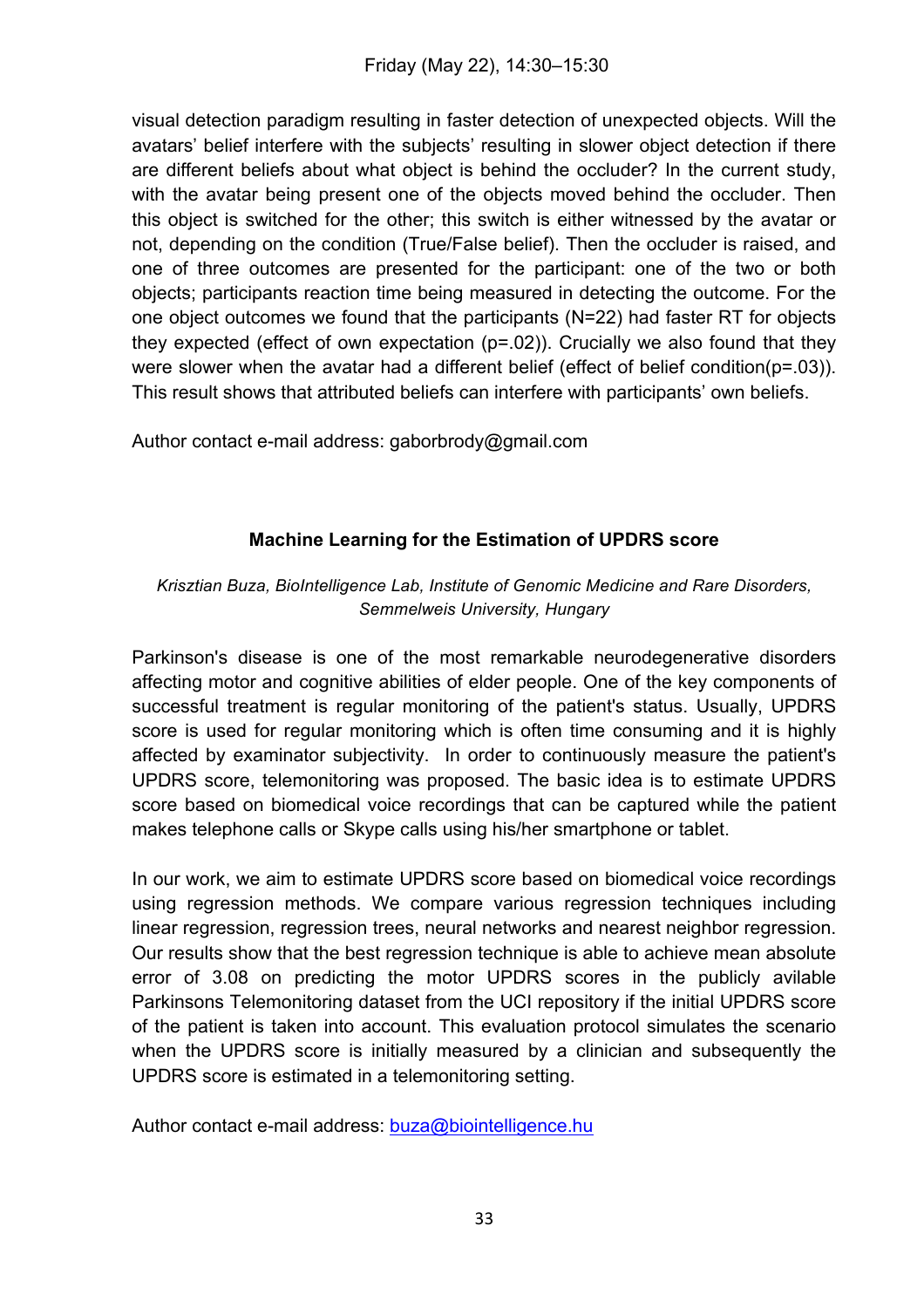visual detection paradigm resulting in faster detection of unexpected objects. Will the avatars' belief interfere with the subjects' resulting in slower object detection if there are different beliefs about what object is behind the occluder? In the current study, with the avatar being present one of the objects moved behind the occluder. Then this object is switched for the other; this switch is either witnessed by the avatar or not, depending on the condition (True/False belief). Then the occluder is raised, and one of three outcomes are presented for the participant: one of the two or both objects; participants reaction time being measured in detecting the outcome. For the one object outcomes we found that the participants (N=22) had faster RT for objects they expected (effect of own expectation (p=.02)). Crucially we also found that they were slower when the avatar had a different belief (effect of belief condition(p=.03)). This result shows that attributed beliefs can interfere with participants' own beliefs.

Author contact e-mail address: gaborbrody@gmail.com

### Machine Learning for the Estimation of UPDRS score

*Krisztian Buza, BioIntelligence Lab, Institute of Genomic Medicine and Rare Disorders, Semmelweis University, Hungary*

Parkinson's disease is one of the most remarkable neurodegenerative disorders affecting motor and cognitive abilities of elder people. One of the key components of successful treatment is regular monitoring of the patient's status. Usually, UPDRS score is used for regular monitoring which is often time consuming and it is highly affected by examinator subjectivity. In order to continuously measure the patient's UPDRS score, telemonitoring was proposed. The basic idea is to estimate UPDRS score based on biomedical voice recordings that can be captured while the patient makes telephone calls or Skype calls using his/her smartphone or tablet.

In our work, we aim to estimate UPDRS score based on biomedical voice recordings using regression methods. We compare various regression techniques including linear regression, regression trees, neural networks and nearest neighbor regression. Our results show that the best regression technique is able to achieve mean absolute error of 3.08 on predicting the motor UPDRS scores in the publicly avilable Parkinsons Telemonitoring dataset from the UCI repository if the initial UPDRS score of the patient is taken into account. This evaluation protocol simulates the scenario when the UPDRS score is initially measured by a clinician and subsequently the UPDRS score is estimated in a telemonitoring setting.

Author contact e-mail address: buza@biointelligence.hu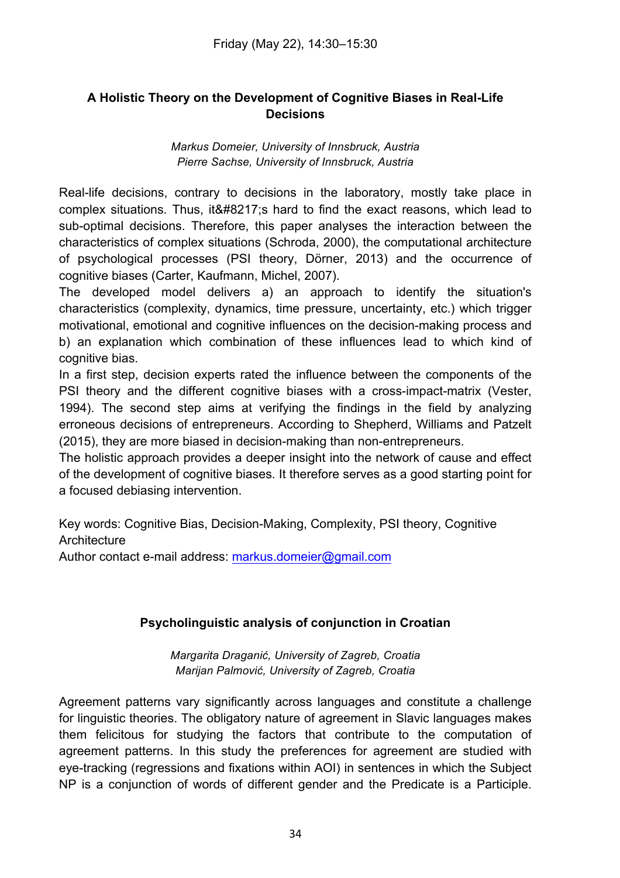Friday (May 22), 14:30–15:30

### A Holistic Theory on the Development of Cognitive Biases in Real-Life Decisions

*Markus Domeier, University of Innsbruck, Austria*
*Pierre Sachse, University of Innsbruck, Austria*

Real-life decisions, contrary to decisions in the laboratory, mostly take place in complex situations. Thus, it&#8217;s hard to find the exact reasons, which lead to sub-optimal decisions. Therefore, this paper analyses the interaction between the characteristics of complex situations (Schroda, 2000), the computational architecture of psychological processes (PSI theory, Dörner, 2013) and the occurrence of cognitive biases (Carter, Kaufmann, Michel, 2007).
The developed model delivers a) an approach to identify the situation's characteristics (complexity, dynamics, time pressure, uncertainty, etc.) which trigger motivational, emotional and cognitive influences on the decision-making process and b) an explanation which combination of these influences lead to which kind of cognitive bias.
In a first step, decision experts rated the influence between the components of the PSI theory and the different cognitive biases with a cross-impact-matrix (Vester, 1994). The second step aims at verifying the findings in the field by analyzing erroneous decisions of entrepreneurs. According to Shepherd, Williams and Patzelt (2015), they are more biased in decision-making than non-entrepreneurs.
The holistic approach provides a deeper insight into the network of cause and effect of the development of cognitive biases. It therefore serves as a good starting point for a focused debiasing intervention.

Key words: Cognitive Bias, Decision-Making, Complexity, PSI theory, Cognitive Architecture
Author contact e-mail address: markus.domeier@gmail.com

### Psycholinguistic analysis of conjunction in Croatian

*Margarita Draganić, University of Zagreb, Croatia*
*Marijan Palmović, University of Zagreb, Croatia*

Agreement patterns vary significantly across languages and constitute a challenge for linguistic theories. The obligatory nature of agreement in Slavic languages makes them felicitous for studying the factors that contribute to the computation of agreement patterns. In this study the preferences for agreement are studied with eye-tracking (regressions and fixations within AOI) in sentences in which the Subject NP is a conjunction of words of different gender and the Predicate is a Participle.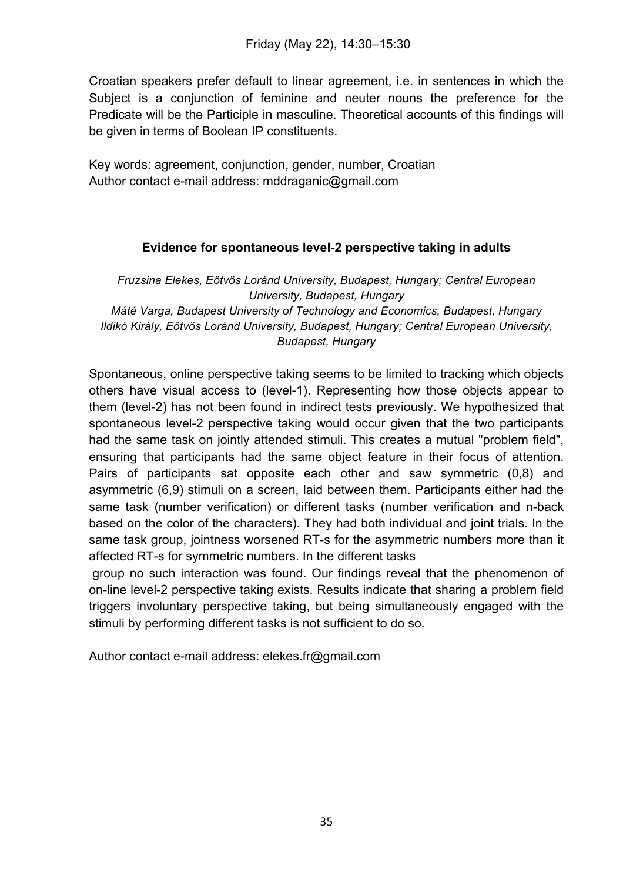Croatian speakers prefer default to linear agreement, i.e. in sentences in which the Subject is a conjunction of feminine and neuter nouns the preference for the Predicate will be the Participle in masculine. Theoretical accounts of this findings will be given in terms of Boolean IP constituents.

Key words: agreement, conjunction, gender, number, Croatian
Author contact e-mail address: mddraganic@gmail.com

### Evidence for spontaneous level-2 perspective taking in adults

*Fruzsina Elekes, Eötvös Loránd University, Budapest, Hungary; Central European University, Budapest, Hungary*
*Máté Varga, Budapest University of Technology and Economics, Budapest, Hungary*
*Ildikó Király, Eötvös Loránd University, Budapest, Hungary; Central European University, Budapest, Hungary*

Spontaneous, online perspective taking seems to be limited to tracking which objects others have visual access to (level-1). Representing how those objects appear to them (level-2) has not been found in indirect tests previously. We hypothesized that spontaneous level-2 perspective taking would occur given that the two participants had the same task on jointly attended stimuli. This creates a mutual "problem field", ensuring that participants had the same object feature in their focus of attention. Pairs of participants sat opposite each other and saw symmetric (0,8) and asymmetric (6,9) stimuli on a screen, laid between them. Participants either had the same task (number verification) or different tasks (number verification and n-back based on the color of the characters). They had both individual and joint trials. In the same task group, jointness worsened RT-s for the asymmetric numbers more than it affected RT-s for symmetric numbers. In the different tasks group no such interaction was found. Our findings reveal that the phenomenon of on-line level-2 perspective taking exists. Results indicate that sharing a problem field triggers involuntary perspective taking, but being simultaneously engaged with the stimuli by performing different tasks is not sufficient to do so.

Author contact e-mail address: elekes.fr@gmail.com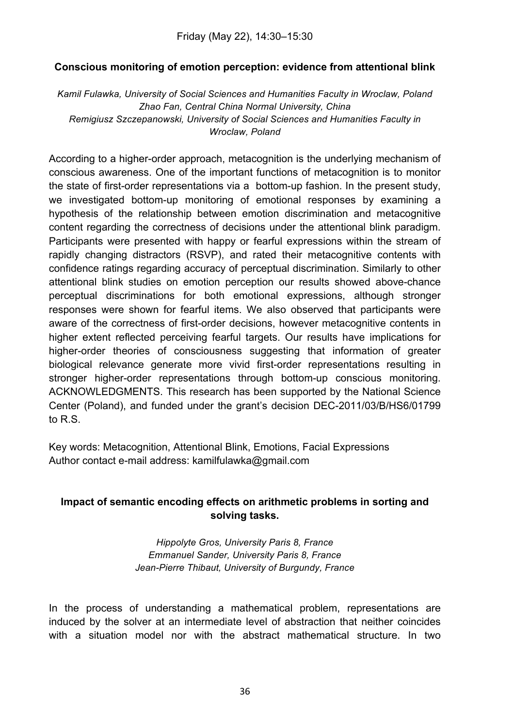Friday (May 22), 14:30–15:30

### Conscious monitoring of emotion perception: evidence from attentional blink

*Kamil Fulawka, University of Social Sciences and Humanities Faculty in Wroclaw, Poland*
*Zhao Fan, Central China Normal University, China*
*Remigiusz Szczepanowski, University of Social Sciences and Humanities Faculty in Wroclaw, Poland*

According to a higher-order approach, metacognition is the underlying mechanism of conscious awareness. One of the important functions of metacognition is to monitor the state of first-order representations via a bottom-up fashion. In the present study, we investigated bottom-up monitoring of emotional responses by examining a hypothesis of the relationship between emotion discrimination and metacognitive content regarding the correctness of decisions under the attentional blink paradigm. Participants were presented with happy or fearful expressions within the stream of rapidly changing distractors (RSVP), and rated their metacognitive contents with confidence ratings regarding accuracy of perceptual discrimination. Similarly to other attentional blink studies on emotion perception our results showed above-chance perceptual discriminations for both emotional expressions, although stronger responses were shown for fearful items. We also observed that participants were aware of the correctness of first-order decisions, however metacognitive contents in higher extent reflected perceiving fearful targets. Our results have implications for higher-order theories of consciousness suggesting that information of greater biological relevance generate more vivid first-order representations resulting in stronger higher-order representations through bottom-up conscious monitoring. ACKNOWLEDGMENTS. This research has been supported by the National Science Center (Poland), and funded under the grant's decision DEC-2011/03/B/HS6/01799 to R.S.

Key words: Metacognition, Attentional Blink, Emotions, Facial Expressions
Author contact e-mail address: kamilfulawka@gmail.com

### Impact of semantic encoding effects on arithmetic problems in sorting and solving tasks.

*Hippolyte Gros, University Paris 8, France*
*Emmanuel Sander, University Paris 8, France*
*Jean-Pierre Thibaut, University of Burgundy, France*

In the process of understanding a mathematical problem, representations are induced by the solver at an intermediate level of abstraction that neither coincides with a situation model nor with the abstract mathematical structure. In two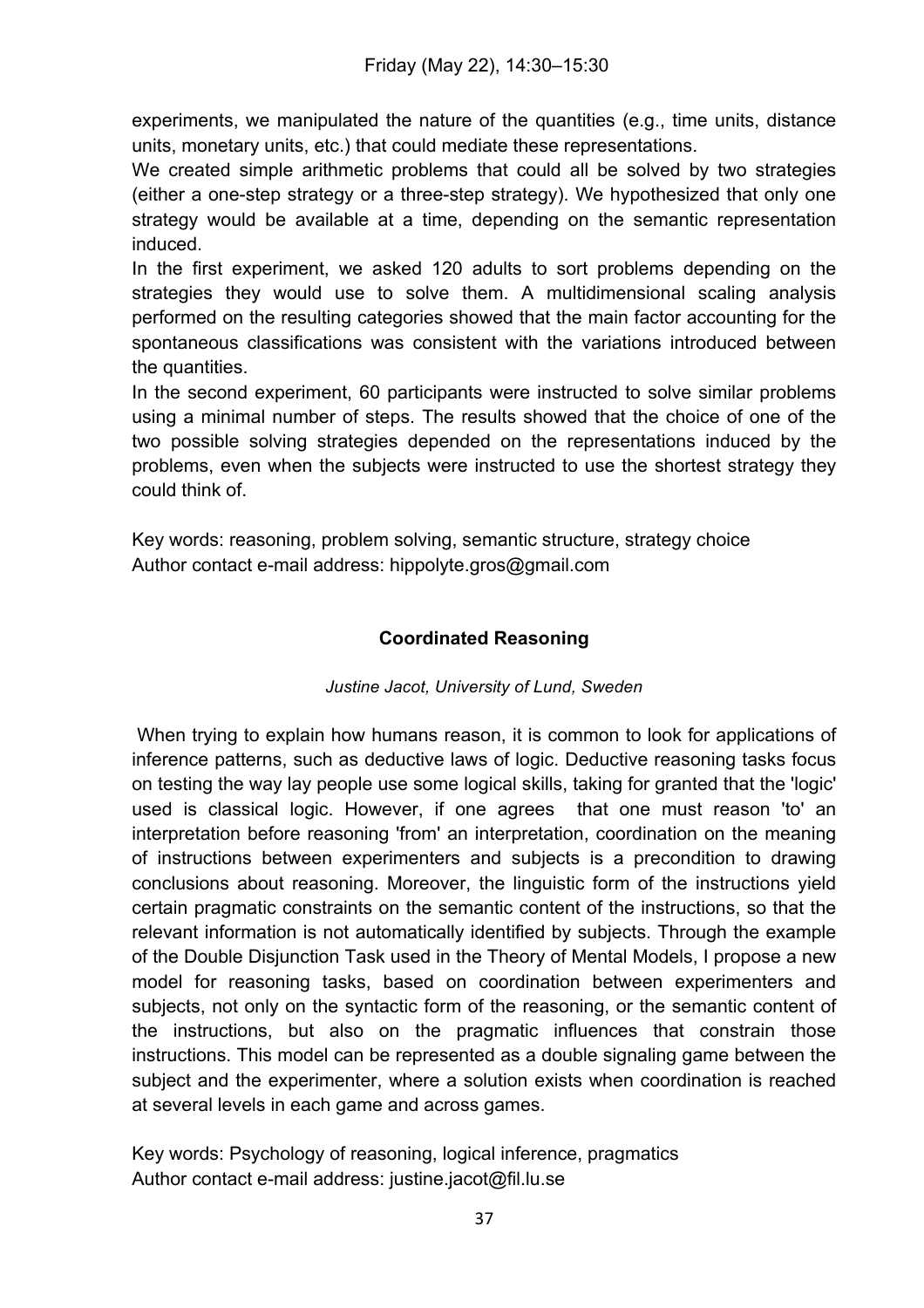experiments, we manipulated the nature of the quantities (e.g., time units, distance units, monetary units, etc.) that could mediate these representations.

We created simple arithmetic problems that could all be solved by two strategies (either a one-step strategy or a three-step strategy). We hypothesized that only one strategy would be available at a time, depending on the semantic representation induced.

In the first experiment, we asked 120 adults to sort problems depending on the strategies they would use to solve them. A multidimensional scaling analysis performed on the resulting categories showed that the main factor accounting for the spontaneous classifications was consistent with the variations introduced between the quantities.

In the second experiment, 60 participants were instructed to solve similar problems using a minimal number of steps. The results showed that the choice of one of the two possible solving strategies depended on the representations induced by the problems, even when the subjects were instructed to use the shortest strategy they could think of.

Key words: reasoning, problem solving, semantic structure, strategy choice
Author contact e-mail address: hippolyte.gros@gmail.com

## Coordinated Reasoning

*Justine Jacot, University of Lund, Sweden*

When trying to explain how humans reason, it is common to look for applications of inference patterns, such as deductive laws of logic. Deductive reasoning tasks focus on testing the way lay people use some logical skills, taking for granted that the 'logic' used is classical logic. However, if one agrees that one must reason 'to' an interpretation before reasoning 'from' an interpretation, coordination on the meaning of instructions between experimenters and subjects is a precondition to drawing conclusions about reasoning. Moreover, the linguistic form of the instructions yield certain pragmatic constraints on the semantic content of the instructions, so that the relevant information is not automatically identified by subjects. Through the example of the Double Disjunction Task used in the Theory of Mental Models, I propose a new model for reasoning tasks, based on coordination between experimenters and subjects, not only on the syntactic form of the reasoning, or the semantic content of the instructions, but also on the pragmatic influences that constrain those instructions. This model can be represented as a double signaling game between the subject and the experimenter, where a solution exists when coordination is reached at several levels in each game and across games.

Key words: Psychology of reasoning, logical inference, pragmatics
Author contact e-mail address: justine.jacot@fil.lu.se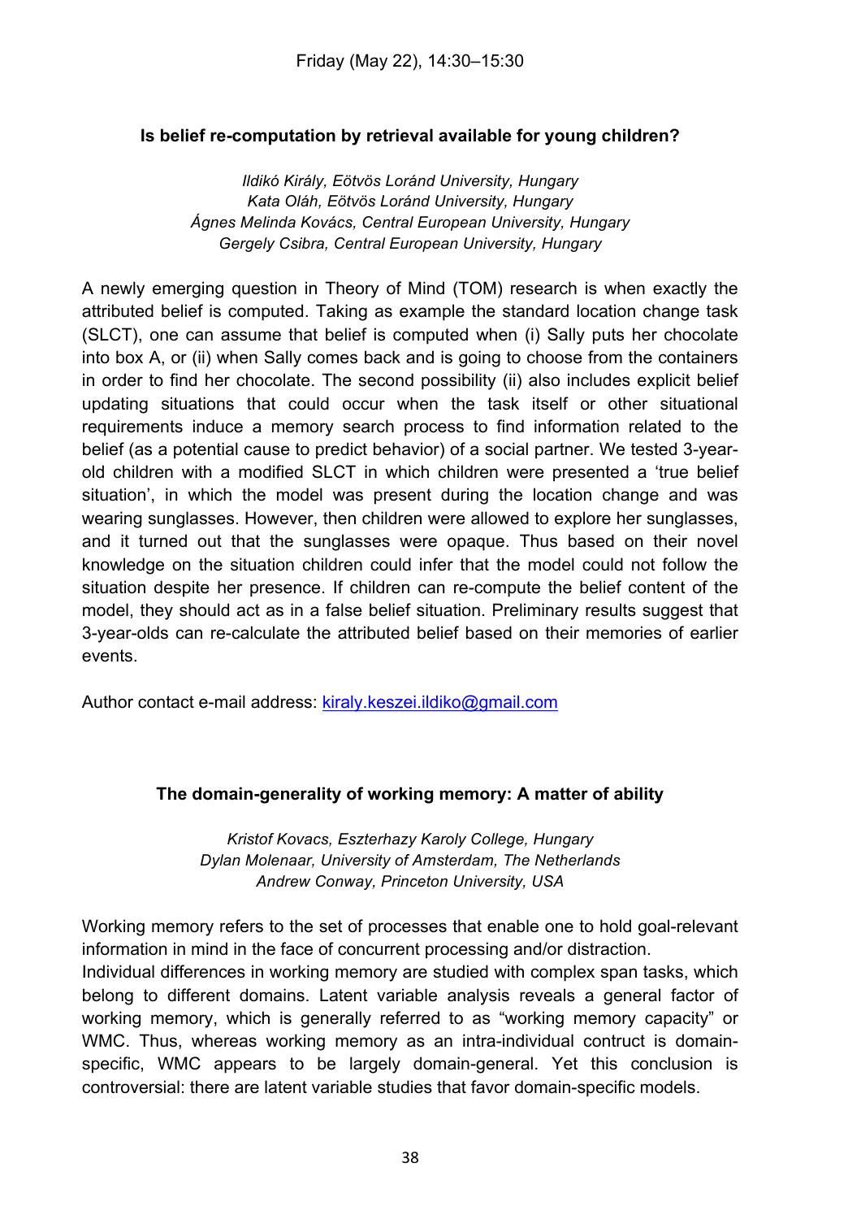Friday (May 22), 14:30–15:30

### Is belief re-computation by retrieval available for young children?

*Ildikó Király, Eötvös Loránd University, Hungary*
*Kata Oláh, Eötvös Loránd University, Hungary*
*Ágnes Melinda Kovács, Central European University, Hungary*
*Gergely Csibra, Central European University, Hungary*

A newly emerging question in Theory of Mind (TOM) research is when exactly the attributed belief is computed. Taking as example the standard location change task (SLCT), one can assume that belief is computed when (i) Sally puts her chocolate into box A, or (ii) when Sally comes back and is going to choose from the containers in order to find her chocolate. The second possibility (ii) also includes explicit belief updating situations that could occur when the task itself or other situational requirements induce a memory search process to find information related to the belief (as a potential cause to predict behavior) of a social partner. We tested 3-year-old children with a modified SLCT in which children were presented a 'true belief situation', in which the model was present during the location change and was wearing sunglasses. However, then children were allowed to explore her sunglasses, and it turned out that the sunglasses were opaque. Thus based on their novel knowledge on the situation children could infer that the model could not follow the situation despite her presence. If children can re-compute the belief content of the model, they should act as in a false belief situation. Preliminary results suggest that 3-year-olds can re-calculate the attributed belief based on their memories of earlier events.

Author contact e-mail address: kiraly.keszei.ildiko@gmail.com

### The domain-generality of working memory: A matter of ability

*Kristof Kovacs, Eszterhazy Karoly College, Hungary*
*Dylan Molenaar, University of Amsterdam, The Netherlands*
*Andrew Conway, Princeton University, USA*

Working memory refers to the set of processes that enable one to hold goal-relevant information in mind in the face of concurrent processing and/or distraction.
Individual differences in working memory are studied with complex span tasks, which belong to different domains. Latent variable analysis reveals a general factor of working memory, which is generally referred to as "working memory capacity" or WMC. Thus, whereas working memory as an intra-individual contruct is domain-specific, WMC appears to be largely domain-general. Yet this conclusion is controversial: there are latent variable studies that favor domain-specific models.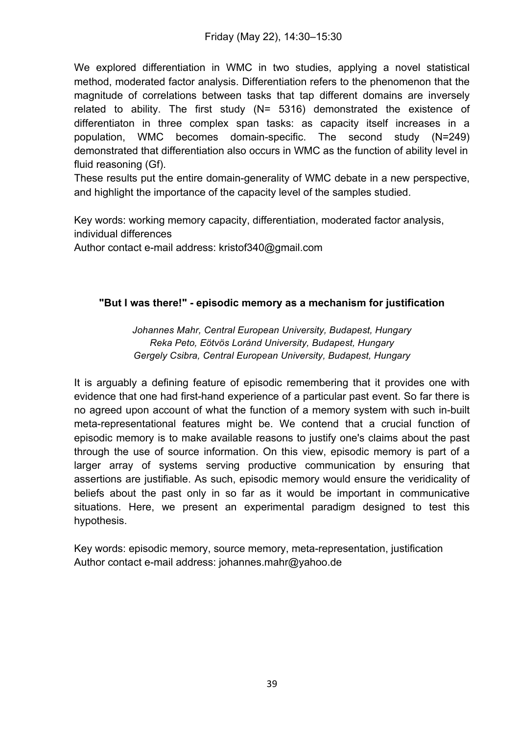Friday (May 22), 14:30–15:30

We explored differentiation in WMC in two studies, applying a novel statistical method, moderated factor analysis. Differentiation refers to the phenomenon that the magnitude of correlations between tasks that tap different domains are inversely related to ability. The first study (N= 5316) demonstrated the existence of differentiaton in three complex span tasks: as capacity itself increases in a population, WMC becomes domain-specific. The second study (N=249) demonstrated that differentiation also occurs in WMC as the function of ability level in fluid reasoning (Gf).

These results put the entire domain-generality of WMC debate in a new perspective, and highlight the importance of the capacity level of the samples studied.

Key words: working memory capacity, differentiation, moderated factor analysis, individual differences
Author contact e-mail address: kristof340@gmail.com

### "But I was there!" - episodic memory as a mechanism for justification

*Johannes Mahr, Central European University, Budapest, Hungary*
*Reka Peto, Eötvös Loránd University, Budapest, Hungary*
*Gergely Csibra, Central European University, Budapest, Hungary*

It is arguably a defining feature of episodic remembering that it provides one with evidence that one had first-hand experience of a particular past event. So far there is no agreed upon account of what the function of a memory system with such in-built meta-representational features might be. We contend that a crucial function of episodic memory is to make available reasons to justify one's claims about the past through the use of source information. On this view, episodic memory is part of a larger array of systems serving productive communication by ensuring that assertions are justifiable. As such, episodic memory would ensure the veridicality of beliefs about the past only in so far as it would be important in communicative situations. Here, we present an experimental paradigm designed to test this hypothesis.

Key words: episodic memory, source memory, meta-representation, justification
Author contact e-mail address: johannes.mahr@yahoo.de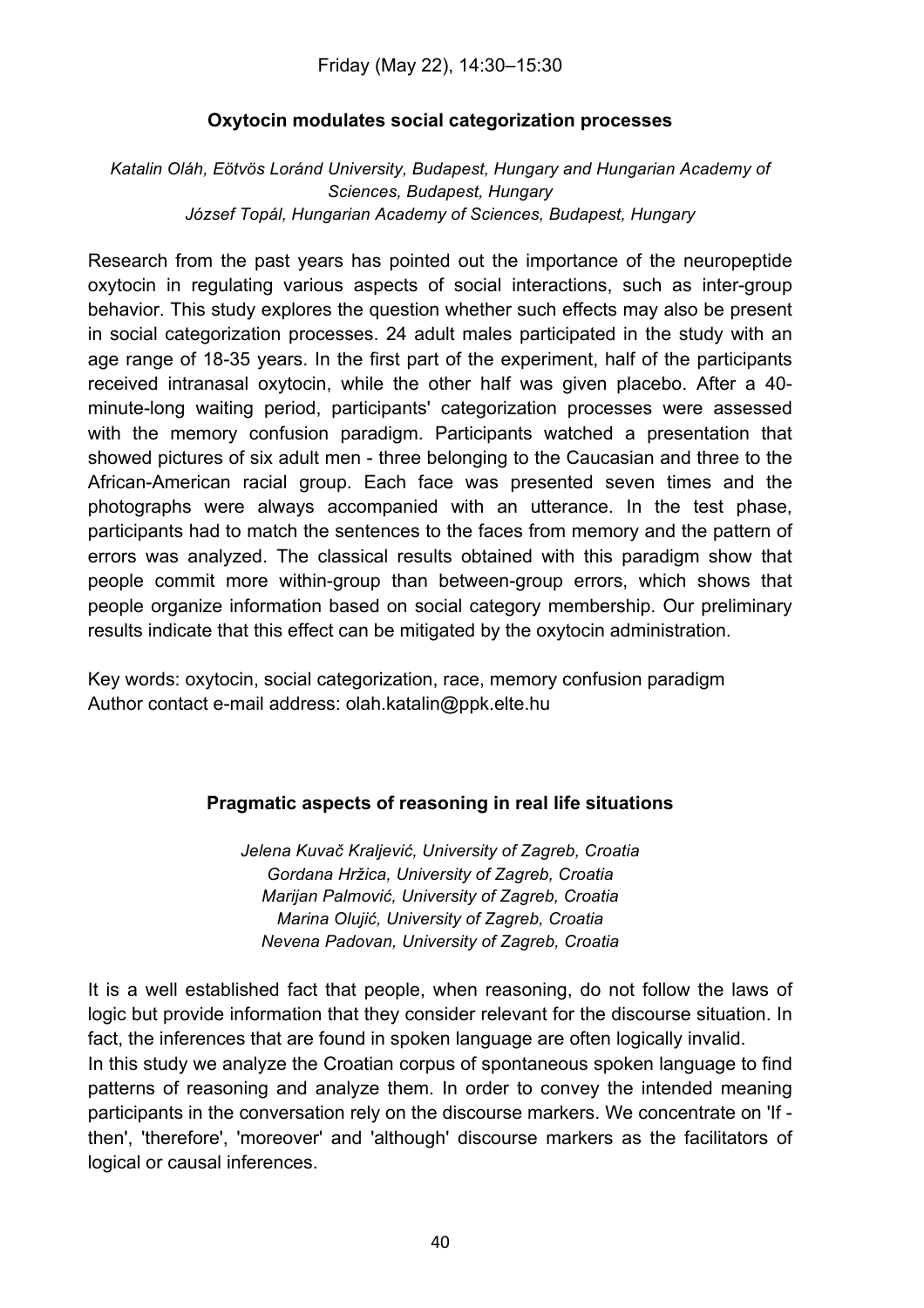Friday (May 22), 14:30–15:30

### Oxytocin modulates social categorization processes

*Katalin Oláh, Eötvös Loránd University, Budapest, Hungary and Hungarian Academy of Sciences, Budapest, Hungary*
*József Topál, Hungarian Academy of Sciences, Budapest, Hungary*

Research from the past years has pointed out the importance of the neuropeptide oxytocin in regulating various aspects of social interactions, such as inter-group behavior. This study explores the question whether such effects may also be present in social categorization processes. 24 adult males participated in the study with an age range of 18-35 years. In the first part of the experiment, half of the participants received intranasal oxytocin, while the other half was given placebo. After a 40-minute-long waiting period, participants' categorization processes were assessed with the memory confusion paradigm. Participants watched a presentation that showed pictures of six adult men - three belonging to the Caucasian and three to the African-American racial group. Each face was presented seven times and the photographs were always accompanied with an utterance. In the test phase, participants had to match the sentences to the faces from memory and the pattern of errors was analyzed. The classical results obtained with this paradigm show that people commit more within-group than between-group errors, which shows that people organize information based on social category membership. Our preliminary results indicate that this effect can be mitigated by the oxytocin administration.

Key words: oxytocin, social categorization, race, memory confusion paradigm
Author contact e-mail address: olah.katalin@ppk.elte.hu

### Pragmatic aspects of reasoning in real life situations

*Jelena Kuvač Kraljević, University of Zagreb, Croatia*
*Gordana Hržica, University of Zagreb, Croatia*
*Marijan Palmović, University of Zagreb, Croatia*
*Marina Olujić, University of Zagreb, Croatia*
*Nevena Padovan, University of Zagreb, Croatia*

It is a well established fact that people, when reasoning, do not follow the laws of logic but provide information that they consider relevant for the discourse situation. In fact, the inferences that are found in spoken language are often logically invalid.
In this study we analyze the Croatian corpus of spontaneous spoken language to find patterns of reasoning and analyze them. In order to convey the intended meaning participants in the conversation rely on the discourse markers. We concentrate on 'If - then', 'therefore', 'moreover' and 'although' discourse markers as the facilitators of logical or causal inferences.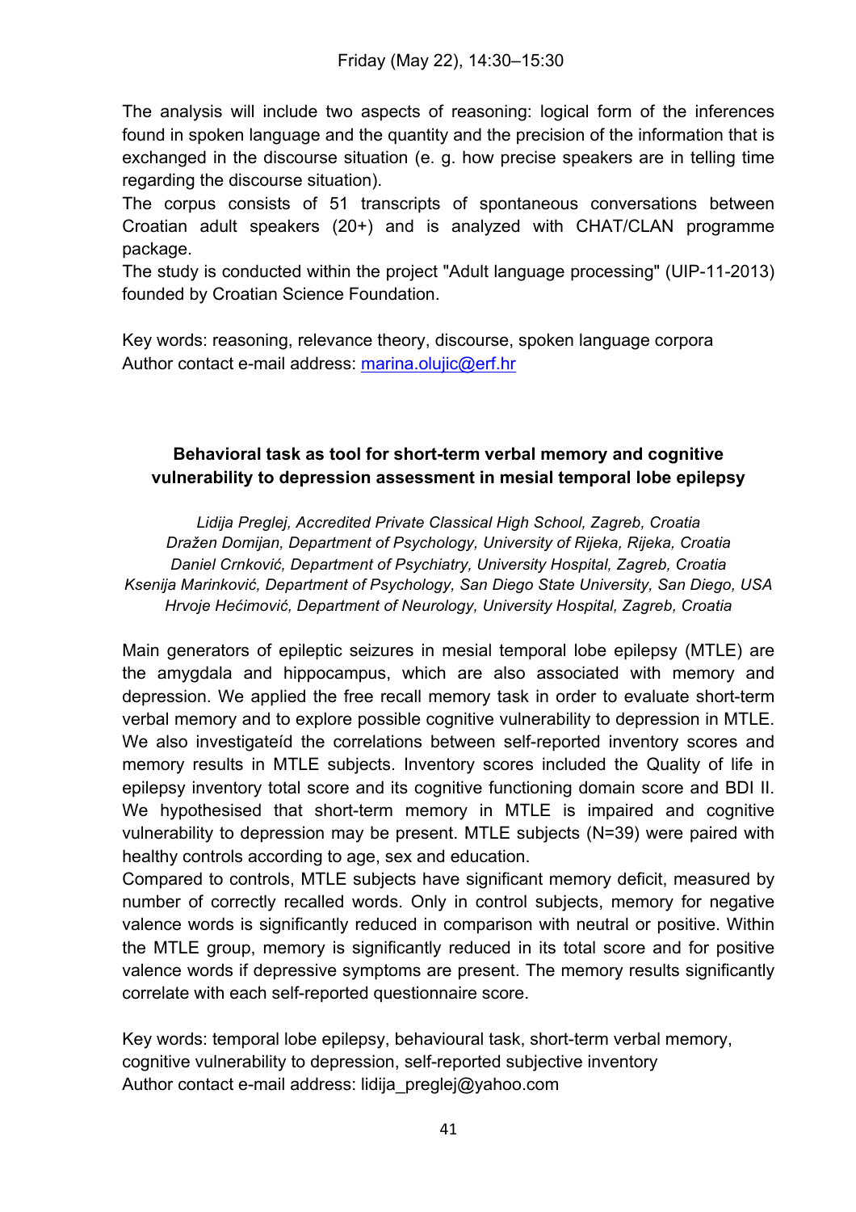The analysis will include two aspects of reasoning: logical form of the inferences found in spoken language and the quantity and the precision of the information that is exchanged in the discourse situation (e. g. how precise speakers are in telling time regarding the discourse situation).

The corpus consists of 51 transcripts of spontaneous conversations between Croatian adult speakers (20+) and is analyzed with CHAT/CLAN programme package.

The study is conducted within the project "Adult language processing" (UIP-11-2013) founded by Croatian Science Foundation.

Key words: reasoning, relevance theory, discourse, spoken language corpora
Author contact e-mail address: marina.olujic@erf.hr

### Behavioral task as tool for short-term verbal memory and cognitive vulnerability to depression assessment in mesial temporal lobe epilepsy

*Lidija Preglej, Accredited Private Classical High School, Zagreb, Croatia*
*Dražen Domijan, Department of Psychology, University of Rijeka, Rijeka, Croatia*
*Daniel Crnković, Department of Psychiatry, University Hospital, Zagreb, Croatia*
*Ksenija Marinković, Department of Psychology, San Diego State University, San Diego, USA*
*Hrvoje Hećimović, Department of Neurology, University Hospital, Zagreb, Croatia*

Main generators of epileptic seizures in mesial temporal lobe epilepsy (MTLE) are the amygdala and hippocampus, which are also associated with memory and depression. We applied the free recall memory task in order to evaluate short-term verbal memory and to explore possible cognitive vulnerability to depression in MTLE. We also investigateíd the correlations between self-reported inventory scores and memory results in MTLE subjects. Inventory scores included the Quality of life in epilepsy inventory total score and its cognitive functioning domain score and BDI II. We hypothesised that short-term memory in MTLE is impaired and cognitive vulnerability to depression may be present. MTLE subjects (N=39) were paired with healthy controls according to age, sex and education.

Compared to controls, MTLE subjects have significant memory deficit, measured by number of correctly recalled words. Only in control subjects, memory for negative valence words is significantly reduced in comparison with neutral or positive. Within the MTLE group, memory is significantly reduced in its total score and for positive valence words if depressive symptoms are present. The memory results significantly correlate with each self-reported questionnaire score.

Key words: temporal lobe epilepsy, behavioural task, short-term verbal memory, cognitive vulnerability to depression, self-reported subjective inventory
Author contact e-mail address: lidija_preglej@yahoo.com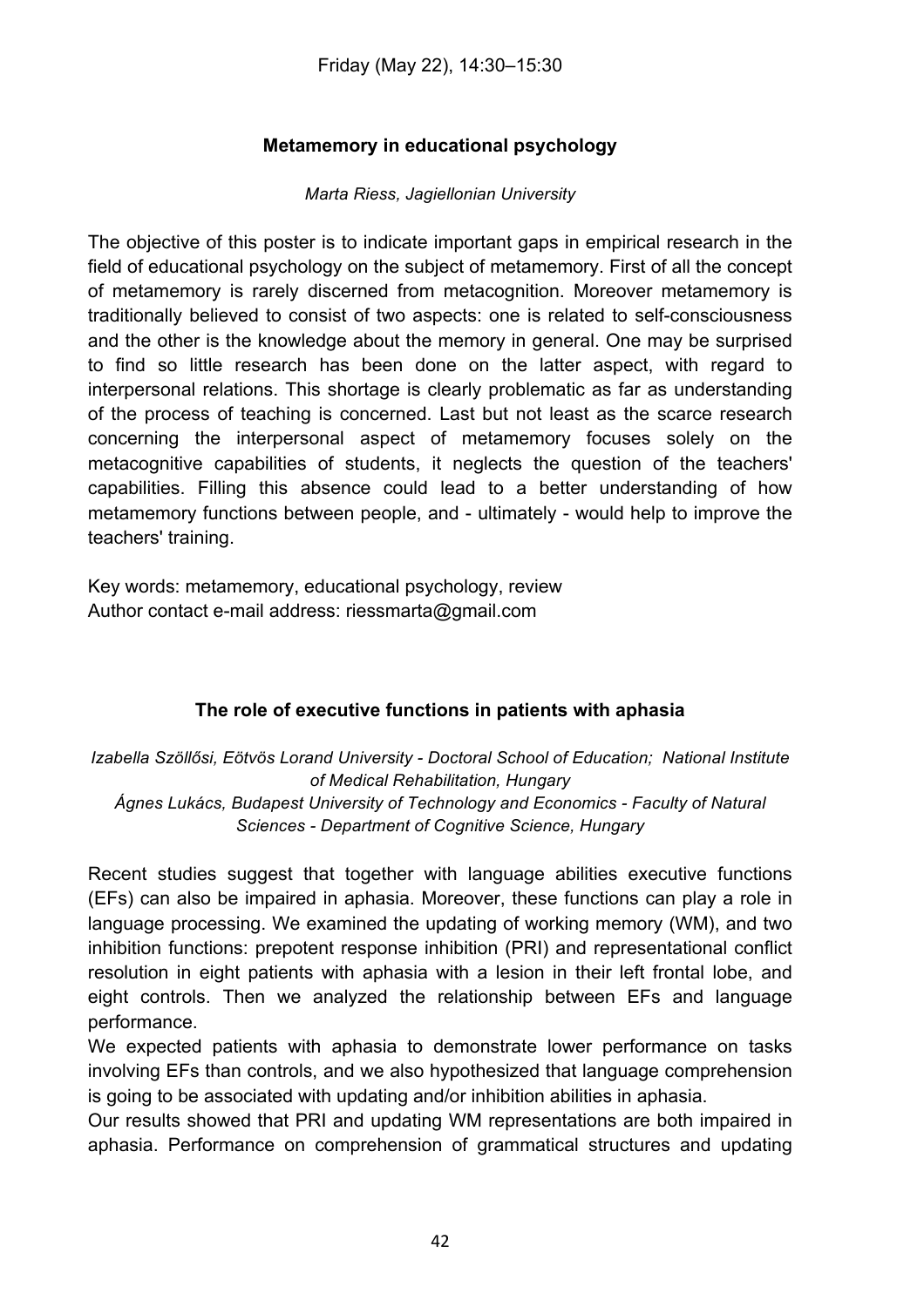Friday (May 22), 14:30–15:30

## Metamemory in educational psychology

*Marta Riess, Jagiellonian University*

The objective of this poster is to indicate important gaps in empirical research in the field of educational psychology on the subject of metamemory. First of all the concept of metamemory is rarely discerned from metacognition. Moreover metamemory is traditionally believed to consist of two aspects: one is related to self-consciousness and the other is the knowledge about the memory in general. One may be surprised to find so little research has been done on the latter aspect, with regard to interpersonal relations. This shortage is clearly problematic as far as understanding of the process of teaching is concerned. Last but not least as the scarce research concerning the interpersonal aspect of metamemory focuses solely on the metacognitive capabilities of students, it neglects the question of the teachers' capabilities. Filling this absence could lead to a better understanding of how metamemory functions between people, and - ultimately - would help to improve the teachers' training.

Key words: metamemory, educational psychology, review
Author contact e-mail address: riessmarta@gmail.com

## The role of executive functions in patients with aphasia

*Izabella Szöllősi, Eötvös Lorand University - Doctoral School of Education; National Institute of Medical Rehabilitation, Hungary*
*Ágnes Lukács, Budapest University of Technology and Economics - Faculty of Natural Sciences - Department of Cognitive Science, Hungary*

Recent studies suggest that together with language abilities executive functions (EFs) can also be impaired in aphasia. Moreover, these functions can play a role in language processing. We examined the updating of working memory (WM), and two inhibition functions: prepotent response inhibition (PRI) and representational conflict resolution in eight patients with aphasia with a lesion in their left frontal lobe, and eight controls. Then we analyzed the relationship between EFs and language performance.
We expected patients with aphasia to demonstrate lower performance on tasks involving EFs than controls, and we also hypothesized that language comprehension is going to be associated with updating and/or inhibition abilities in aphasia.
Our results showed that PRI and updating WM representations are both impaired in aphasia. Performance on comprehension of grammatical structures and updating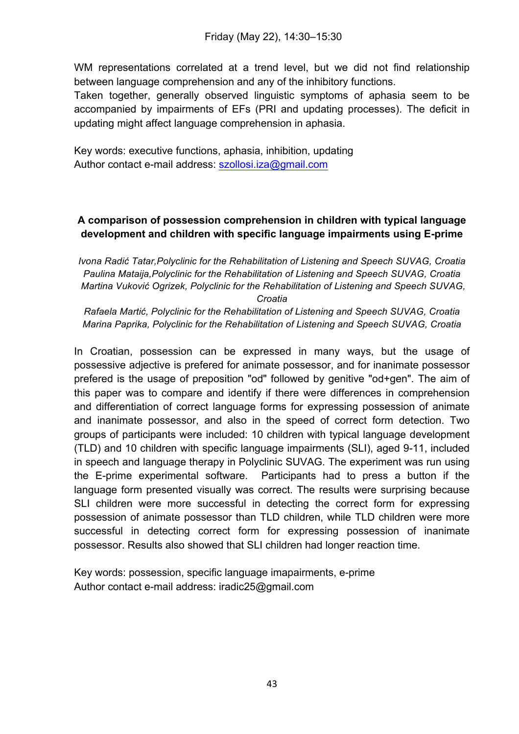WM representations correlated at a trend level, but we did not find relationship between language comprehension and any of the inhibitory functions.
Taken together, generally observed linguistic symptoms of aphasia seem to be accompanied by impairments of EFs (PRI and updating processes). The deficit in updating might affect language comprehension in aphasia.

Key words: executive functions, aphasia, inhibition, updating
Author contact e-mail address: szollosi.iza@gmail.com

## A comparison of possession comprehension in children with typical language development and children with specific language impairments using E-prime

*Ivona Radić Tatar,Polyclinic for the Rehabilitation of Listening and Speech SUVAG, Croatia*
*Paulina Mataija,Polyclinic for the Rehabilitation of Listening and Speech SUVAG, Croatia*
*Martina Vuković Ogrizek, Polyclinic for the Rehabilitation of Listening and Speech SUVAG, Croatia*
*Rafaela Martić, Polyclinic for the Rehabilitation of Listening and Speech SUVAG, Croatia*
*Marina Paprika, Polyclinic for the Rehabilitation of Listening and Speech SUVAG, Croatia*

In Croatian, possession can be expressed in many ways, but the usage of possessive adjective is prefered for animate possessor, and for inanimate possessor prefered is the usage of preposition "od" followed by genitive "od+gen". The aim of this paper was to compare and identify if there were differences in comprehension and differentiation of correct language forms for expressing possession of animate and inanimate possessor, and also in the speed of correct form detection. Two groups of participants were included: 10 children with typical language development (TLD) and 10 children with specific language impairments (SLI), aged 9-11, included in speech and language therapy in Polyclinic SUVAG. The experiment was run using the E-prime experimental software. Participants had to press a button if the language form presented visually was correct. The results were surprising because SLI children were more successful in detecting the correct form for expressing possession of animate possessor than TLD children, while TLD children were more successful in detecting correct form for expressing possession of inanimate possessor. Results also showed that SLI children had longer reaction time.

Key words: possession, specific language imapairments, e-prime
Author contact e-mail address: iradic25@gmail.com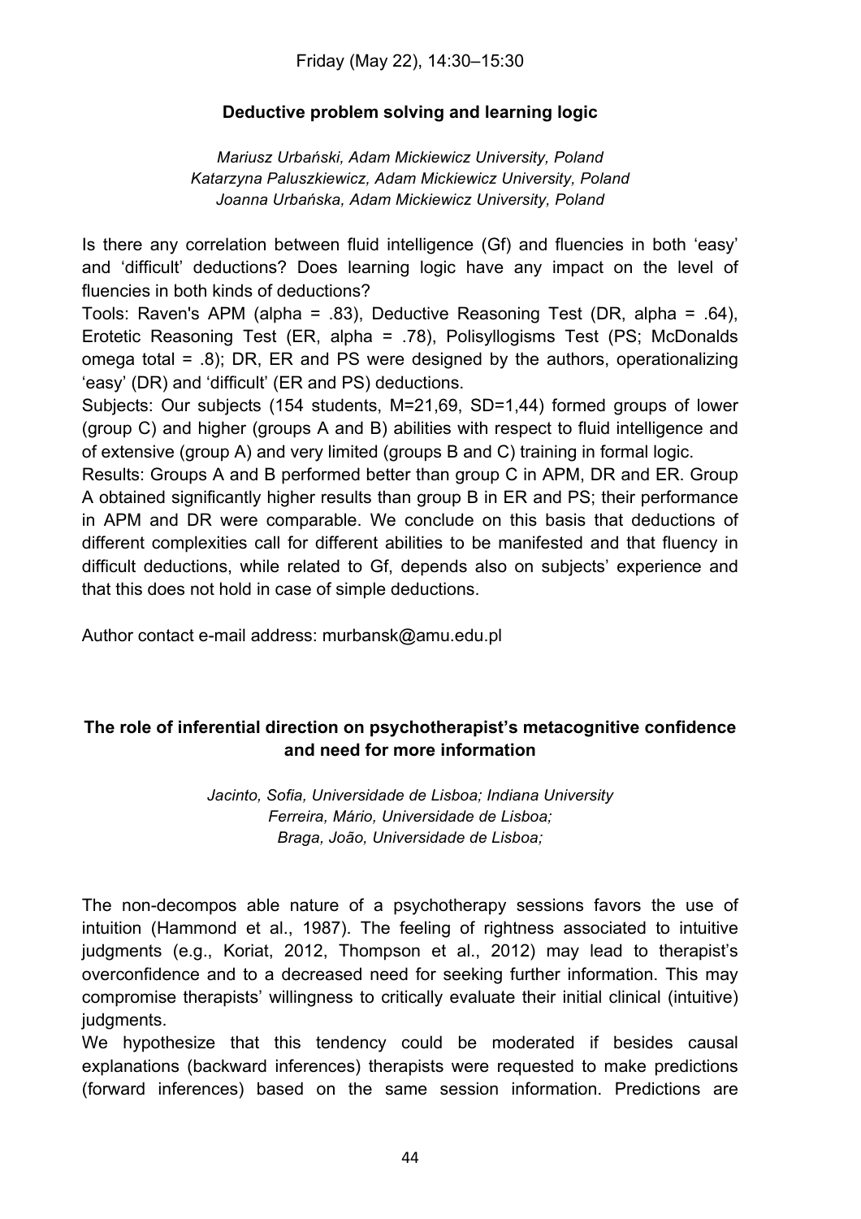Friday (May 22), 14:30–15:30

## Deductive problem solving and learning logic

*Mariusz Urbański, Adam Mickiewicz University, Poland*
*Katarzyna Paluszkiewicz, Adam Mickiewicz University, Poland*
*Joanna Urbańska, Adam Mickiewicz University, Poland*

Is there any correlation between fluid intelligence (Gf) and fluencies in both 'easy' and 'difficult' deductions? Does learning logic have any impact on the level of fluencies in both kinds of deductions?

Tools: Raven's APM (alpha = .83), Deductive Reasoning Test (DR, alpha = .64), Erotetic Reasoning Test (ER, alpha = .78), Polisyllogisms Test (PS; McDonalds omega total = .8); DR, ER and PS were designed by the authors, operationalizing 'easy' (DR) and 'difficult' (ER and PS) deductions.

Subjects: Our subjects (154 students, M=21,69, SD=1,44) formed groups of lower (group C) and higher (groups A and B) abilities with respect to fluid intelligence and of extensive (group A) and very limited (groups B and C) training in formal logic.

Results: Groups A and B performed better than group C in APM, DR and ER. Group A obtained significantly higher results than group B in ER and PS; their performance in APM and DR were comparable. We conclude on this basis that deductions of different complexities call for different abilities to be manifested and that fluency in difficult deductions, while related to Gf, depends also on subjects' experience and that this does not hold in case of simple deductions.

Author contact e-mail address: murbansk@amu.edu.pl

## The role of inferential direction on psychotherapist's metacognitive confidence and need for more information

*Jacinto, Sofia, Universidade de Lisboa; Indiana University*
*Ferreira, Mário, Universidade de Lisboa;*
*Braga, João, Universidade de Lisboa;*

The non-decompos able nature of a psychotherapy sessions favors the use of intuition (Hammond et al., 1987). The feeling of rightness associated to intuitive judgments (e.g., Koriat, 2012, Thompson et al., 2012) may lead to therapist's overconfidence and to a decreased need for seeking further information. This may compromise therapists' willingness to critically evaluate their initial clinical (intuitive) judgments.

We hypothesize that this tendency could be moderated if besides causal explanations (backward inferences) therapists were requested to make predictions (forward inferences) based on the same session information. Predictions are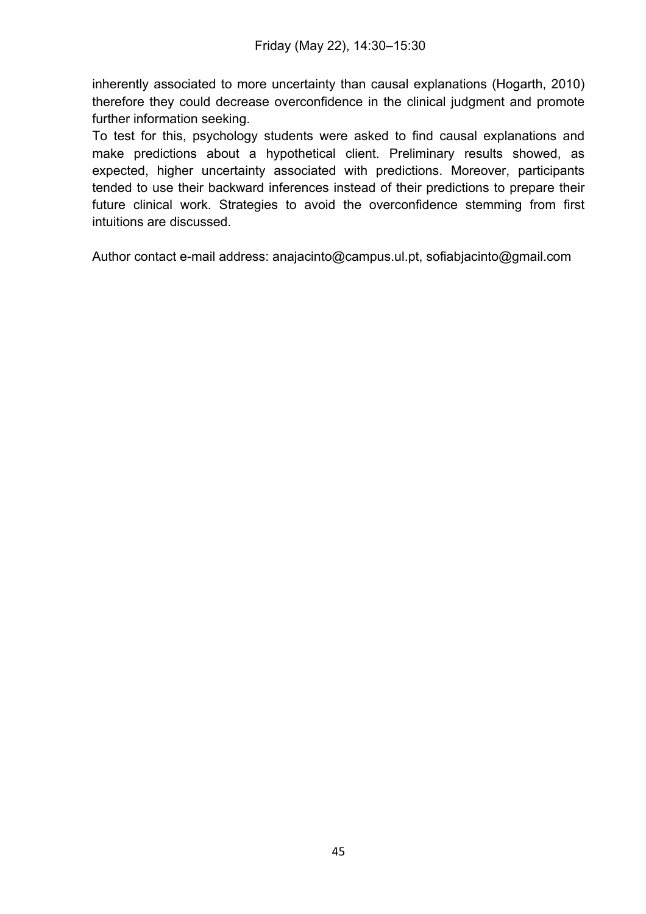inherently associated to more uncertainty than causal explanations (Hogarth, 2010) therefore they could decrease overconfidence in the clinical judgment and promote further information seeking.

To test for this, psychology students were asked to find causal explanations and make predictions about a hypothetical client. Preliminary results showed, as expected, higher uncertainty associated with predictions. Moreover, participants tended to use their backward inferences instead of their predictions to prepare their future clinical work. Strategies to avoid the overconfidence stemming from first intuitions are discussed.

Author contact e-mail address: anajacinto@campus.ul.pt, sofiabjacinto@gmail.com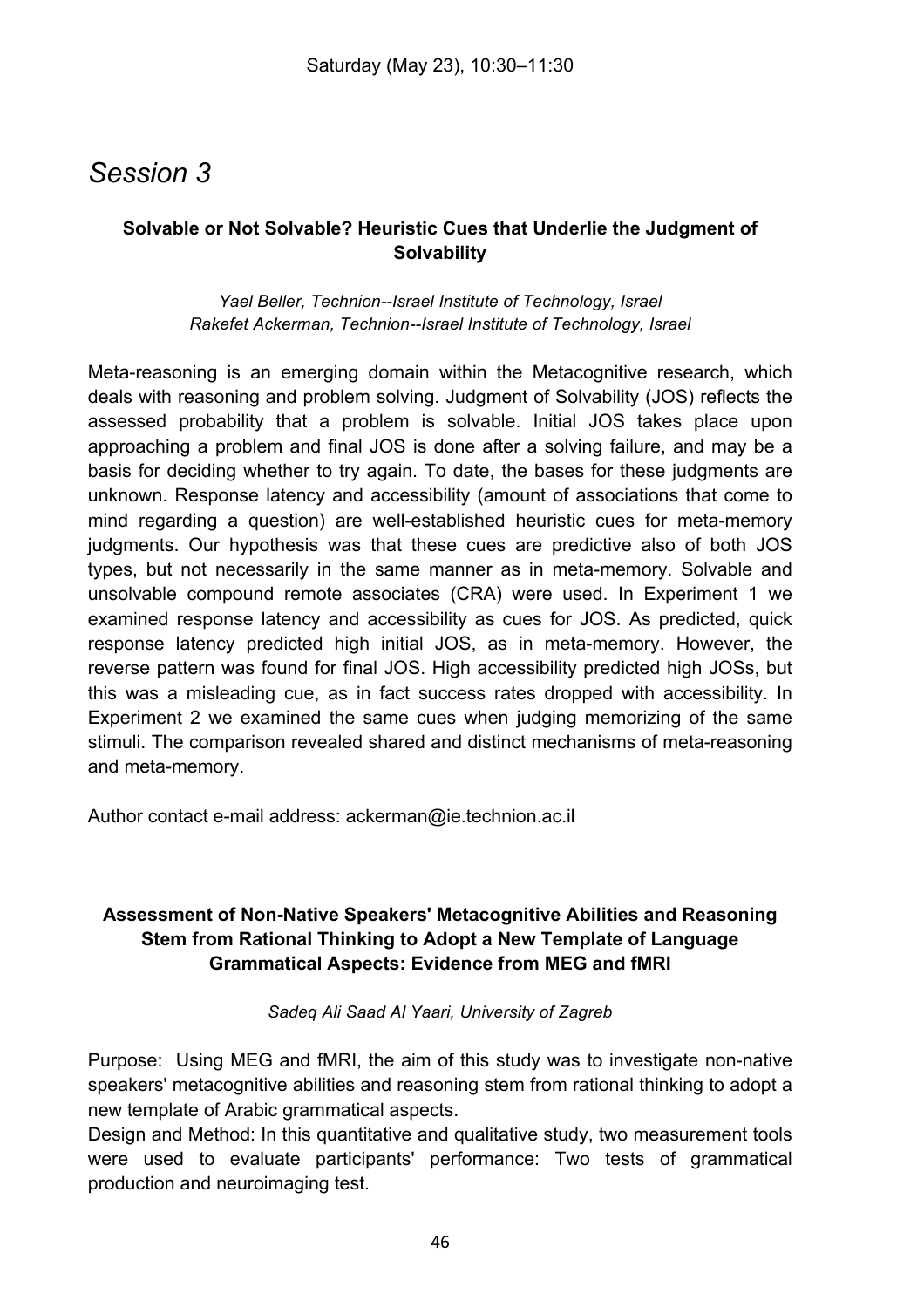Saturday (May 23), 10:30–11:30

# Session 3

### Solvable or Not Solvable? Heuristic Cues that Underlie the Judgment of Solvability

*Yael Beller, Technion--Israel Institute of Technology, Israel*
*Rakefet Ackerman, Technion--Israel Institute of Technology, Israel*

Meta-reasoning is an emerging domain within the Metacognitive research, which deals with reasoning and problem solving. Judgment of Solvability (JOS) reflects the assessed probability that a problem is solvable. Initial JOS takes place upon approaching a problem and final JOS is done after a solving failure, and may be a basis for deciding whether to try again. To date, the bases for these judgments are unknown. Response latency and accessibility (amount of associations that come to mind regarding a question) are well-established heuristic cues for meta-memory judgments. Our hypothesis was that these cues are predictive also of both JOS types, but not necessarily in the same manner as in meta-memory. Solvable and unsolvable compound remote associates (CRA) were used. In Experiment 1 we examined response latency and accessibility as cues for JOS. As predicted, quick response latency predicted high initial JOS, as in meta-memory. However, the reverse pattern was found for final JOS. High accessibility predicted high JOSs, but this was a misleading cue, as in fact success rates dropped with accessibility. In Experiment 2 we examined the same cues when judging memorizing of the same stimuli. The comparison revealed shared and distinct mechanisms of meta-reasoning and meta-memory.

Author contact e-mail address: ackerman@ie.technion.ac.il

### Assessment of Non-Native Speakers' Metacognitive Abilities and Reasoning Stem from Rational Thinking to Adopt a New Template of Language Grammatical Aspects: Evidence from MEG and fMRI

*Sadeq Ali Saad Al Yaari, University of Zagreb*

Purpose: Using MEG and fMRI, the aim of this study was to investigate non-native speakers' metacognitive abilities and reasoning stem from rational thinking to adopt a new template of Arabic grammatical aspects.

Design and Method: In this quantitative and qualitative study, two measurement tools were used to evaluate participants' performance: Two tests of grammatical production and neuroimaging test.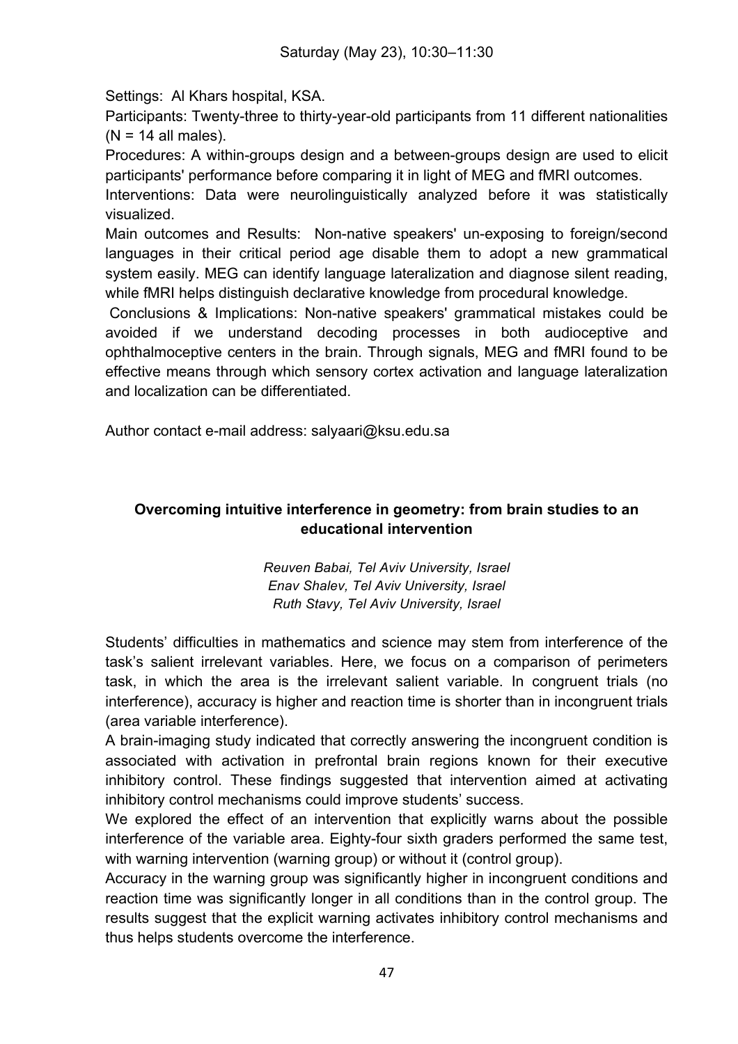Settings: Al Khars hospital, KSA.

Participants: Twenty-three to thirty-year-old participants from 11 different nationalities (N = 14 all males).

Procedures: A within-groups design and a between-groups design are used to elicit participants' performance before comparing it in light of MEG and fMRI outcomes.

Interventions: Data were neurolinguistically analyzed before it was statistically visualized.

Main outcomes and Results: Non-native speakers' un-exposing to foreign/second languages in their critical period age disable them to adopt a new grammatical system easily. MEG can identify language lateralization and diagnose silent reading, while fMRI helps distinguish declarative knowledge from procedural knowledge.

Conclusions & Implications: Non-native speakers' grammatical mistakes could be avoided if we understand decoding processes in both audioceptive and ophthalmoceptive centers in the brain. Through signals, MEG and fMRI found to be effective means through which sensory cortex activation and language lateralization and localization can be differentiated.

Author contact e-mail address: salyaari@ksu.edu.sa

### Overcoming intuitive interference in geometry: from brain studies to an educational intervention

*Reuven Babai, Tel Aviv University, Israel*
*Enav Shalev, Tel Aviv University, Israel*
*Ruth Stavy, Tel Aviv University, Israel*

Students' difficulties in mathematics and science may stem from interference of the task's salient irrelevant variables. Here, we focus on a comparison of perimeters task, in which the area is the irrelevant salient variable. In congruent trials (no interference), accuracy is higher and reaction time is shorter than in incongruent trials (area variable interference).

A brain-imaging study indicated that correctly answering the incongruent condition is associated with activation in prefrontal brain regions known for their executive inhibitory control. These findings suggested that intervention aimed at activating inhibitory control mechanisms could improve students' success.

We explored the effect of an intervention that explicitly warns about the possible interference of the variable area. Eighty-four sixth graders performed the same test, with warning intervention (warning group) or without it (control group).

Accuracy in the warning group was significantly higher in incongruent conditions and reaction time was significantly longer in all conditions than in the control group. The results suggest that the explicit warning activates inhibitory control mechanisms and thus helps students overcome the interference.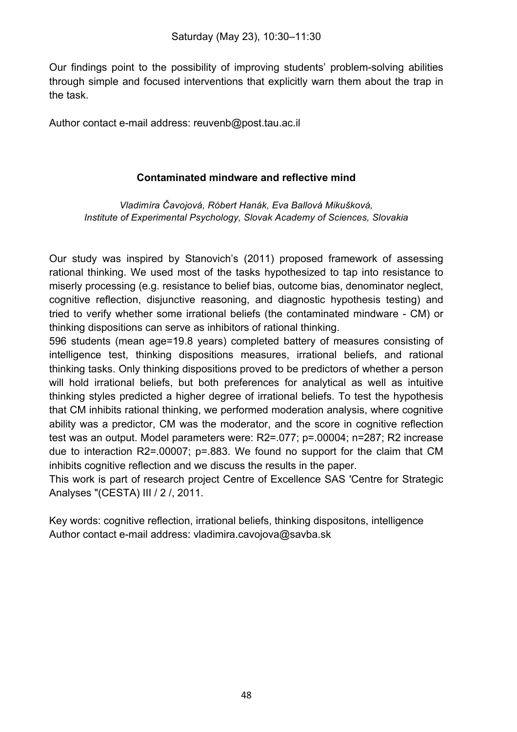Our findings point to the possibility of improving students' problem-solving abilities through simple and focused interventions that explicitly warn them about the trap in the task.

Author contact e-mail address: reuvenb@post.tau.ac.il

### Contaminated mindware and reflective mind

*Vladimíra Čavojová, Róbert Hanák, Eva Ballová Mikušková,*
*Institute of Experimental Psychology, Slovak Academy of Sciences, Slovakia*

Our study was inspired by Stanovich's (2011) proposed framework of assessing rational thinking. We used most of the tasks hypothesized to tap into resistance to miserly processing (e.g. resistance to belief bias, outcome bias, denominator neglect, cognitive reflection, disjunctive reasoning, and diagnostic hypothesis testing) and tried to verify whether some irrational beliefs (the contaminated mindware - CM) or thinking dispositions can serve as inhibitors of rational thinking.

596 students (mean age=19.8 years) completed battery of measures consisting of intelligence test, thinking dispositions measures, irrational beliefs, and rational thinking tasks. Only thinking dispositions proved to be predictors of whether a person will hold irrational beliefs, but both preferences for analytical as well as intuitive thinking styles predicted a higher degree of irrational beliefs. To test the hypothesis that CM inhibits rational thinking, we performed moderation analysis, where cognitive ability was a predictor, CM was the moderator, and the score in cognitive reflection test was an output. Model parameters were: $R2=.077$; $p=.00004$; $n=287$; R2 increase due to interaction $R2=.00007$; $p=.883$. We found no support for the claim that CM inhibits cognitive reflection and we discuss the results in the paper.

This work is part of research project Centre of Excellence SAS 'Centre for Strategic Analyses "(CESTA) III / 2 /, 2011.

Key words: cognitive reflection, irrational beliefs, thinking dispositons, intelligence
Author contact e-mail address: vladimira.cavojova@savba.sk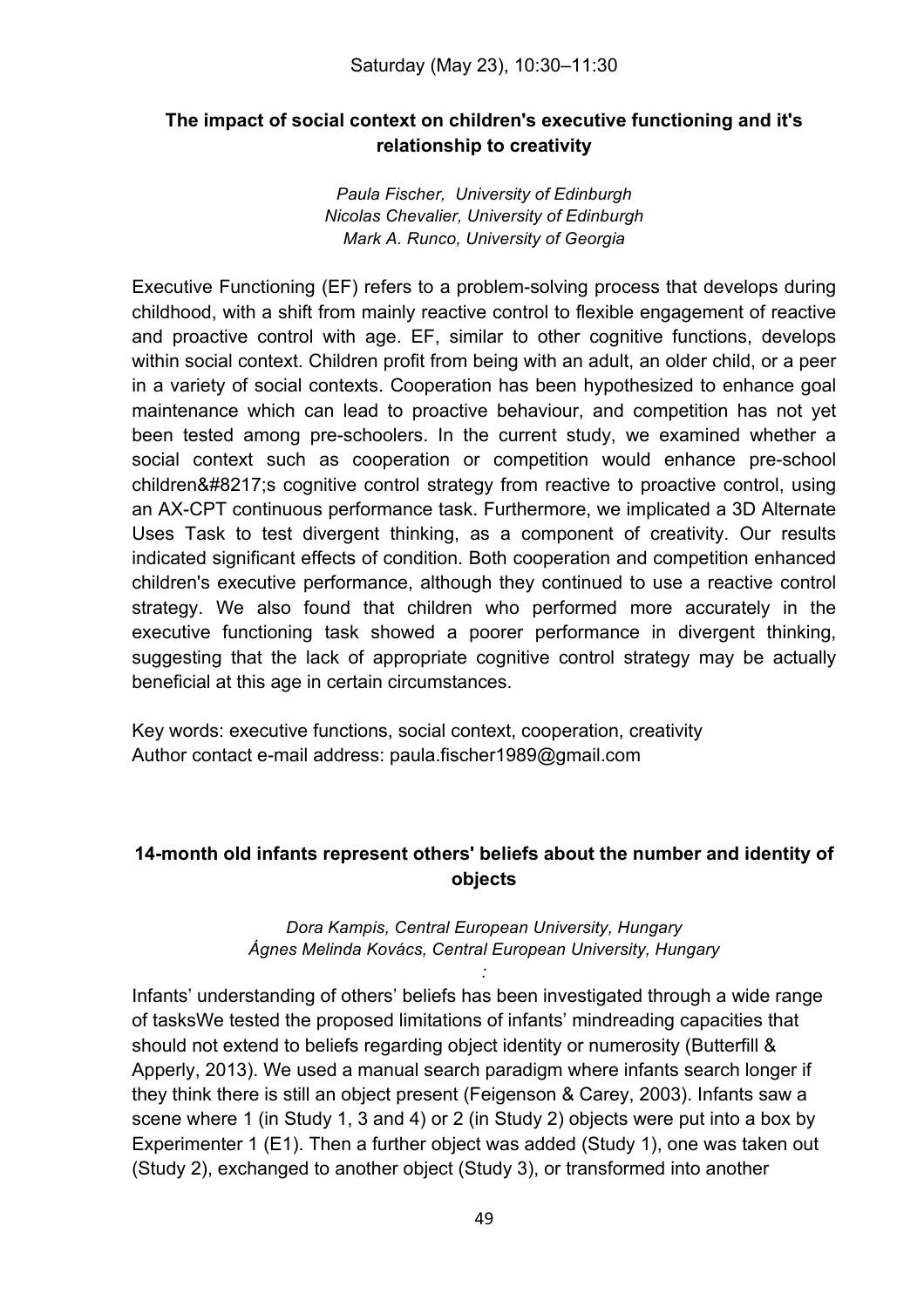Saturday (May 23), 10:30–11:30

### The impact of social context on children's executive functioning and it's relationship to creativity

*Paula Fischer, University of Edinburgh*
*Nicolas Chevalier, University of Edinburgh*
*Mark A. Runco, University of Georgia*

Executive Functioning (EF) refers to a problem-solving process that develops during childhood, with a shift from mainly reactive control to flexible engagement of reactive and proactive control with age. EF, similar to other cognitive functions, develops within social context. Children profit from being with an adult, an older child, or a peer in a variety of social contexts. Cooperation has been hypothesized to enhance goal maintenance which can lead to proactive behaviour, and competition has not yet been tested among pre-schoolers. In the current study, we examined whether a social context such as cooperation or competition would enhance pre-school children&#8217;s cognitive control strategy from reactive to proactive control, using an AX-CPT continuous performance task. Furthermore, we implicated a 3D Alternate Uses Task to test divergent thinking, as a component of creativity. Our results indicated significant effects of condition. Both cooperation and competition enhanced children's executive performance, although they continued to use a reactive control strategy. We also found that children who performed more accurately in the executive functioning task showed a poorer performance in divergent thinking, suggesting that the lack of appropriate cognitive control strategy may be actually beneficial at this age in certain circumstances.

Key words: executive functions, social context, cooperation, creativity
Author contact e-mail address: paula.fischer1989@gmail.com

### 14-month old infants represent others' beliefs about the number and identity of objects

*Dora Kampis, Central European University, Hungary*
*Ágnes Melinda Kovács, Central European University, Hungary*
*:*

Infants' understanding of others' beliefs has been investigated through a wide range of tasksWe tested the proposed limitations of infants' mindreading capacities that should not extend to beliefs regarding object identity or numerosity (Butterfill & Apperly, 2013). We used a manual search paradigm where infants search longer if they think there is still an object present (Feigenson & Carey, 2003). Infants saw a scene where 1 (in Study 1, 3 and 4) or 2 (in Study 2) objects were put into a box by Experimenter 1 (E1). Then a further object was added (Study 1), one was taken out (Study 2), exchanged to another object (Study 3), or transformed into another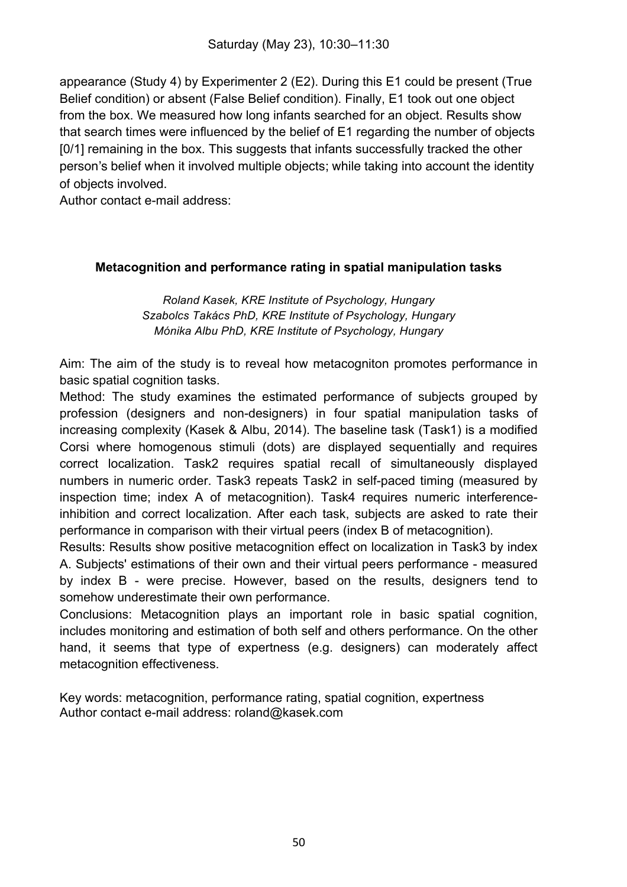appearance (Study 4) by Experimenter 2 (E2). During this E1 could be present (True Belief condition) or absent (False Belief condition). Finally, E1 took out one object from the box. We measured how long infants searched for an object. Results show that search times were influenced by the belief of E1 regarding the number of objects [0/1] remaining in the box. This suggests that infants successfully tracked the other person's belief when it involved multiple objects; while taking into account the identity of objects involved.
Author contact e-mail address:

### Metacognition and performance rating in spatial manipulation tasks

*Roland Kasek, KRE Institute of Psychology, Hungary*
*Szabolcs Takács PhD, KRE Institute of Psychology, Hungary*
*Mónika Albu PhD, KRE Institute of Psychology, Hungary*

Aim: The aim of the study is to reveal how metacogniton promotes performance in basic spatial cognition tasks.
Method: The study examines the estimated performance of subjects grouped by profession (designers and non-designers) in four spatial manipulation tasks of increasing complexity (Kasek & Albu, 2014). The baseline task (Task1) is a modified Corsi where homogenous stimuli (dots) are displayed sequentially and requires correct localization. Task2 requires spatial recall of simultaneously displayed numbers in numeric order. Task3 repeats Task2 in self-paced timing (measured by inspection time; index A of metacognition). Task4 requires numeric interference-inhibition and correct localization. After each task, subjects are asked to rate their performance in comparison with their virtual peers (index B of metacognition).
Results: Results show positive metacognition effect on localization in Task3 by index A. Subjects' estimations of their own and their virtual peers performance - measured by index B - were precise. However, based on the results, designers tend to somehow underestimate their own performance.
Conclusions: Metacognition plays an important role in basic spatial cognition, includes monitoring and estimation of both self and others performance. On the other hand, it seems that type of expertness (e.g. designers) can moderately affect metacognition effectiveness.

Key words: metacognition, performance rating, spatial cognition, expertness
Author contact e-mail address: roland@kasek.com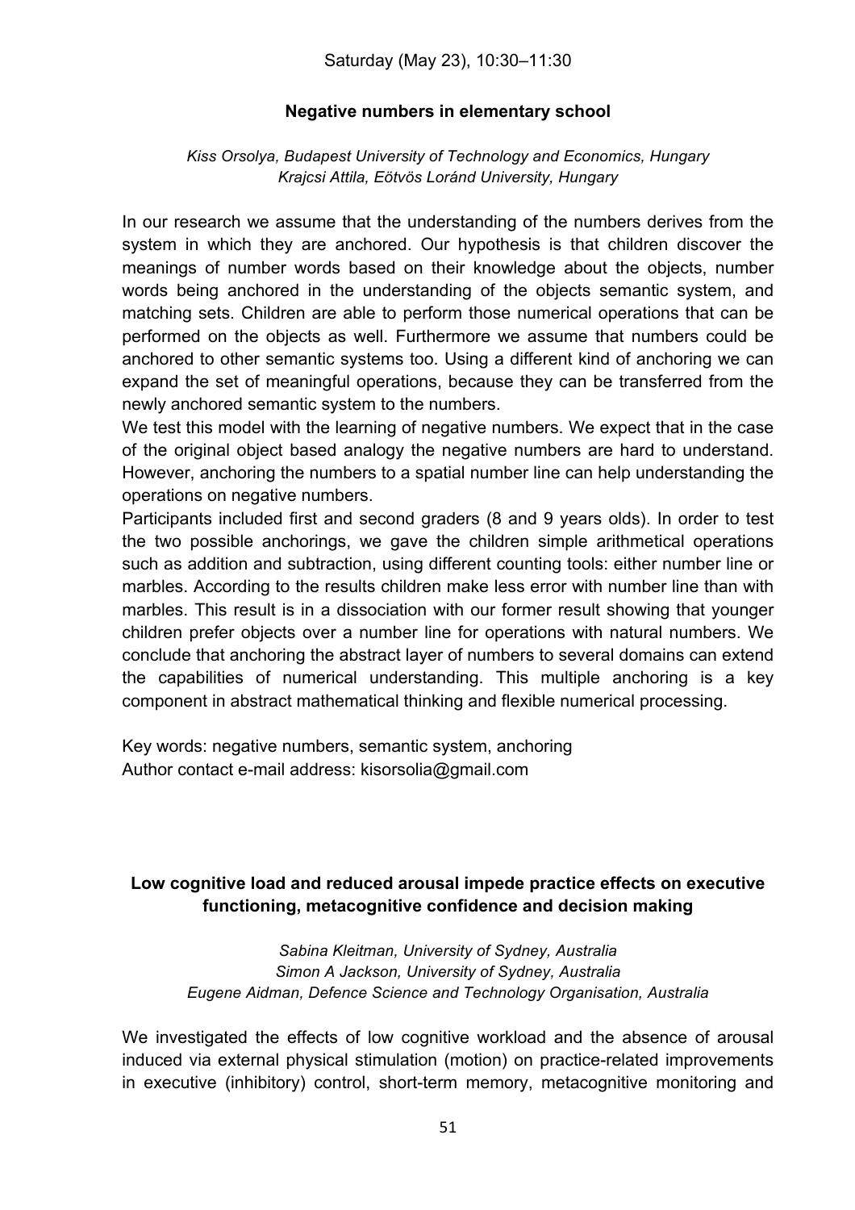Saturday (May 23), 10:30–11:30

### Negative numbers in elementary school

*Kiss Orsolya, Budapest University of Technology and Economics, Hungary*
*Krajcsi Attila, Eötvös Loránd University, Hungary*

In our research we assume that the understanding of the numbers derives from the system in which they are anchored. Our hypothesis is that children discover the meanings of number words based on their knowledge about the objects, number words being anchored in the understanding of the objects semantic system, and matching sets. Children are able to perform those numerical operations that can be performed on the objects as well. Furthermore we assume that numbers could be anchored to other semantic systems too. Using a different kind of anchoring we can expand the set of meaningful operations, because they can be transferred from the newly anchored semantic system to the numbers.

We test this model with the learning of negative numbers. We expect that in the case of the original object based analogy the negative numbers are hard to understand. However, anchoring the numbers to a spatial number line can help understanding the operations on negative numbers.

Participants included first and second graders (8 and 9 years olds). In order to test the two possible anchorings, we gave the children simple arithmetical operations such as addition and subtraction, using different counting tools: either number line or marbles. According to the results children make less error with number line than with marbles. This result is in a dissociation with our former result showing that younger children prefer objects over a number line for operations with natural numbers. We conclude that anchoring the abstract layer of numbers to several domains can extend the capabilities of numerical understanding. This multiple anchoring is a key component in abstract mathematical thinking and flexible numerical processing.

Key words: negative numbers, semantic system, anchoring
Author contact e-mail address: kisorsolia@gmail.com

### Low cognitive load and reduced arousal impede practice effects on executive functioning, metacognitive confidence and decision making

*Sabina Kleitman, University of Sydney, Australia*
*Simon A Jackson, University of Sydney, Australia*
*Eugene Aidman, Defence Science and Technology Organisation, Australia*

We investigated the effects of low cognitive workload and the absence of arousal induced via external physical stimulation (motion) on practice-related improvements in executive (inhibitory) control, short-term memory, metacognitive monitoring and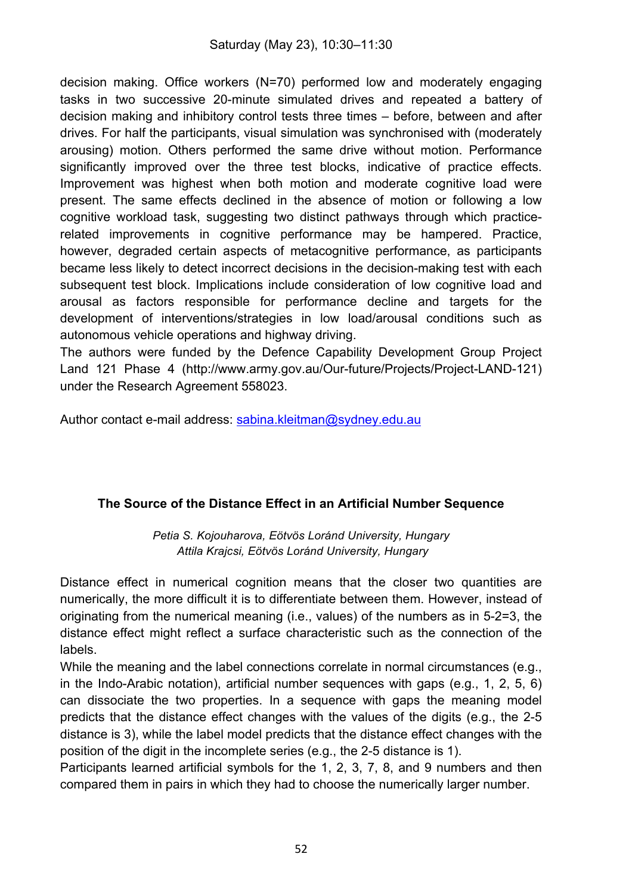decision making. Office workers (N=70) performed low and moderately engaging tasks in two successive 20-minute simulated drives and repeated a battery of decision making and inhibitory control tests three times – before, between and after drives. For half the participants, visual simulation was synchronised with (moderately arousing) motion. Others performed the same drive without motion. Performance significantly improved over the three test blocks, indicative of practice effects. Improvement was highest when both motion and moderate cognitive load were present. The same effects declined in the absence of motion or following a low cognitive workload task, suggesting two distinct pathways through which practice-related improvements in cognitive performance may be hampered. Practice, however, degraded certain aspects of metacognitive performance, as participants became less likely to detect incorrect decisions in the decision-making test with each subsequent test block. Implications include consideration of low cognitive load and arousal as factors responsible for performance decline and targets for the development of interventions/strategies in low load/arousal conditions such as autonomous vehicle operations and highway driving.
The authors were funded by the Defence Capability Development Group Project Land 121 Phase 4 (http://www.army.gov.au/Our-future/Projects/Project-LAND-121) under the Research Agreement 558023.

Author contact e-mail address: sabina.kleitman@sydney.edu.au

### The Source of the Distance Effect in an Artificial Number Sequence

*Petia S. Kojouharova, Eötvös Loránd University, Hungary*
*Attila Krajcsi, Eötvös Loránd University, Hungary*

Distance effect in numerical cognition means that the closer two quantities are numerically, the more difficult it is to differentiate between them. However, instead of originating from the numerical meaning (i.e., values) of the numbers as in 5-2=3, the distance effect might reflect a surface characteristic such as the connection of the labels.
While the meaning and the label connections correlate in normal circumstances (e.g., in the Indo-Arabic notation), artificial number sequences with gaps (e.g., 1, 2, 5, 6) can dissociate the two properties. In a sequence with gaps the meaning model predicts that the distance effect changes with the values of the digits (e.g., the 2-5 distance is 3), while the label model predicts that the distance effect changes with the position of the digit in the incomplete series (e.g., the 2-5 distance is 1).
Participants learned artificial symbols for the 1, 2, 3, 7, 8, and 9 numbers and then compared them in pairs in which they had to choose the numerically larger number.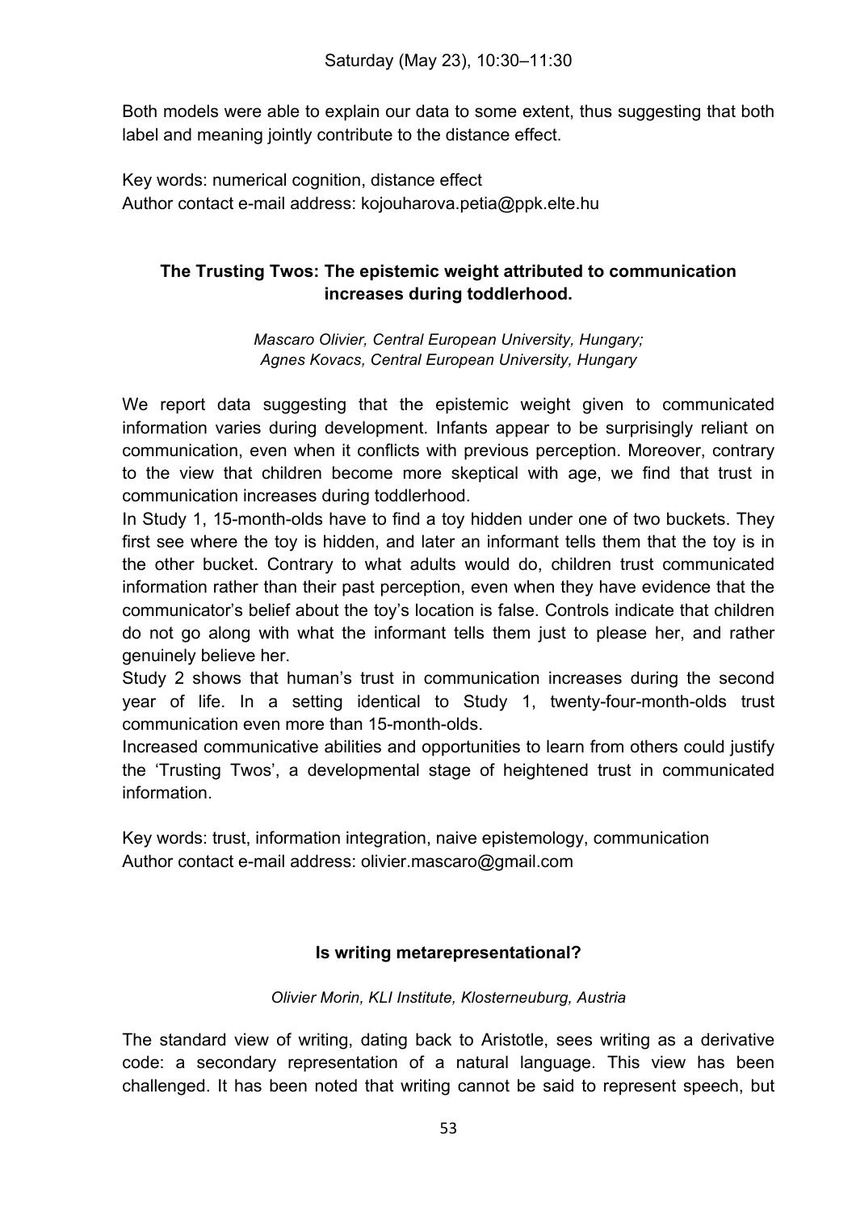Both models were able to explain our data to some extent, thus suggesting that both label and meaning jointly contribute to the distance effect.

Key words: numerical cognition, distance effect
Author contact e-mail address: kojouharova.petia@ppk.elte.hu

### The Trusting Twos: The epistemic weight attributed to communication increases during toddlerhood.

*Mascaro Olivier, Central European University, Hungary;*
*Agnes Kovacs, Central European University, Hungary*

We report data suggesting that the epistemic weight given to communicated information varies during development. Infants appear to be surprisingly reliant on communication, even when it conflicts with previous perception. Moreover, contrary to the view that children become more skeptical with age, we find that trust in communication increases during toddlerhood.

In Study 1, 15-month-olds have to find a toy hidden under one of two buckets. They first see where the toy is hidden, and later an informant tells them that the toy is in the other bucket. Contrary to what adults would do, children trust communicated information rather than their past perception, even when they have evidence that the communicator's belief about the toy's location is false. Controls indicate that children do not go along with what the informant tells them just to please her, and rather genuinely believe her.

Study 2 shows that human's trust in communication increases during the second year of life. In a setting identical to Study 1, twenty-four-month-olds trust communication even more than 15-month-olds.

Increased communicative abilities and opportunities to learn from others could justify the 'Trusting Twos', a developmental stage of heightened trust in communicated information.

Key words: trust, information integration, naive epistemology, communication
Author contact e-mail address: olivier.mascaro@gmail.com

### Is writing metarepresentational?

*Olivier Morin, KLI Institute, Klosterneuburg, Austria*

The standard view of writing, dating back to Aristotle, sees writing as a derivative code: a secondary representation of a natural language. This view has been challenged. It has been noted that writing cannot be said to represent speech, but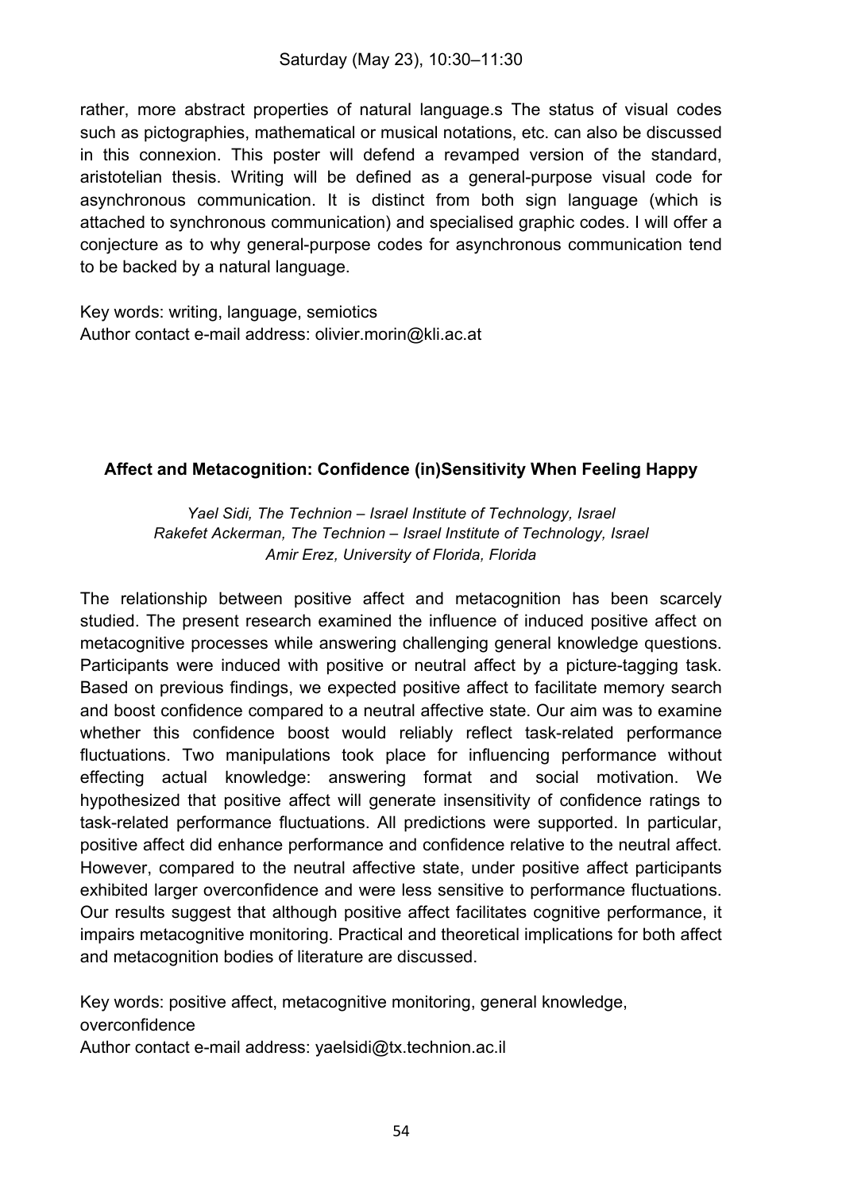rather, more abstract properties of natural language.s The status of visual codes such as pictographies, mathematical or musical notations, etc. can also be discussed in this connexion. This poster will defend a revamped version of the standard, aristotelian thesis. Writing will be defined as a general-purpose visual code for asynchronous communication. It is distinct from both sign language (which is attached to synchronous communication) and specialised graphic codes. I will offer a conjecture as to why general-purpose codes for asynchronous communication tend to be backed by a natural language.

Key words: writing, language, semiotics
Author contact e-mail address: olivier.morin@kli.ac.at

## Affect and Metacognition: Confidence (in)Sensitivity When Feeling Happy

*Yael Sidi, The Technion – Israel Institute of Technology, Israel*
*Rakefet Ackerman, The Technion – Israel Institute of Technology, Israel*
*Amir Erez, University of Florida, Florida*

The relationship between positive affect and metacognition has been scarcely studied. The present research examined the influence of induced positive affect on metacognitive processes while answering challenging general knowledge questions. Participants were induced with positive or neutral affect by a picture-tagging task. Based on previous findings, we expected positive affect to facilitate memory search and boost confidence compared to a neutral affective state. Our aim was to examine whether this confidence boost would reliably reflect task-related performance fluctuations. Two manipulations took place for influencing performance without effecting actual knowledge: answering format and social motivation. We hypothesized that positive affect will generate insensitivity of confidence ratings to task-related performance fluctuations. All predictions were supported. In particular, positive affect did enhance performance and confidence relative to the neutral affect. However, compared to the neutral affective state, under positive affect participants exhibited larger overconfidence and were less sensitive to performance fluctuations. Our results suggest that although positive affect facilitates cognitive performance, it impairs metacognitive monitoring. Practical and theoretical implications for both affect and metacognition bodies of literature are discussed.

Key words: positive affect, metacognitive monitoring, general knowledge, overconfidence
Author contact e-mail address: yaelsidi@tx.technion.ac.il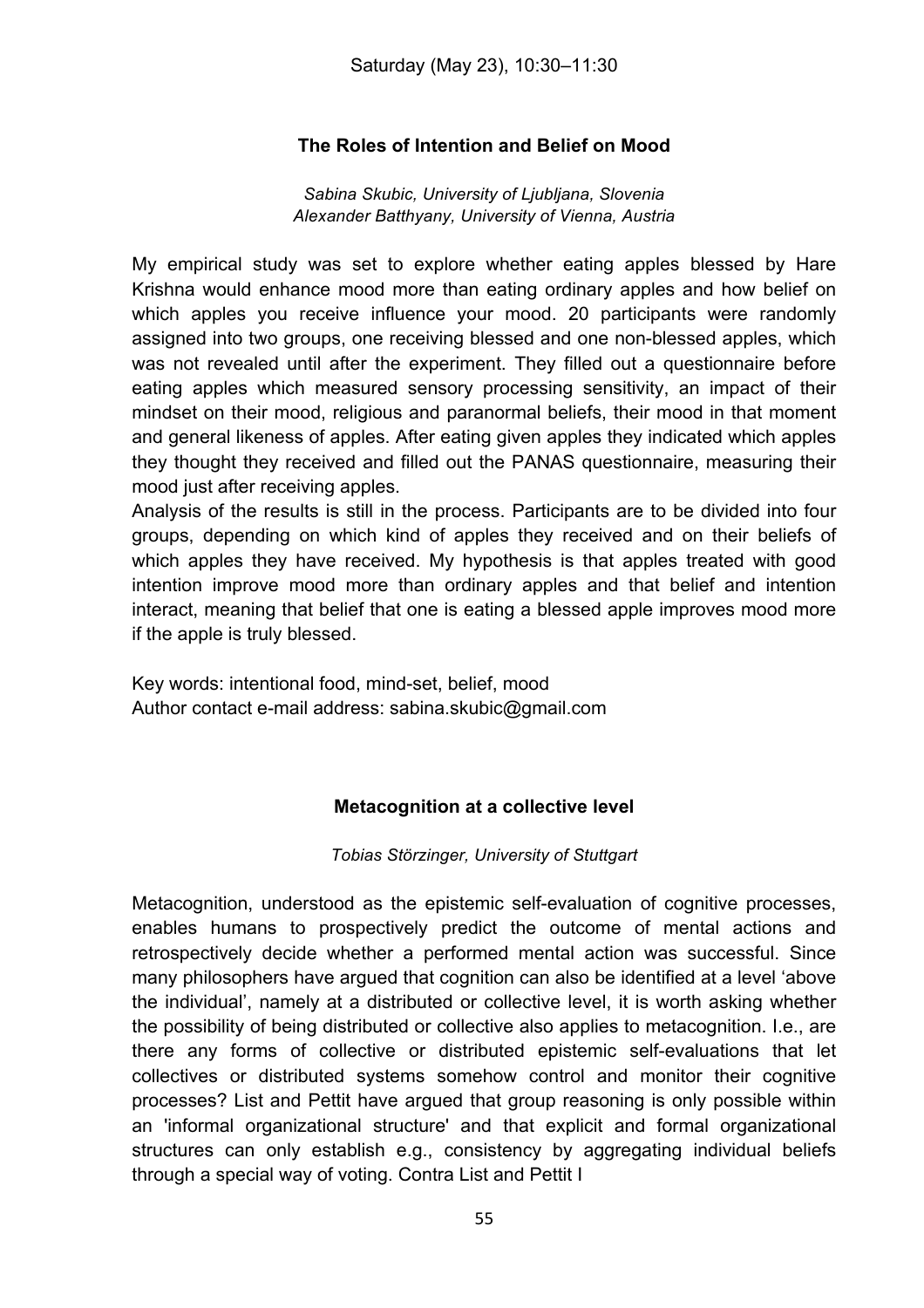Saturday (May 23), 10:30–11:30

### The Roles of Intention and Belief on Mood

*Sabina Skubic, University of Ljubljana, Slovenia*
*Alexander Batthyany, University of Vienna, Austria*

My empirical study was set to explore whether eating apples blessed by Hare Krishna would enhance mood more than eating ordinary apples and how belief on which apples you receive influence your mood. 20 participants were randomly assigned into two groups, one receiving blessed and one non-blessed apples, which was not revealed until after the experiment. They filled out a questionnaire before eating apples which measured sensory processing sensitivity, an impact of their mindset on their mood, religious and paranormal beliefs, their mood in that moment and general likeness of apples. After eating given apples they indicated which apples they thought they received and filled out the PANAS questionnaire, measuring their mood just after receiving apples.
Analysis of the results is still in the process. Participants are to be divided into four groups, depending on which kind of apples they received and on their beliefs of which apples they have received. My hypothesis is that apples treated with good intention improve mood more than ordinary apples and that belief and intention interact, meaning that belief that one is eating a blessed apple improves mood more if the apple is truly blessed.

Key words: intentional food, mind-set, belief, mood
Author contact e-mail address: sabina.skubic@gmail.com

### Metacognition at a collective level

*Tobias Störzinger, University of Stuttgart*

Metacognition, understood as the epistemic self-evaluation of cognitive processes, enables humans to prospectively predict the outcome of mental actions and retrospectively decide whether a performed mental action was successful. Since many philosophers have argued that cognition can also be identified at a level 'above the individual', namely at a distributed or collective level, it is worth asking whether the possibility of being distributed or collective also applies to metacognition. I.e., are there any forms of collective or distributed epistemic self-evaluations that let collectives or distributed systems somehow control and monitor their cognitive processes? List and Pettit have argued that group reasoning is only possible within an 'informal organizational structure' and that explicit and formal organizational structures can only establish e.g., consistency by aggregating individual beliefs through a special way of voting. Contra List and Pettit I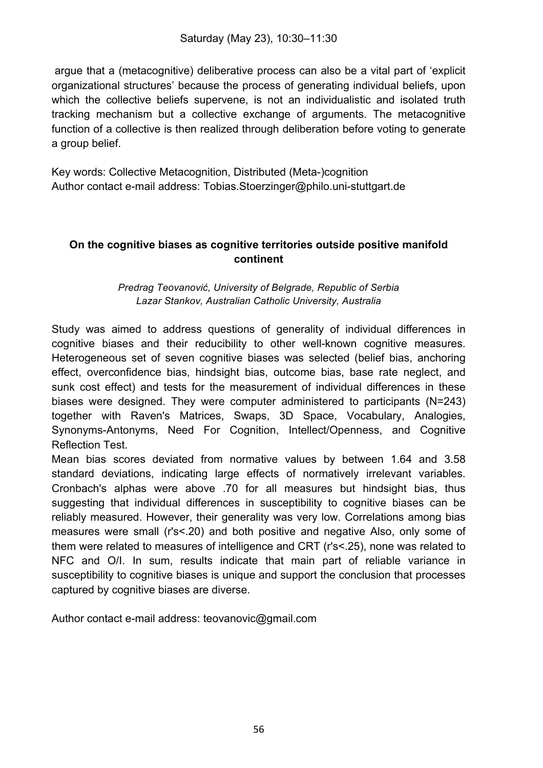argue that a (metacognitive) deliberative process can also be a vital part of 'explicit organizational structures' because the process of generating individual beliefs, upon which the collective beliefs supervene, is not an individualistic and isolated truth tracking mechanism but a collective exchange of arguments. The metacognitive function of a collective is then realized through deliberation before voting to generate a group belief.

Key words: Collective Metacognition, Distributed (Meta-)cognition
Author contact e-mail address: Tobias.Stoerzinger@philo.uni-stuttgart.de

**On the cognitive biases as cognitive territories outside positive manifold continent**

*Predrag Teovanović, University of Belgrade, Republic of Serbia*
*Lazar Stankov, Australian Catholic University, Australia*

Study was aimed to address questions of generality of individual differences in cognitive biases and their reducibility to other well-known cognitive measures. Heterogeneous set of seven cognitive biases was selected (belief bias, anchoring effect, overconfidence bias, hindsight bias, outcome bias, base rate neglect, and sunk cost effect) and tests for the measurement of individual differences in these biases were designed. They were computer administered to participants (N=243) together with Raven's Matrices, Swaps, 3D Space, Vocabulary, Analogies, Synonyms-Antonyms, Need For Cognition, Intellect/Openness, and Cognitive Reflection Test.
Mean bias scores deviated from normative values by between 1.64 and 3.58 standard deviations, indicating large effects of normatively irrelevant variables. Cronbach's alphas were above .70 for all measures but hindsight bias, thus suggesting that individual differences in susceptibility to cognitive biases can be reliably measured. However, their generality was very low. Correlations among bias measures were small (r's<.20) and both positive and negative Also, only some of them were related to measures of intelligence and CRT (r's<.25), none was related to NFC and O/I. In sum, results indicate that main part of reliable variance in susceptibility to cognitive biases is unique and support the conclusion that processes captured by cognitive biases are diverse.

Author contact e-mail address: teovanovic@gmail.com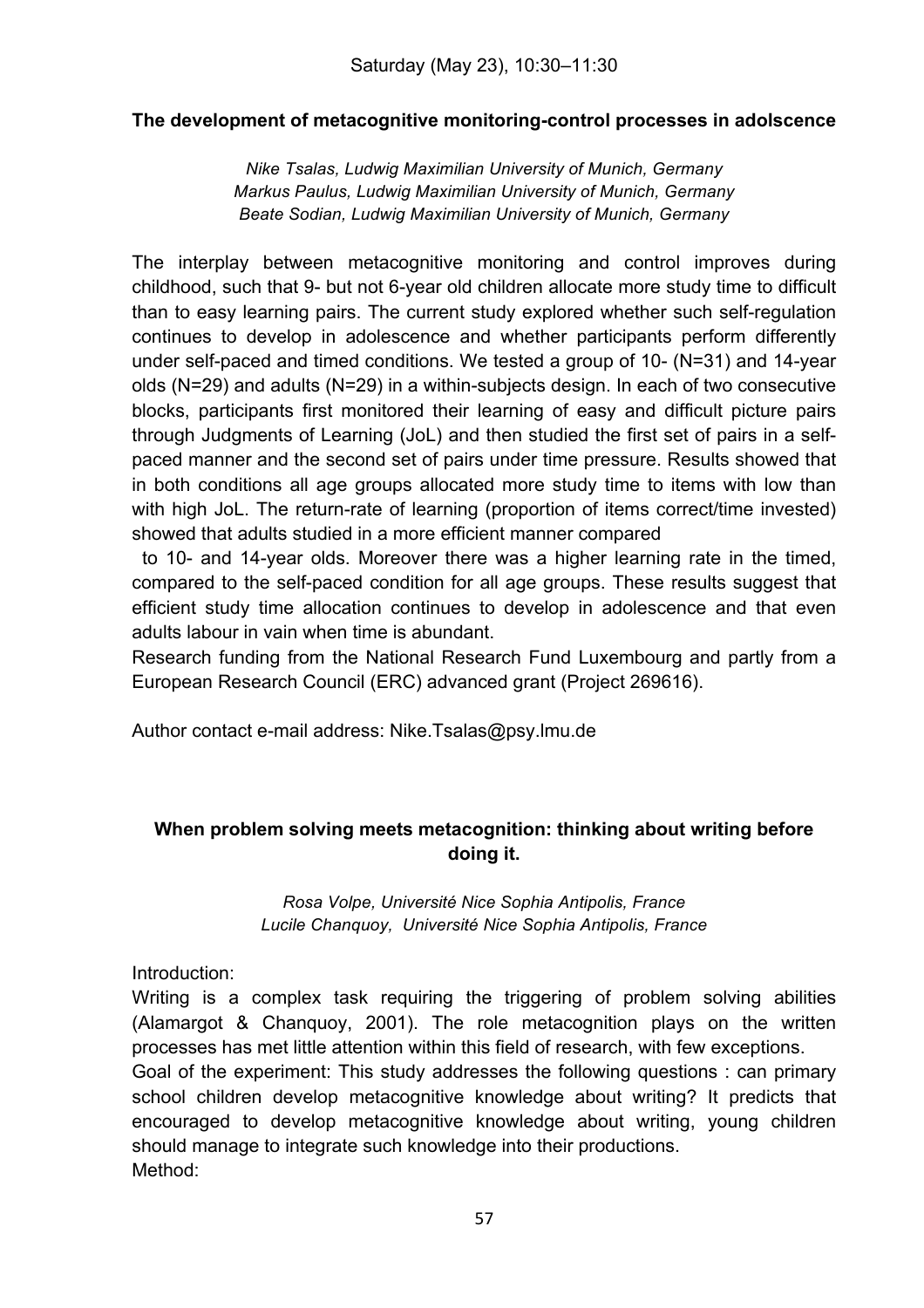Saturday (May 23), 10:30–11:30

### The development of metacognitive monitoring-control processes in adolscence

*Nike Tsalas, Ludwig Maximilian University of Munich, Germany*
*Markus Paulus, Ludwig Maximilian University of Munich, Germany*
*Beate Sodian, Ludwig Maximilian University of Munich, Germany*

The interplay between metacognitive monitoring and control improves during childhood, such that 9- but not 6-year old children allocate more study time to difficult than to easy learning pairs. The current study explored whether such self-regulation continues to develop in adolescence and whether participants perform differently under self-paced and timed conditions. We tested a group of 10- (N=31) and 14-year olds (N=29) and adults (N=29) in a within-subjects design. In each of two consecutive blocks, participants first monitored their learning of easy and difficult picture pairs through Judgments of Learning (JoL) and then studied the first set of pairs in a self-paced manner and the second set of pairs under time pressure. Results showed that in both conditions all age groups allocated more study time to items with low than with high JoL. The return-rate of learning (proportion of items correct/time invested) showed that adults studied in a more efficient manner compared to 10- and 14-year olds. Moreover there was a higher learning rate in the timed, compared to the self-paced condition for all age groups. These results suggest that efficient study time allocation continues to develop in adolescence and that even adults labour in vain when time is abundant.
Research funding from the National Research Fund Luxembourg and partly from a European Research Council (ERC) advanced grant (Project 269616).

Author contact e-mail address: Nike.Tsalas@psy.lmu.de

### When problem solving meets metacognition: thinking about writing before doing it.

*Rosa Volpe, Université Nice Sophia Antipolis, France*
*Lucile Chanquoy, Université Nice Sophia Antipolis, France*

Introduction:
Writing is a complex task requiring the triggering of problem solving abilities (Alamargot & Chanquoy, 2001). The role metacognition plays on the written processes has met little attention within this field of research, with few exceptions.
Goal of the experiment: This study addresses the following questions : can primary school children develop metacognitive knowledge about writing? It predicts that encouraged to develop metacognitive knowledge about writing, young children should manage to integrate such knowledge into their productions.
Method: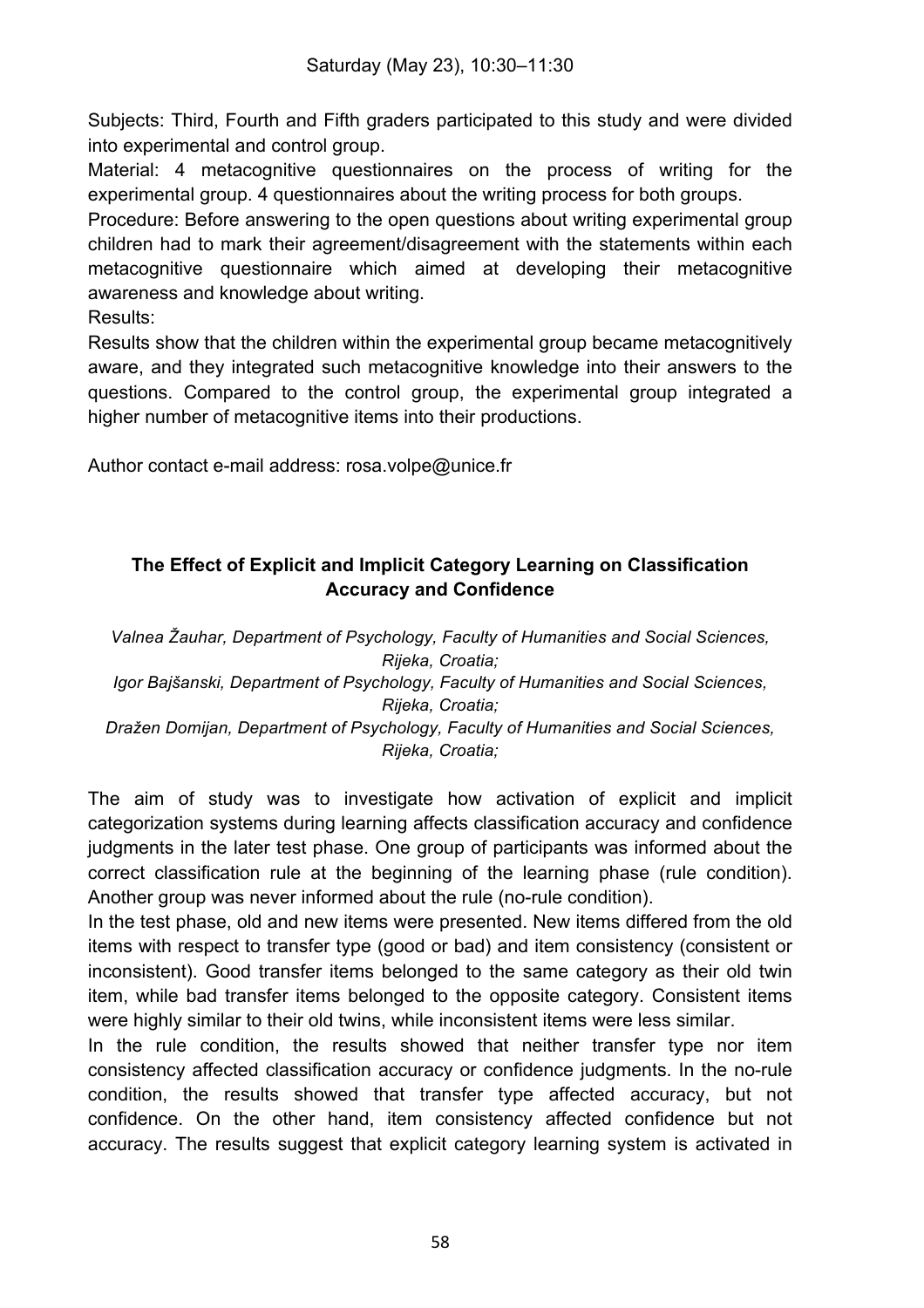Subjects: Third, Fourth and Fifth graders participated to this study and were divided into experimental and control group.

Material: 4 metacognitive questionnaires on the process of writing for the experimental group. 4 questionnaires about the writing process for both groups.

Procedure: Before answering to the open questions about writing experimental group children had to mark their agreement/disagreement with the statements within each metacognitive questionnaire which aimed at developing their metacognitive awareness and knowledge about writing.

Results:

Results show that the children within the experimental group became metacognitively aware, and they integrated such metacognitive knowledge into their answers to the questions. Compared to the control group, the experimental group integrated a higher number of metacognitive items into their productions.

Author contact e-mail address: rosa.volpe@unice.fr

### The Effect of Explicit and Implicit Category Learning on Classification Accuracy and Confidence

*Valnea Žauhar, Department of Psychology, Faculty of Humanities and Social Sciences, Rijeka, Croatia;*
*Igor Bajšanski, Department of Psychology, Faculty of Humanities and Social Sciences, Rijeka, Croatia;*
*Dražen Domijan, Department of Psychology, Faculty of Humanities and Social Sciences, Rijeka, Croatia;*

The aim of study was to investigate how activation of explicit and implicit categorization systems during learning affects classification accuracy and confidence judgments in the later test phase. One group of participants was informed about the correct classification rule at the beginning of the learning phase (rule condition). Another group was never informed about the rule (no-rule condition).

In the test phase, old and new items were presented. New items differed from the old items with respect to transfer type (good or bad) and item consistency (consistent or inconsistent). Good transfer items belonged to the same category as their old twin item, while bad transfer items belonged to the opposite category. Consistent items were highly similar to their old twins, while inconsistent items were less similar.

In the rule condition, the results showed that neither transfer type nor item consistency affected classification accuracy or confidence judgments. In the no-rule condition, the results showed that transfer type affected accuracy, but not confidence. On the other hand, item consistency affected confidence but not accuracy. The results suggest that explicit category learning system is activated in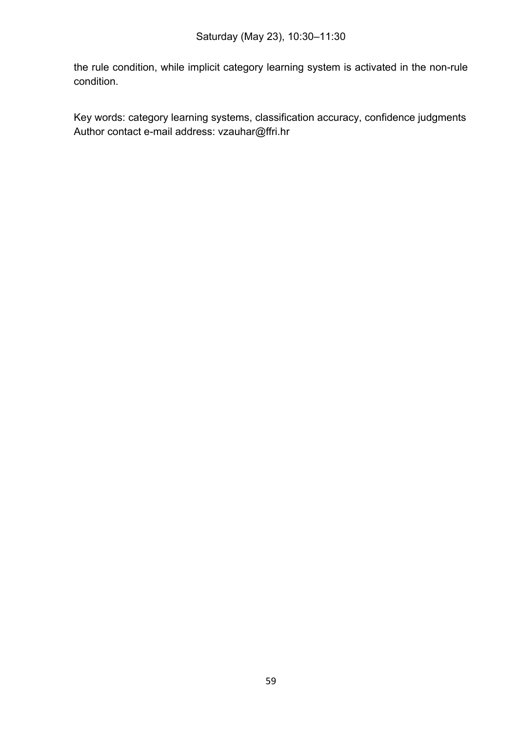the rule condition, while implicit category learning system is activated in the non-rule condition.

Key words: category learning systems, classification accuracy, confidence judgments
Author contact e-mail address: vzauhar@ffri.hr